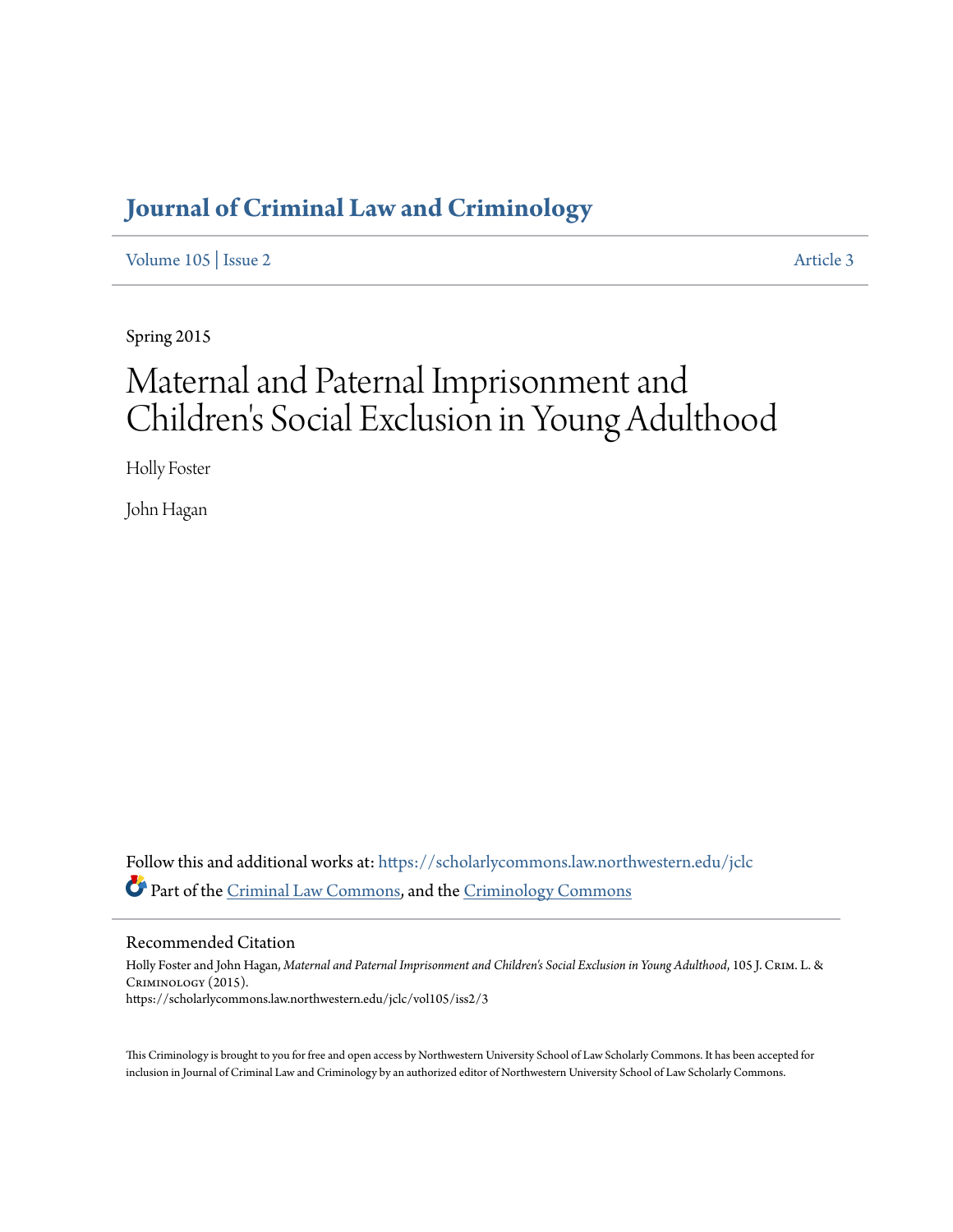# Journal of Criminal Law and Criminology

Volume 105 | Issue 2 Article 3

Spring 2015

# Maternal and Paternal Imprisonment and Children's Social Exclusion in Young Adulthood

Holly Foster

John Hagan

Follow this and additional works at: https://scholarlycommons.law.northwestern.edu/jclc

Part of the Criminal Law Commons, and the Criminology Commons

## Recommended Citation

Holly Foster and John Hagan, *Maternal and Paternal Imprisonment and Children's Social Exclusion in Young Adulthood*, 105 J. Crim. L. & Criminology (2015).
https://scholarlycommons.law.northwestern.edu/jclc/vol105/iss2/3

This Criminology is brought to you for free and open access by Northwestern University School of Law Scholarly Commons. It has been accepted for inclusion in Journal of Criminal Law and Criminology by an authorized editor of Northwestern University School of Law Scholarly Commons.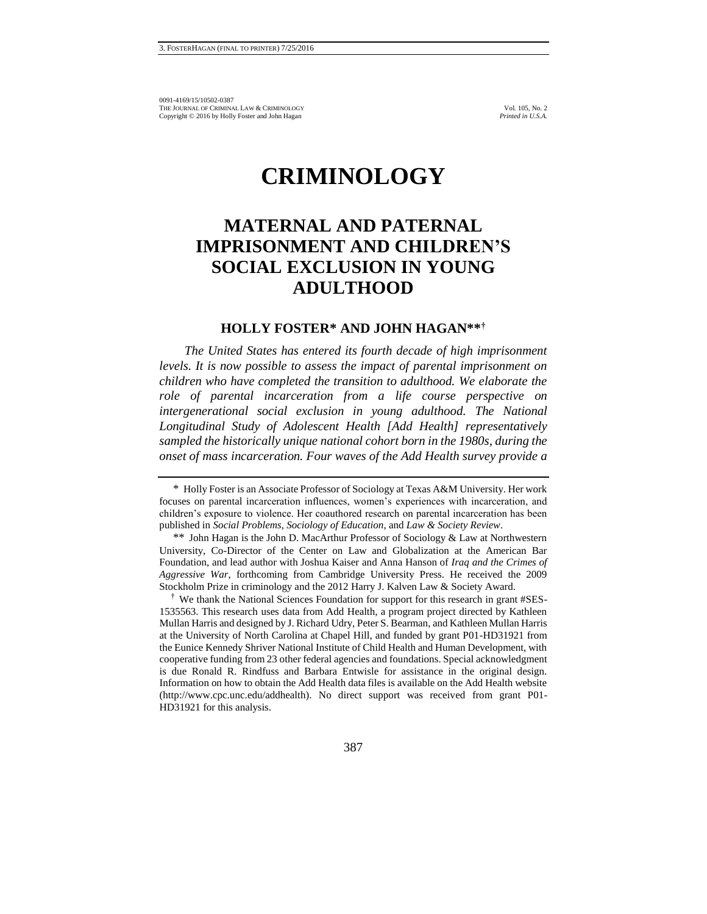0091-4169/15/10502-0387
THE JOURNAL OF CRIMINAL LAW & CRIMINOLOGY Vol. 105, No. 2
Copyright © 2016 by Holly Foster and John Hagan *Printed in U.S.A.*

# CRIMINOLOGY

## MATERNAL AND PATERNAL IMPRISONMENT AND CHILDREN'S SOCIAL EXCLUSION IN YOUNG ADULTHOOD

### HOLLY FOSTER* AND JOHN HAGAN**†

*The United States has entered its fourth decade of high imprisonment levels. It is now possible to assess the impact of parental imprisonment on children who have completed the transition to adulthood. We elaborate the role of parental incarceration from a life course perspective on intergenerational social exclusion in young adulthood. The National Longitudinal Study of Adolescent Health [Add Health] representatively sampled the historically unique national cohort born in the 1980s, during the onset of mass incarceration. Four waves of the Add Health survey provide a*

---

\* Holly Foster is an Associate Professor of Sociology at Texas A&M University. Her work focuses on parental incarceration influences, women's experiences with incarceration, and children's exposure to violence. Her coauthored research on parental incarceration has been published in *Social Problems*, *Sociology of Education*, and *Law & Society Review*.

\** John Hagan is the John D. MacArthur Professor of Sociology & Law at Northwestern University, Co-Director of the Center on Law and Globalization at the American Bar Foundation, and lead author with Joshua Kaiser and Anna Hanson of *Iraq and the Crimes of Aggressive War*, forthcoming from Cambridge University Press. He received the 2009 Stockholm Prize in criminology and the 2012 Harry J. Kalven Law & Society Award.

† We thank the National Sciences Foundation for support for this research in grant #SES-1535563. This research uses data from Add Health, a program project directed by Kathleen Mullan Harris and designed by J. Richard Udry, Peter S. Bearman, and Kathleen Mullan Harris at the University of North Carolina at Chapel Hill, and funded by grant P01-HD31921 from the Eunice Kennedy Shriver National Institute of Child Health and Human Development, with cooperative funding from 23 other federal agencies and foundations. Special acknowledgment is due Ronald R. Rindfuss and Barbara Entwisle for assistance in the original design. Information on how to obtain the Add Health data files is available on the Add Health website (http://www.cpc.unc.edu/addhealth). No direct support was received from grant P01-HD31921 for this analysis.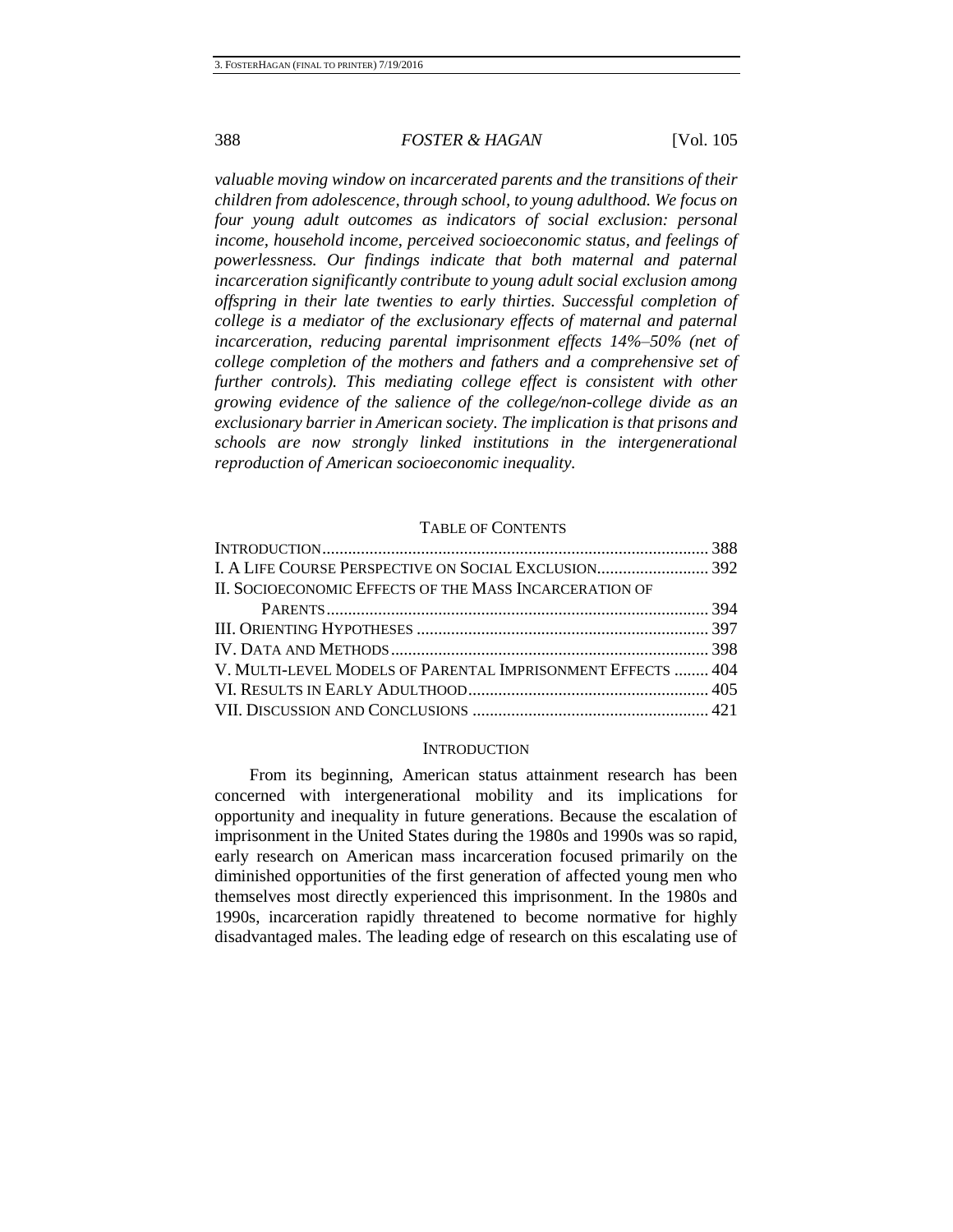*valuable moving window on incarcerated parents and the transitions of their children from adolescence, through school, to young adulthood. We focus on four young adult outcomes as indicators of social exclusion: personal income, household income, perceived socioeconomic status, and feelings of powerlessness. Our findings indicate that both maternal and paternal incarceration significantly contribute to young adult social exclusion among offspring in their late twenties to early thirties. Successful completion of college is a mediator of the exclusionary effects of maternal and paternal incarceration, reducing parental imprisonment effects 14%–50% (net of college completion of the mothers and fathers and a comprehensive set of further controls). This mediating college effect is consistent with other growing evidence of the salience of the college/non-college divide as an exclusionary barrier in American society. The implication is that prisons and schools are now strongly linked institutions in the intergenerational reproduction of American socioeconomic inequality.*

## TABLE OF CONTENTS

- INTRODUCTION .......... 388
- I. A LIFE COURSE PERSPECTIVE ON SOCIAL EXCLUSION .......... 392
- II. SOCIOECONOMIC EFFECTS OF THE MASS INCARCERATION OF PARENTS .......... 394
- III. ORIENTING HYPOTHESES .......... 397
- IV. DATA AND METHODS .......... 398
- V. MULTI-LEVEL MODELS OF PARENTAL IMPRISONMENT EFFECTS .......... 404
- VI. RESULTS IN EARLY ADULTHOOD .......... 405
- VII. DISCUSSION AND CONCLUSIONS .......... 421

## INTRODUCTION

From its beginning, American status attainment research has been concerned with intergenerational mobility and its implications for opportunity and inequality in future generations. Because the escalation of imprisonment in the United States during the 1980s and 1990s was so rapid, early research on American mass incarceration focused primarily on the diminished opportunities of the first generation of affected young men who themselves most directly experienced this imprisonment. In the 1980s and 1990s, incarceration rapidly threatened to become normative for highly disadvantaged males. The leading edge of research on this escalating use of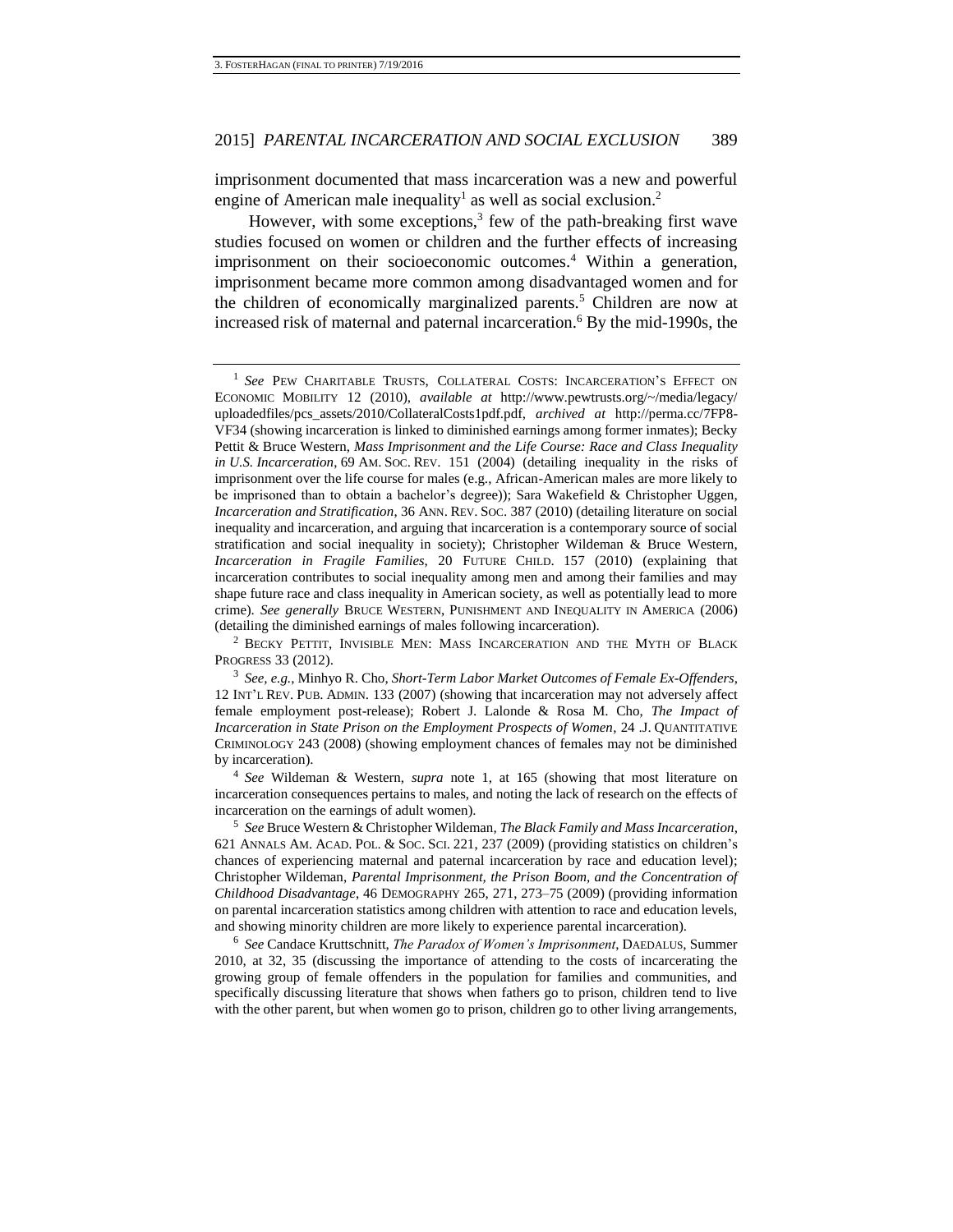imprisonment documented that mass incarceration was a new and powerful engine of American male inequality[1] as well as social exclusion.[2]

However, with some exceptions,[3] few of the path-breaking first wave studies focused on women or children and the further effects of increasing imprisonment on their socioeconomic outcomes.[4] Within a generation, imprisonment became more common among disadvantaged women and for the children of economically marginalized parents.[5] Children are now at increased risk of maternal and paternal incarceration.[6] By the mid-1990s, the

---

[1] *See* PEW CHARITABLE TRUSTS, COLLATERAL COSTS: INCARCERATION'S EFFECT ON ECONOMIC MOBILITY 12 (2010), *available at* http://www.pewtrusts.org/~/media/legacy/uploadedfiles/pcs_assets/2010/CollateralCosts1pdf.pdf, *archived at* http://perma.cc/7FP8-VF34 (showing incarceration is linked to diminished earnings among former inmates); Becky Pettit & Bruce Western, *Mass Imprisonment and the Life Course: Race and Class Inequality in U.S. Incarceration*, 69 AM. SOC. REV. 151 (2004) (detailing inequality in the risks of imprisonment over the life course for males (e.g., African-American males are more likely to be imprisoned than to obtain a bachelor's degree)); Sara Wakefield & Christopher Uggen, *Incarceration and Stratification*, 36 ANN. REV. SOC. 387 (2010) (detailing literature on social inequality and incarceration, and arguing that incarceration is a contemporary source of social stratification and social inequality in society); Christopher Wildeman & Bruce Western, *Incarceration in Fragile Families*, 20 FUTURE CHILD. 157 (2010) (explaining that incarceration contributes to social inequality among men and among their families and may shape future race and class inequality in American society, as well as potentially lead to more crime). *See generally* BRUCE WESTERN, PUNISHMENT AND INEQUALITY IN AMERICA (2006) (detailing the diminished earnings of males following incarceration).

[2] BECKY PETTIT, INVISIBLE MEN: MASS INCARCERATION AND THE MYTH OF BLACK PROGRESS 33 (2012).

[3] *See, e.g.*, Minhyo R. Cho, *Short-Term Labor Market Outcomes of Female Ex-Offenders*, 12 INT'L REV. PUB. ADMIN. 133 (2007) (showing that incarceration may not adversely affect female employment post-release); Robert J. Lalonde & Rosa M. Cho, *The Impact of Incarceration in State Prison on the Employment Prospects of Women*, 24 .J. QUANTITATIVE CRIMINOLOGY 243 (2008) (showing employment chances of females may not be diminished by incarceration).

[4] *See* Wildeman & Western, *supra* note 1, at 165 (showing that most literature on incarceration consequences pertains to males, and noting the lack of research on the effects of incarceration on the earnings of adult women).

[5] *See* Bruce Western & Christopher Wildeman, *The Black Family and Mass Incarceration*, 621 ANNALS AM. ACAD. POL. & SOC. SCI. 221, 237 (2009) (providing statistics on children's chances of experiencing maternal and paternal incarceration by race and education level); Christopher Wildeman, *Parental Imprisonment, the Prison Boom, and the Concentration of Childhood Disadvantage*, 46 DEMOGRAPHY 265, 271, 273–75 (2009) (providing information on parental incarceration statistics among children with attention to race and education levels, and showing minority children are more likely to experience parental incarceration).

[6] *See* Candace Kruttschnitt, *The Paradox of Women's Imprisonment*, DAEDALUS, Summer 2010, at 32, 35 (discussing the importance of attending to the costs of incarcerating the growing group of female offenders in the population for families and communities, and specifically discussing literature that shows when fathers go to prison, children tend to live with the other parent, but when women go to prison, children go to other living arrangements,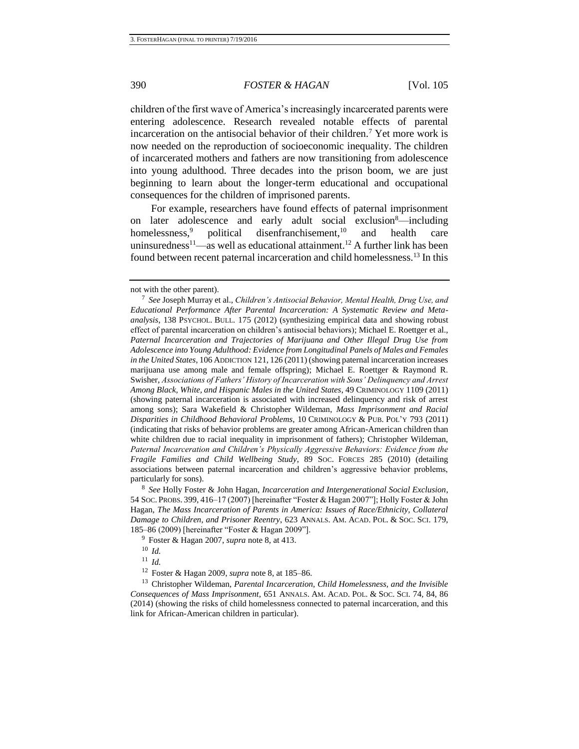children of the first wave of America's increasingly incarcerated parents were entering adolescence. Research revealed notable effects of parental incarceration on the antisocial behavior of their children.[7] Yet more work is now needed on the reproduction of socioeconomic inequality. The children of incarcerated mothers and fathers are now transitioning from adolescence into young adulthood. Three decades into the prison boom, we are just beginning to learn about the longer-term educational and occupational consequences for the children of imprisoned parents.

For example, researchers have found effects of paternal imprisonment on later adolescence and early adult social exclusion[8]—including homelessness,[9] political disenfranchisement,[10] and health care uninsuredness[11]—as well as educational attainment.[12] A further link has been found between recent paternal incarceration and child homelessness.[13] In this

---

not with the other parent).

[7] *See* Joseph Murray et al., *Children's Antisocial Behavior, Mental Health, Drug Use, and Educational Performance After Parental Incarceration: A Systematic Review and Meta-analysis*, 138 PSYCHOL. BULL. 175 (2012) (synthesizing empirical data and showing robust effect of parental incarceration on children's antisocial behaviors); Michael E. Roettger et al., *Paternal Incarceration and Trajectories of Marijuana and Other Illegal Drug Use from Adolescence into Young Adulthood: Evidence from Longitudinal Panels of Males and Females in the United States*, 106 ADDICTION 121, 126 (2011) (showing paternal incarceration increases marijuana use among male and female offspring); Michael E. Roettger & Raymond R. Swisher, *Associations of Fathers' History of Incarceration with Sons' Delinquency and Arrest Among Black, White, and Hispanic Males in the United States*, 49 CRIMINOLOGY 1109 (2011) (showing paternal incarceration is associated with increased delinquency and risk of arrest among sons); Sara Wakefield & Christopher Wildeman, *Mass Imprisonment and Racial Disparities in Childhood Behavioral Problems*, 10 CRIMINOLOGY & PUB. POL'Y 793 (2011) (indicating that risks of behavior problems are greater among African-American children than white children due to racial inequality in imprisonment of fathers); Christopher Wildeman, *Paternal Incarceration and Children's Physically Aggressive Behaviors: Evidence from the Fragile Families and Child Wellbeing Study*, 89 SOC. FORCES 285 (2010) (detailing associations between paternal incarceration and children's aggressive behavior problems, particularly for sons).

[8] *See* Holly Foster & John Hagan, *Incarceration and Intergenerational Social Exclusion*, 54 SOC. PROBS. 399, 416–17 (2007) [hereinafter "Foster & Hagan 2007"]; Holly Foster & John Hagan, *The Mass Incarceration of Parents in America: Issues of Race/Ethnicity, Collateral Damage to Children, and Prisoner Reentry*, 623 ANNALS. AM. ACAD. POL. & SOC. SCI. 179, 185–86 (2009) [hereinafter "Foster & Hagan 2009"].

[9] Foster & Hagan 2007, *supra* note 8, at 413.

[10] *Id.*

[11] *Id.*

[12] Foster & Hagan 2009, *supra* note 8, at 185–86.

[13] Christopher Wildeman, *Parental Incarceration, Child Homelessness, and the Invisible Consequences of Mass Imprisonment*, 651 ANNALS. AM. ACAD. POL. & SOC. SCI. 74, 84, 86 (2014) (showing the risks of child homelessness connected to paternal incarceration, and this link for African-American children in particular).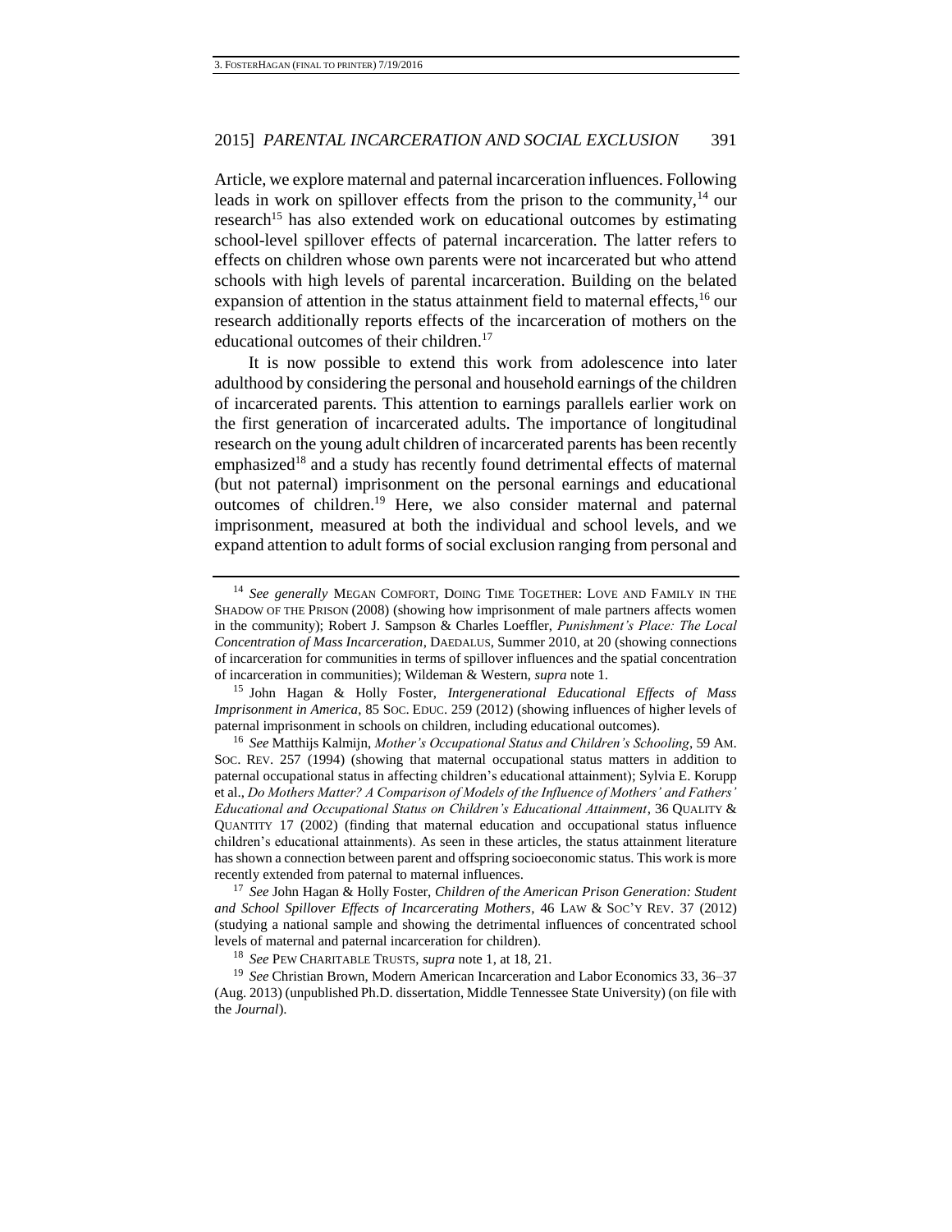Article, we explore maternal and paternal incarceration influences. Following leads in work on spillover effects from the prison to the community,[14] our research[15] has also extended work on educational outcomes by estimating school-level spillover effects of paternal incarceration. The latter refers to effects on children whose own parents were not incarcerated but who attend schools with high levels of parental incarceration. Building on the belated expansion of attention in the status attainment field to maternal effects,[16] our research additionally reports effects of the incarceration of mothers on the educational outcomes of their children.[17]

It is now possible to extend this work from adolescence into later adulthood by considering the personal and household earnings of the children of incarcerated parents. This attention to earnings parallels earlier work on the first generation of incarcerated adults. The importance of longitudinal research on the young adult children of incarcerated parents has been recently emphasized[18] and a study has recently found detrimental effects of maternal (but not paternal) imprisonment on the personal earnings and educational outcomes of children.[19] Here, we also consider maternal and paternal imprisonment, measured at both the individual and school levels, and we expand attention to adult forms of social exclusion ranging from personal and

---

[14] *See generally* MEGAN COMFORT, DOING TIME TOGETHER: LOVE AND FAMILY IN THE SHADOW OF THE PRISON (2008) (showing how imprisonment of male partners affects women in the community); Robert J. Sampson & Charles Loeffler, *Punishment's Place: The Local Concentration of Mass Incarceration*, DAEDALUS, Summer 2010, at 20 (showing connections of incarceration for communities in terms of spillover influences and the spatial concentration of incarceration in communities); Wildeman & Western, *supra* note 1.

[15] John Hagan & Holly Foster, *Intergenerational Educational Effects of Mass Imprisonment in America*, 85 SOC. EDUC. 259 (2012) (showing influences of higher levels of paternal imprisonment in schools on children, including educational outcomes).

[16] *See* Matthijs Kalmijn, *Mother's Occupational Status and Children's Schooling*, 59 AM. SOC. REV. 257 (1994) (showing that maternal occupational status matters in addition to paternal occupational status in affecting children's educational attainment); Sylvia E. Korupp et al., *Do Mothers Matter? A Comparison of Models of the Influence of Mothers' and Fathers' Educational and Occupational Status on Children's Educational Attainment*, 36 QUALITY & QUANTITY 17 (2002) (finding that maternal education and occupational status influence children's educational attainments). As seen in these articles, the status attainment literature has shown a connection between parent and offspring socioeconomic status. This work is more recently extended from paternal to maternal influences.

[17] *See* John Hagan & Holly Foster, *Children of the American Prison Generation: Student and School Spillover Effects of Incarcerating Mothers*, 46 LAW & SOC'Y REV. 37 (2012) (studying a national sample and showing the detrimental influences of concentrated school levels of maternal and paternal incarceration for children).

[18] *See* PEW CHARITABLE TRUSTS, *supra* note 1, at 18, 21.

[19] *See* Christian Brown, Modern American Incarceration and Labor Economics 33, 36–37 (Aug. 2013) (unpublished Ph.D. dissertation, Middle Tennessee State University) (on file with the *Journal*).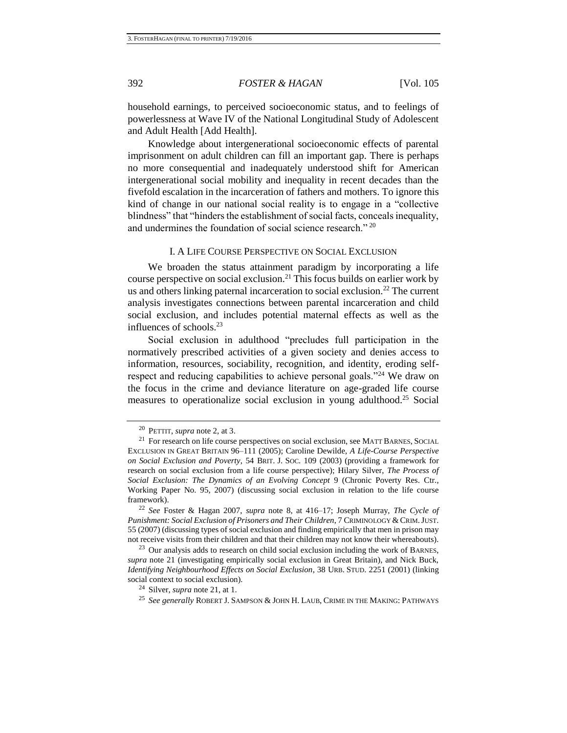household earnings, to perceived socioeconomic status, and to feelings of powerlessness at Wave IV of the National Longitudinal Study of Adolescent and Adult Health [Add Health].

Knowledge about intergenerational socioeconomic effects of parental imprisonment on adult children can fill an important gap. There is perhaps no more consequential and inadequately understood shift for American intergenerational social mobility and inequality in recent decades than the fivefold escalation in the incarceration of fathers and mothers. To ignore this kind of change in our national social reality is to engage in a "collective blindness" that "hinders the establishment of social facts, conceals inequality, and undermines the foundation of social science research." [20]

## I. A Life Course Perspective on Social Exclusion

We broaden the status attainment paradigm by incorporating a life course perspective on social exclusion.[21] This focus builds on earlier work by us and others linking paternal incarceration to social exclusion.[22] The current analysis investigates connections between parental incarceration and child social exclusion, and includes potential maternal effects as well as the influences of schools.[23]

Social exclusion in adulthood "precludes full participation in the normatively prescribed activities of a given society and denies access to information, resources, sociability, recognition, and identity, eroding self-respect and reducing capabilities to achieve personal goals."[24] We draw on the focus in the crime and deviance literature on age-graded life course measures to operationalize social exclusion in young adulthood.[25] Social

---

[20] Pettit, *supra* note 2, at 3.

[21] For research on life course perspectives on social exclusion, see Matt Barnes, Social Exclusion in Great Britain 96–111 (2005); Caroline Dewilde, *A Life-Course Perspective on Social Exclusion and Poverty*, 54 Brit. J. Soc. 109 (2003) (providing a framework for research on social exclusion from a life course perspective); Hilary Silver, *The Process of Social Exclusion: The Dynamics of an Evolving Concept* 9 (Chronic Poverty Res. Ctr., Working Paper No. 95, 2007) (discussing social exclusion in relation to the life course framework).

[22] *See* Foster & Hagan 2007, *supra* note 8, at 416–17; Joseph Murray, *The Cycle of Punishment: Social Exclusion of Prisoners and Their Children*, 7 Criminology & Crim. Just. 55 (2007) (discussing types of social exclusion and finding empirically that men in prison may not receive visits from their children and that their children may not know their whereabouts).

[23] Our analysis adds to research on child social exclusion including the work of Barnes, *supra* note 21 (investigating empirically social exclusion in Great Britain), and Nick Buck, *Identifying Neighbourhood Effects on Social Exclusion*, 38 Urb. Stud. 2251 (2001) (linking social context to social exclusion).

[24] Silver, *supra* note 21, at 1.

[25] *See generally* Robert J. Sampson & John H. Laub, Crime in the Making: Pathways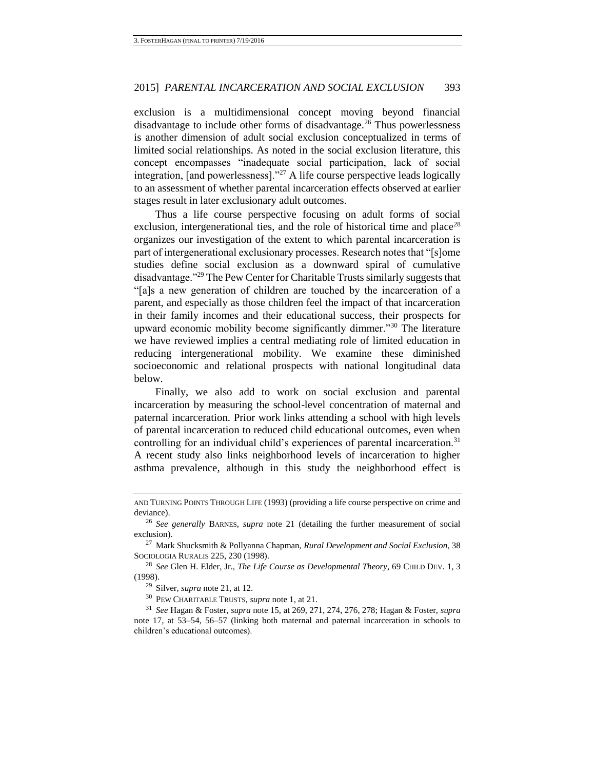exclusion is a multidimensional concept moving beyond financial disadvantage to include other forms of disadvantage.[26] Thus powerlessness is another dimension of adult social exclusion conceptualized in terms of limited social relationships. As noted in the social exclusion literature, this concept encompasses "inadequate social participation, lack of social integration, [and powerlessness]."[27] A life course perspective leads logically to an assessment of whether parental incarceration effects observed at earlier stages result in later exclusionary adult outcomes.

Thus a life course perspective focusing on adult forms of social exclusion, intergenerational ties, and the role of historical time and place[28] organizes our investigation of the extent to which parental incarceration is part of intergenerational exclusionary processes. Research notes that "[s]ome studies define social exclusion as a downward spiral of cumulative disadvantage."[29] The Pew Center for Charitable Trusts similarly suggests that "[a]s a new generation of children are touched by the incarceration of a parent, and especially as those children feel the impact of that incarceration in their family incomes and their educational success, their prospects for upward economic mobility become significantly dimmer."[30] The literature we have reviewed implies a central mediating role of limited education in reducing intergenerational mobility. We examine these diminished socioeconomic and relational prospects with national longitudinal data below.

Finally, we also add to work on social exclusion and parental incarceration by measuring the school-level concentration of maternal and paternal incarceration. Prior work links attending a school with high levels of parental incarceration to reduced child educational outcomes, even when controlling for an individual child's experiences of parental incarceration.[31] A recent study also links neighborhood levels of incarceration to higher asthma prevalence, although in this study the neighborhood effect is

---

AND TURNING POINTS THROUGH LIFE (1993) (providing a life course perspective on crime and deviance).

[26] *See generally* BARNES, *supra* note 21 (detailing the further measurement of social exclusion).

[27] Mark Shucksmith & Pollyanna Chapman, *Rural Development and Social Exclusion*, 38 SOCIOLOGIA RURALIS 225, 230 (1998).

[28] *See* Glen H. Elder, Jr., *The Life Course as Developmental Theory*, 69 CHILD DEV. 1, 3 (1998).

[29] Silver, *supra* note 21, at 12.

[30] PEW CHARITABLE TRUSTS, *supra* note 1, at 21.

[31] *See* Hagan & Foster, *supra* note 15, at 269, 271, 274, 276, 278; Hagan & Foster, *supra* note 17, at 53–54, 56–57 (linking both maternal and paternal incarceration in schools to children's educational outcomes).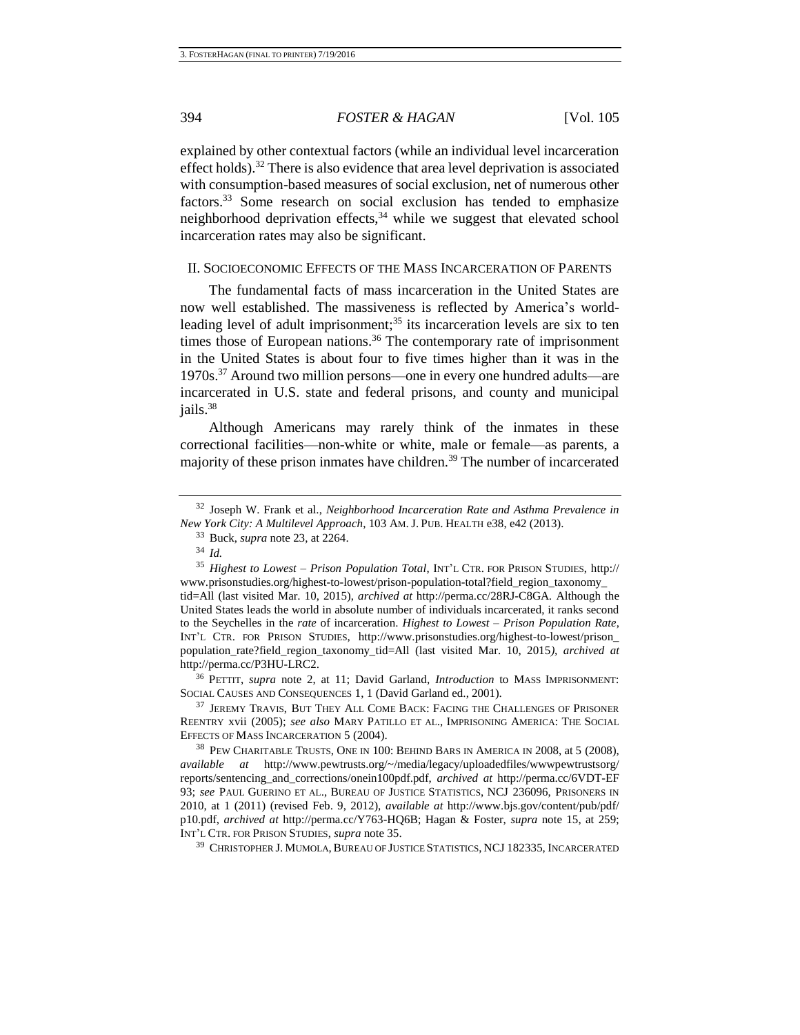explained by other contextual factors (while an individual level incarceration effect holds).[32] There is also evidence that area level deprivation is associated with consumption-based measures of social exclusion, net of numerous other factors.[33] Some research on social exclusion has tended to emphasize neighborhood deprivation effects,[34] while we suggest that elevated school incarceration rates may also be significant.

## II. SOCIOECONOMIC EFFECTS OF THE MASS INCARCERATION OF PARENTS

The fundamental facts of mass incarceration in the United States are now well established. The massiveness is reflected by America's world-leading level of adult imprisonment;[35] its incarceration levels are six to ten times those of European nations.[36] The contemporary rate of imprisonment in the United States is about four to five times higher than it was in the 1970s.[37] Around two million persons—one in every one hundred adults—are incarcerated in U.S. state and federal prisons, and county and municipal jails.[38]

Although Americans may rarely think of the inmates in these correctional facilities—non-white or white, male or female—as parents, a majority of these prison inmates have children.[39] The number of incarcerated

---

[32] Joseph W. Frank et al., *Neighborhood Incarceration Rate and Asthma Prevalence in New York City: A Multilevel Approach*, 103 AM. J. PUB. HEALTH e38, e42 (2013).

[33] Buck, *supra* note 23, at 2264.

[34] *Id.*

[35] *Highest to Lowest – Prison Population Total*, INT'L CTR. FOR PRISON STUDIES, http://www.prisonstudies.org/highest-to-lowest/prison-population-total?field_region_taxonomy_tid=All (last visited Mar. 10, 2015), *archived at* http://perma.cc/28RJ-C8GA. Although the United States leads the world in absolute number of individuals incarcerated, it ranks second to the Seychelles in the *rate* of incarceration. *Highest to Lowest – Prison Population Rate*, INT'L CTR. FOR PRISON STUDIES, http://www.prisonstudies.org/highest-to-lowest/prison_population_rate?field_region_taxonomy_tid=All (last visited Mar. 10, 2015), *archived at* http://perma.cc/P3HU-LRC2.

[36] PETTIT, *supra* note 2, at 11; David Garland, *Introduction* to MASS IMPRISONMENT: SOCIAL CAUSES AND CONSEQUENCES 1, 1 (David Garland ed., 2001).

[37] JEREMY TRAVIS, BUT THEY ALL COME BACK: FACING THE CHALLENGES OF PRISONER REENTRY xvii (2005); *see also* MARY PATILLO ET AL., IMPRISONING AMERICA: THE SOCIAL EFFECTS OF MASS INCARCERATION 5 (2004).

[38] PEW CHARITABLE TRUSTS, ONE IN 100: BEHIND BARS IN AMERICA IN 2008, at 5 (2008), *available at* http://www.pewtrusts.org/~/media/legacy/uploadedfiles/wwwpewtrustsorg/reports/sentencing_and_corrections/onein100pdf.pdf, *archived at* http://perma.cc/6VDT-EF93; *see* PAUL GUERINO ET AL., BUREAU OF JUSTICE STATISTICS, NCJ 236096, PRISONERS IN 2010, at 1 (2011) (revised Feb. 9, 2012), *available at* http://www.bjs.gov/content/pub/pdf/p10.pdf, *archived at* http://perma.cc/Y763-HQ6B; Hagan & Foster, *supra* note 15, at 259; INT'L CTR. FOR PRISON STUDIES, *supra* note 35.

[39] CHRISTOPHER J. MUMOLA, BUREAU OF JUSTICE STATISTICS, NCJ 182335, INCARCERATED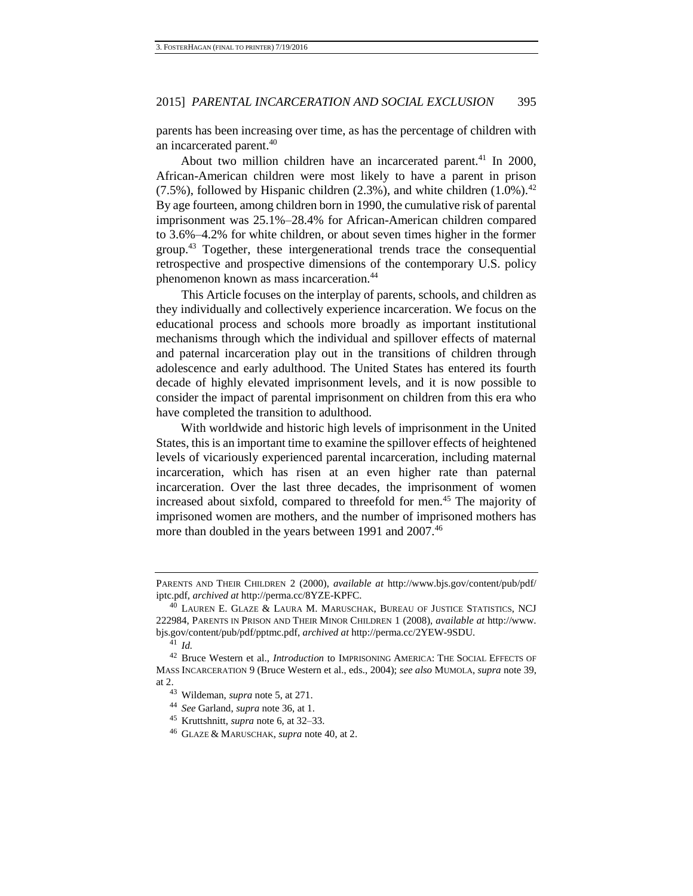parents has been increasing over time, as has the percentage of children with an incarcerated parent.[40]

About two million children have an incarcerated parent.[41] In 2000, African-American children were most likely to have a parent in prison (7.5%), followed by Hispanic children (2.3%), and white children (1.0%).[42] By age fourteen, among children born in 1990, the cumulative risk of parental imprisonment was 25.1%–28.4% for African-American children compared to 3.6%–4.2% for white children, or about seven times higher in the former group.[43] Together, these intergenerational trends trace the consequential retrospective and prospective dimensions of the contemporary U.S. policy phenomenon known as mass incarceration.[44]

This Article focuses on the interplay of parents, schools, and children as they individually and collectively experience incarceration. We focus on the educational process and schools more broadly as important institutional mechanisms through which the individual and spillover effects of maternal and paternal incarceration play out in the transitions of children through adolescence and early adulthood. The United States has entered its fourth decade of highly elevated imprisonment levels, and it is now possible to consider the impact of parental imprisonment on children from this era who have completed the transition to adulthood.

With worldwide and historic high levels of imprisonment in the United States, this is an important time to examine the spillover effects of heightened levels of vicariously experienced parental incarceration, including maternal incarceration, which has risen at an even higher rate than paternal incarceration. Over the last three decades, the imprisonment of women increased about sixfold, compared to threefold for men.[45] The majority of imprisoned women are mothers, and the number of imprisoned mothers has more than doubled in the years between 1991 and 2007.[46]

---

PARENTS AND THEIR CHILDREN 2 (2000), *available at* http://www.bjs.gov/content/pub/pdf/iptc.pdf, *archived at* http://perma.cc/8YZE-KPFC.

[40] LAUREN E. GLAZE & LAURA M. MARUSCHAK, BUREAU OF JUSTICE STATISTICS, NCJ 222984, PARENTS IN PRISON AND THEIR MINOR CHILDREN 1 (2008), *available at* http://www.bjs.gov/content/pub/pdf/pptmc.pdf, *archived at* http://perma.cc/2YEW-9SDU.

[41] *Id.*

[42] Bruce Western et al., *Introduction* to IMPRISONING AMERICA: THE SOCIAL EFFECTS OF MASS INCARCERATION 9 (Bruce Western et al., eds., 2004); *see also* MUMOLA, *supra* note 39, at 2.

[43] Wildeman, *supra* note 5, at 271.

[44] *See* Garland, *supra* note 36, at 1.

[45] Kruttshnitt, *supra* note 6, at 32–33.

[46] GLAZE & MARUSCHAK, *supra* note 40, at 2.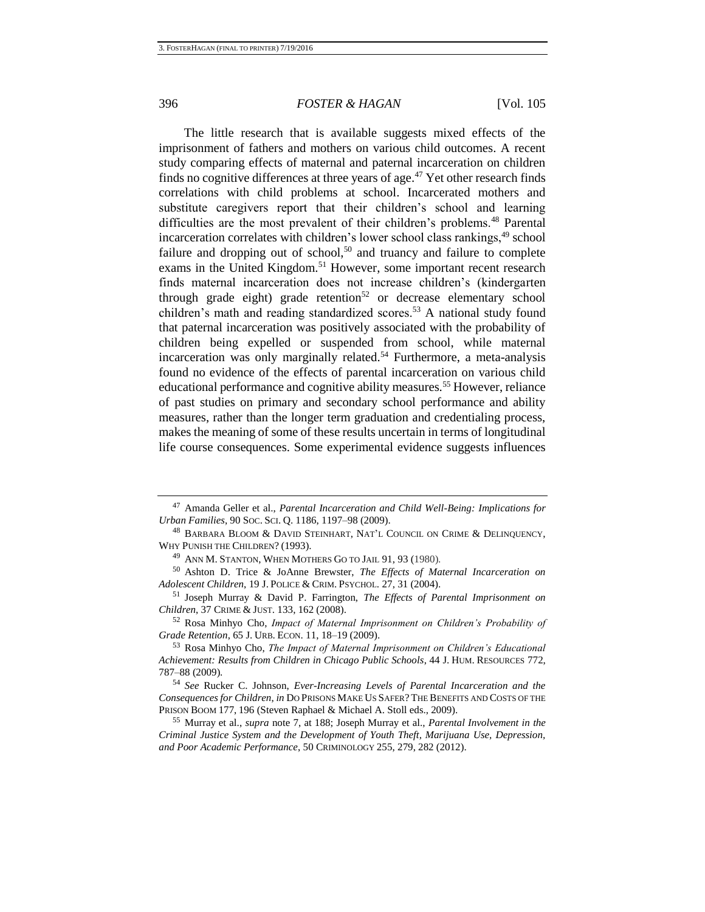The little research that is available suggests mixed effects of the imprisonment of fathers and mothers on various child outcomes. A recent study comparing effects of maternal and paternal incarceration on children finds no cognitive differences at three years of age.[47] Yet other research finds correlations with child problems at school. Incarcerated mothers and substitute caregivers report that their children's school and learning difficulties are the most prevalent of their children's problems.[48] Parental incarceration correlates with children's lower school class rankings,[49] school failure and dropping out of school,[50] and truancy and failure to complete exams in the United Kingdom.[51] However, some important recent research finds maternal incarceration does not increase children's (kindergarten through grade eight) grade retention[52] or decrease elementary school children's math and reading standardized scores.[53] A national study found that paternal incarceration was positively associated with the probability of children being expelled or suspended from school, while maternal incarceration was only marginally related.[54] Furthermore, a meta-analysis found no evidence of the effects of parental incarceration on various child educational performance and cognitive ability measures.[55] However, reliance of past studies on primary and secondary school performance and ability measures, rather than the longer term graduation and credentialing process, makes the meaning of some of these results uncertain in terms of longitudinal life course consequences. Some experimental evidence suggests influences

---

[47] Amanda Geller et al., *Parental Incarceration and Child Well-Being: Implications for Urban Families*, 90 SOC. SCI. Q. 1186, 1197–98 (2009).

[48] BARBARA BLOOM & DAVID STEINHART, NAT'L COUNCIL ON CRIME & DELINQUENCY, WHY PUNISH THE CHILDREN? (1993).

[49] ANN M. STANTON, WHEN MOTHERS GO TO JAIL 91, 93 (1980).

[50] Ashton D. Trice & JoAnne Brewster, *The Effects of Maternal Incarceration on Adolescent Children*, 19 J. POLICE & CRIM. PSYCHOL. 27, 31 (2004).

[51] Joseph Murray & David P. Farrington, *The Effects of Parental Imprisonment on Children*, 37 CRIME & JUST. 133, 162 (2008).

[52] Rosa Minhyo Cho, *Impact of Maternal Imprisonment on Children's Probability of Grade Retention*, 65 J. URB. ECON. 11, 18–19 (2009).

[53] Rosa Minhyo Cho, *The Impact of Maternal Imprisonment on Children's Educational Achievement: Results from Children in Chicago Public Schools*, 44 J. HUM. RESOURCES 772, 787–88 (2009).

[54] *See* Rucker C. Johnson, *Ever-Increasing Levels of Parental Incarceration and the Consequences for Children*, *in* DO PRISONS MAKE US SAFER? THE BENEFITS AND COSTS OF THE PRISON BOOM 177, 196 (Steven Raphael & Michael A. Stoll eds., 2009).

[55] Murray et al., *supra* note 7, at 188; Joseph Murray et al., *Parental Involvement in the Criminal Justice System and the Development of Youth Theft, Marijuana Use, Depression, and Poor Academic Performance*, 50 CRIMINOLOGY 255, 279, 282 (2012).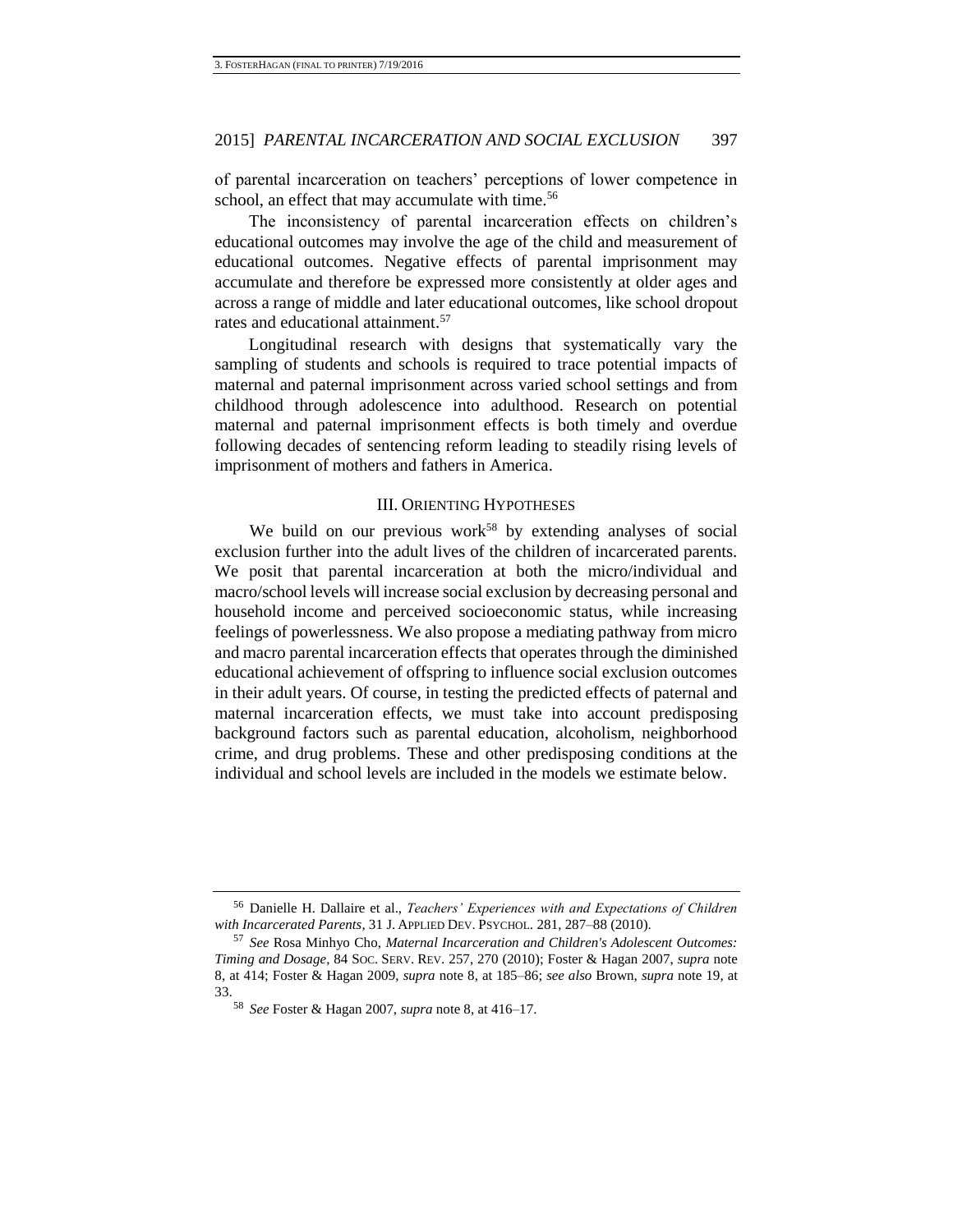of parental incarceration on teachers' perceptions of lower competence in school, an effect that may accumulate with time.[56]

The inconsistency of parental incarceration effects on children's educational outcomes may involve the age of the child and measurement of educational outcomes. Negative effects of parental imprisonment may accumulate and therefore be expressed more consistently at older ages and across a range of middle and later educational outcomes, like school dropout rates and educational attainment.[57]

Longitudinal research with designs that systematically vary the sampling of students and schools is required to trace potential impacts of maternal and paternal imprisonment across varied school settings and from childhood through adolescence into adulthood. Research on potential maternal and paternal imprisonment effects is both timely and overdue following decades of sentencing reform leading to steadily rising levels of imprisonment of mothers and fathers in America.

## III. ORIENTING HYPOTHESES

We build on our previous work[58] by extending analyses of social exclusion further into the adult lives of the children of incarcerated parents. We posit that parental incarceration at both the micro/individual and macro/school levels will increase social exclusion by decreasing personal and household income and perceived socioeconomic status, while increasing feelings of powerlessness. We also propose a mediating pathway from micro and macro parental incarceration effects that operates through the diminished educational achievement of offspring to influence social exclusion outcomes in their adult years. Of course, in testing the predicted effects of paternal and maternal incarceration effects, we must take into account predisposing background factors such as parental education, alcoholism, neighborhood crime, and drug problems. These and other predisposing conditions at the individual and school levels are included in the models we estimate below.

---

[56] Danielle H. Dallaire et al., *Teachers' Experiences with and Expectations of Children with Incarcerated Parents*, 31 J. APPLIED DEV. PSYCHOL. 281, 287–88 (2010).

[57] *See* Rosa Minhyo Cho, *Maternal Incarceration and Children's Adolescent Outcomes: Timing and Dosage*, 84 SOC. SERV. REV. 257, 270 (2010); Foster & Hagan 2007, *supra* note 8, at 414; Foster & Hagan 2009, *supra* note 8, at 185–86; *see also* Brown, *supra* note 19, at 33.

[58] *See* Foster & Hagan 2007, *supra* note 8, at 416–17.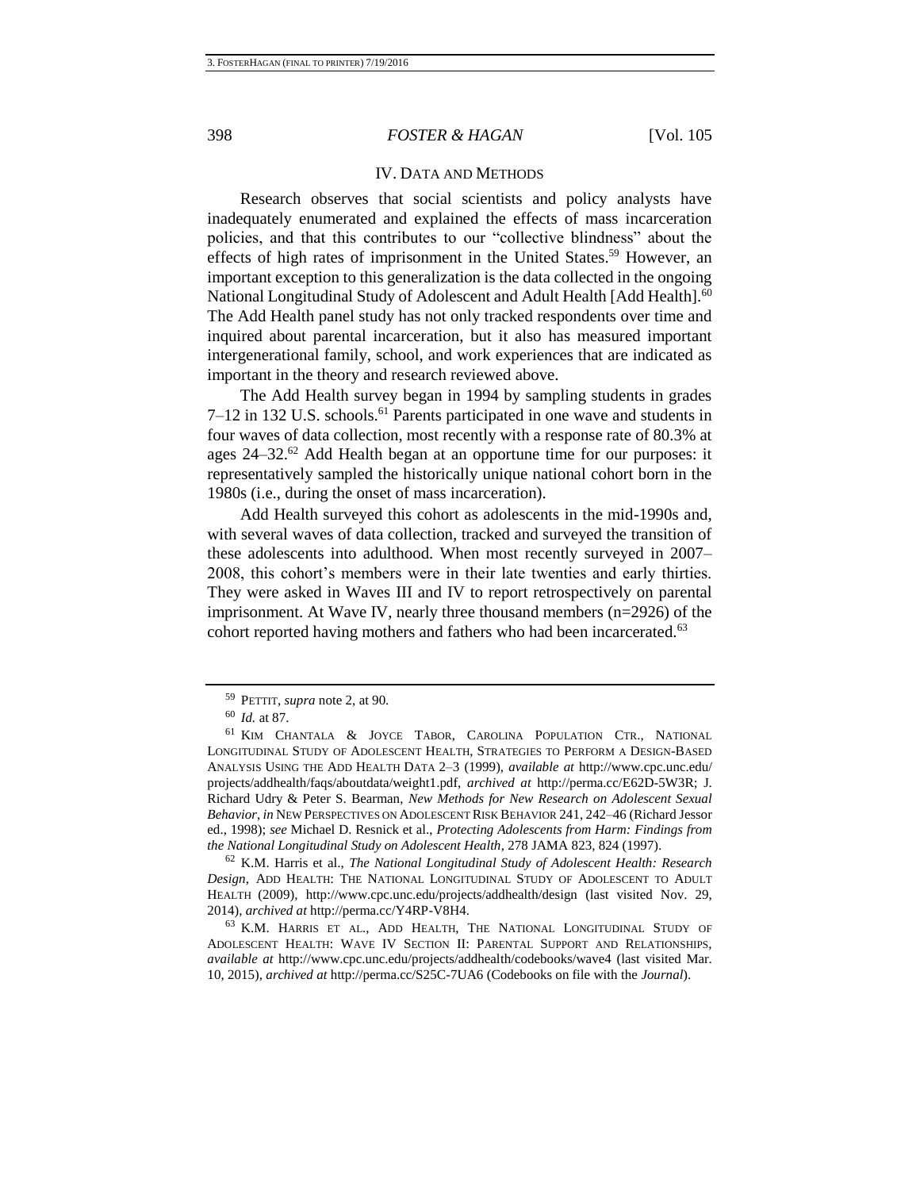## IV. DATA AND METHODS

Research observes that social scientists and policy analysts have inadequately enumerated and explained the effects of mass incarceration policies, and that this contributes to our "collective blindness" about the effects of high rates of imprisonment in the United States.[59] However, an important exception to this generalization is the data collected in the ongoing National Longitudinal Study of Adolescent and Adult Health [Add Health].[60] The Add Health panel study has not only tracked respondents over time and inquired about parental incarceration, but it also has measured important intergenerational family, school, and work experiences that are indicated as important in the theory and research reviewed above.

The Add Health survey began in 1994 by sampling students in grades 7–12 in 132 U.S. schools.[61] Parents participated in one wave and students in four waves of data collection, most recently with a response rate of 80.3% at ages 24–32.[62] Add Health began at an opportune time for our purposes: it representatively sampled the historically unique national cohort born in the 1980s (i.e., during the onset of mass incarceration).

Add Health surveyed this cohort as adolescents in the mid-1990s and, with several waves of data collection, tracked and surveyed the transition of these adolescents into adulthood. When most recently surveyed in 2007–2008, this cohort's members were in their late twenties and early thirties. They were asked in Waves III and IV to report retrospectively on parental imprisonment. At Wave IV, nearly three thousand members (n=2926) of the cohort reported having mothers and fathers who had been incarcerated.[63]

---

[59] PETTIT, *supra* note 2, at 90.

[60] *Id.* at 87.

[61] KIM CHANTALA & JOYCE TABOR, CAROLINA POPULATION CTR., NATIONAL LONGITUDINAL STUDY OF ADOLESCENT HEALTH, STRATEGIES TO PERFORM A DESIGN-BASED ANALYSIS USING THE ADD HEALTH DATA 2–3 (1999), *available at* http://www.cpc.unc.edu/projects/addhealth/faqs/aboutdata/weight1.pdf, *archived at* http://perma.cc/E62D-5W3R; J. Richard Udry & Peter S. Bearman, *New Methods for New Research on Adolescent Sexual Behavior*, *in* NEW PERSPECTIVES ON ADOLESCENT RISK BEHAVIOR 241, 242–46 (Richard Jessor ed., 1998); *see* Michael D. Resnick et al., *Protecting Adolescents from Harm: Findings from the National Longitudinal Study on Adolescent Health*, 278 JAMA 823, 824 (1997).

[62] K.M. Harris et al., *The National Longitudinal Study of Adolescent Health: Research Design*, ADD HEALTH: THE NATIONAL LONGITUDINAL STUDY OF ADOLESCENT TO ADULT HEALTH (2009), http://www.cpc.unc.edu/projects/addhealth/design (last visited Nov. 29, 2014), *archived at* http://perma.cc/Y4RP-V8H4.

[63] K.M. HARRIS ET AL., ADD HEALTH, THE NATIONAL LONGITUDINAL STUDY OF ADOLESCENT HEALTH: WAVE IV SECTION II: PARENTAL SUPPORT AND RELATIONSHIPS, *available at* http://www.cpc.unc.edu/projects/addhealth/codebooks/wave4 (last visited Mar. 10, 2015), *archived at* http://perma.cc/S25C-7UA6 (Codebooks on file with the *Journal*).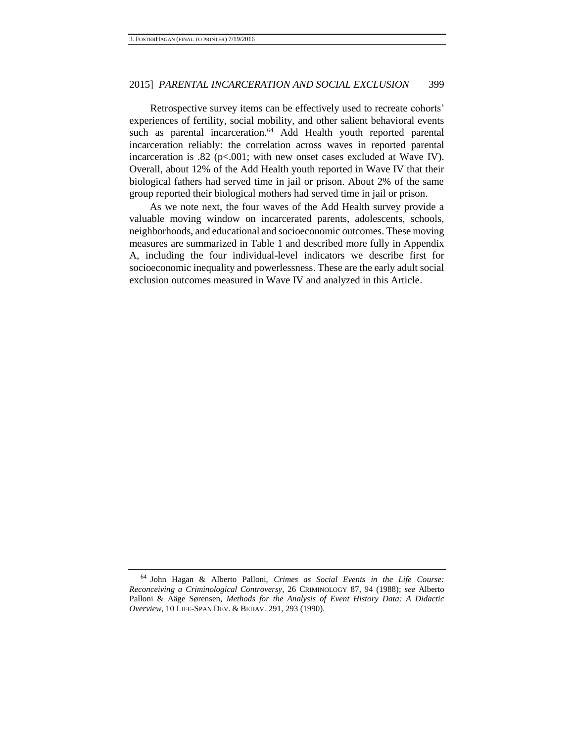Retrospective survey items can be effectively used to recreate cohorts' experiences of fertility, social mobility, and other salient behavioral events such as parental incarceration.[64] Add Health youth reported parental incarceration reliably: the correlation across waves in reported parental incarceration is .82 ($p<.001$; with new onset cases excluded at Wave IV). Overall, about 12% of the Add Health youth reported in Wave IV that their biological fathers had served time in jail or prison. About 2% of the same group reported their biological mothers had served time in jail or prison.

As we note next, the four waves of the Add Health survey provide a valuable moving window on incarcerated parents, adolescents, schools, neighborhoods, and educational and socioeconomic outcomes. These moving measures are summarized in Table 1 and described more fully in Appendix A, including the four individual-level indicators we describe first for socioeconomic inequality and powerlessness. These are the early adult social exclusion outcomes measured in Wave IV and analyzed in this Article.

---

[64] John Hagan & Alberto Palloni, *Crimes as Social Events in the Life Course: Reconceiving a Criminological Controversy*, 26 CRIMINOLOGY 87, 94 (1988); *see* Alberto Palloni & Aäge Sørensen, *Methods for the Analysis of Event History Data: A Didactic Overview*, 10 LIFE-SPAN DEV. & BEHAV. 291, 293 (1990).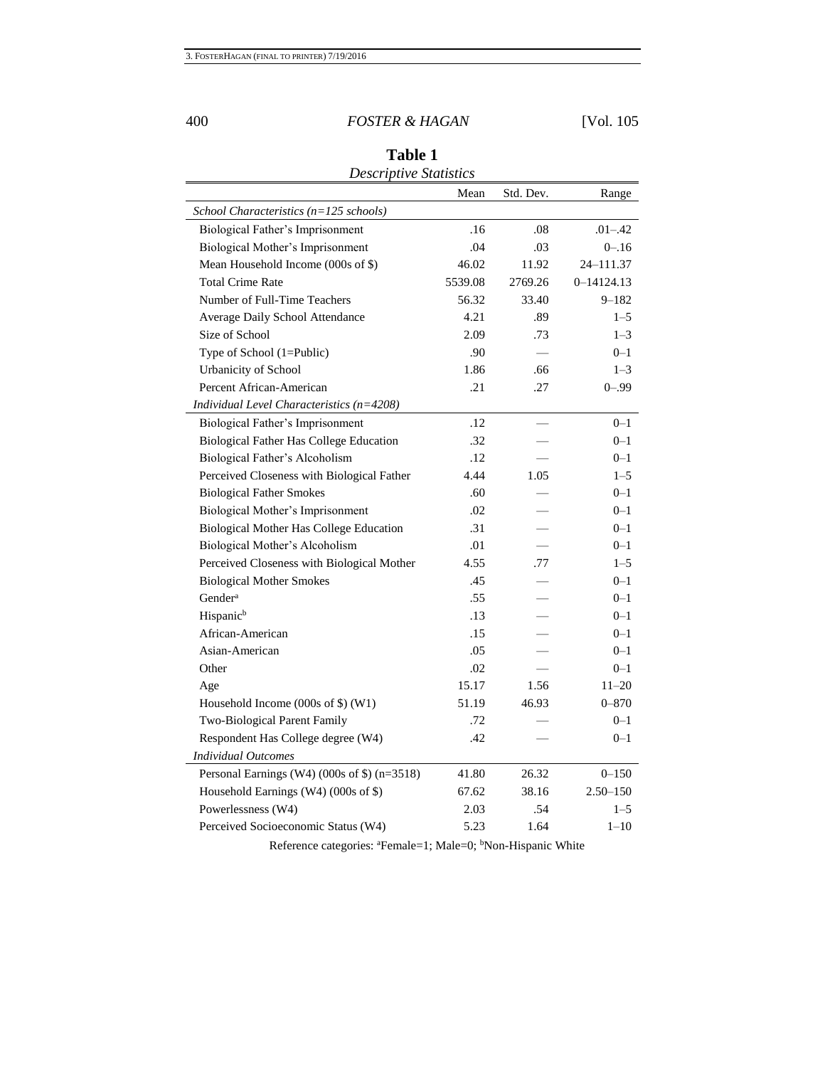**Table 1**

*Descriptive Statistics*

| | Mean | Std. Dev. | Range |
|---|---|---|---|
| *School Characteristics (n=125 schools)* | | | |
| Biological Father's Imprisonment | .16 | .08 | .01–.42 |
| Biological Mother's Imprisonment | .04 | .03 | 0–.16 |
| Mean Household Income (000s of $) | 46.02 | 11.92 | 24–111.37 |
| Total Crime Rate | 5539.08 | 2769.26 | 0–14124.13 |
| Number of Full-Time Teachers | 56.32 | 33.40 | 9–182 |
| Average Daily School Attendance | 4.21 | .89 | 1–5 |
| Size of School | 2.09 | .73 | 1–3 |
| Type of School (1=Public) | .90 | — | 0–1 |
| Urbanicity of School | 1.86 | .66 | 1–3 |
| Percent African-American | .21 | .27 | 0–.99 |
| *Individual Level Characteristics (n=4208)* | | | |
| Biological Father's Imprisonment | .12 | — | 0–1 |
| Biological Father Has College Education | .32 | — | 0–1 |
| Biological Father's Alcoholism | .12 | — | 0–1 |
| Perceived Closeness with Biological Father | 4.44 | 1.05 | 1–5 |
| Biological Father Smokes | .60 | — | 0–1 |
| Biological Mother's Imprisonment | .02 | — | 0–1 |
| Biological Mother Has College Education | .31 | — | 0–1 |
| Biological Mother's Alcoholism | .01 | — | 0–1 |
| Perceived Closeness with Biological Mother | 4.55 | .77 | 1–5 |
| Biological Mother Smokes | .45 | — | 0–1 |
| Gender[a] | .55 | — | 0–1 |
| Hispanic[b] | .13 | — | 0–1 |
| African-American | .15 | — | 0–1 |
| Asian-American | .05 | — | 0–1 |
| Other | .02 | — | 0–1 |
| Age | 15.17 | 1.56 | 11–20 |
| Household Income (000s of $) (W1) | 51.19 | 46.93 | 0–870 |
| Two-Biological Parent Family | .72 | — | 0–1 |
| Respondent Has College degree (W4) | .42 | — | 0–1 |
| *Individual Outcomes* | | | |
| Personal Earnings (W4) (000s of $) (n=3518) | 41.80 | 26.32 | 0–150 |
| Household Earnings (W4) (000s of $) | 67.62 | 38.16 | 2.50–150 |
| Powerlessness (W4) | 2.03 | .54 | 1–5 |
| Perceived Socioeconomic Status (W4) | 5.23 | 1.64 | 1–10 |

Reference categories: [a]Female=1; Male=0; [b]Non-Hispanic White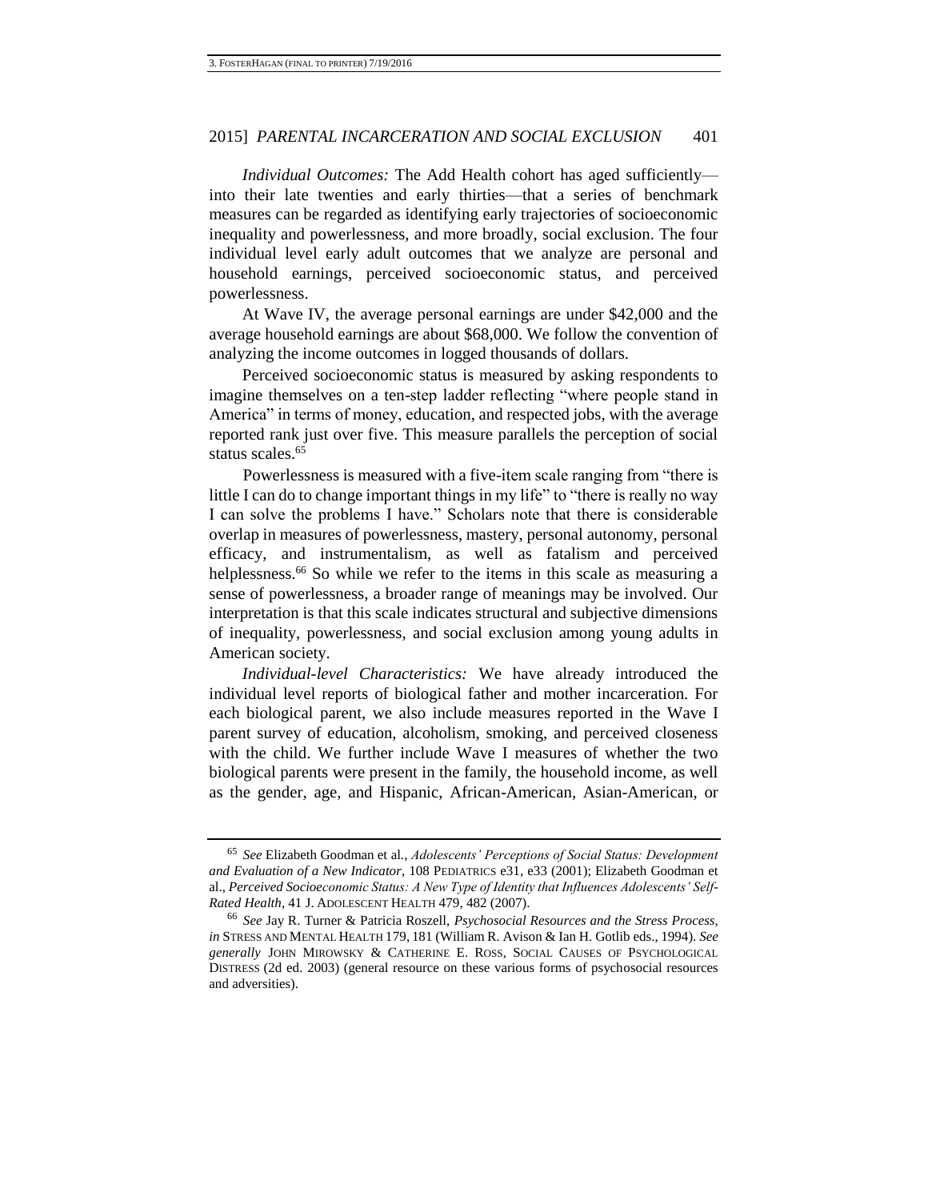*Individual Outcomes:* The Add Health cohort has aged sufficiently—into their late twenties and early thirties—that a series of benchmark measures can be regarded as identifying early trajectories of socioeconomic inequality and powerlessness, and more broadly, social exclusion. The four individual level early adult outcomes that we analyze are personal and household earnings, perceived socioeconomic status, and perceived powerlessness.

At Wave IV, the average personal earnings are under $42,000 and the average household earnings are about $68,000. We follow the convention of analyzing the income outcomes in logged thousands of dollars.

Perceived socioeconomic status is measured by asking respondents to imagine themselves on a ten-step ladder reflecting "where people stand in America" in terms of money, education, and respected jobs, with the average reported rank just over five. This measure parallels the perception of social status scales.[65]

Powerlessness is measured with a five-item scale ranging from "there is little I can do to change important things in my life" to "there is really no way I can solve the problems I have." Scholars note that there is considerable overlap in measures of powerlessness, mastery, personal autonomy, personal efficacy, and instrumentalism, as well as fatalism and perceived helplessness.[66] So while we refer to the items in this scale as measuring a sense of powerlessness, a broader range of meanings may be involved. Our interpretation is that this scale indicates structural and subjective dimensions of inequality, powerlessness, and social exclusion among young adults in American society.

*Individual-level Characteristics:* We have already introduced the individual level reports of biological father and mother incarceration. For each biological parent, we also include measures reported in the Wave I parent survey of education, alcoholism, smoking, and perceived closeness with the child. We further include Wave I measures of whether the two biological parents were present in the family, the household income, as well as the gender, age, and Hispanic, African-American, Asian-American, or

---

[65] *See* Elizabeth Goodman et al., *Adolescents' Perceptions of Social Status: Development and Evaluation of a New Indicator*, 108 PEDIATRICS e31, e33 (2001); Elizabeth Goodman et al., *Perceived Socioeconomic Status: A New Type of Identity that Influences Adolescents' Self-Rated Health*, 41 J. ADOLESCENT HEALTH 479, 482 (2007).

[66] *See* Jay R. Turner & Patricia Roszell, *Psychosocial Resources and the Stress Process*, *in* STRESS AND MENTAL HEALTH 179, 181 (William R. Avison & Ian H. Gotlib eds., 1994). *See generally* JOHN MIROWSKY & CATHERINE E. ROSS, SOCIAL CAUSES OF PSYCHOLOGICAL DISTRESS (2d ed. 2003) (general resource on these various forms of psychosocial resources and adversities).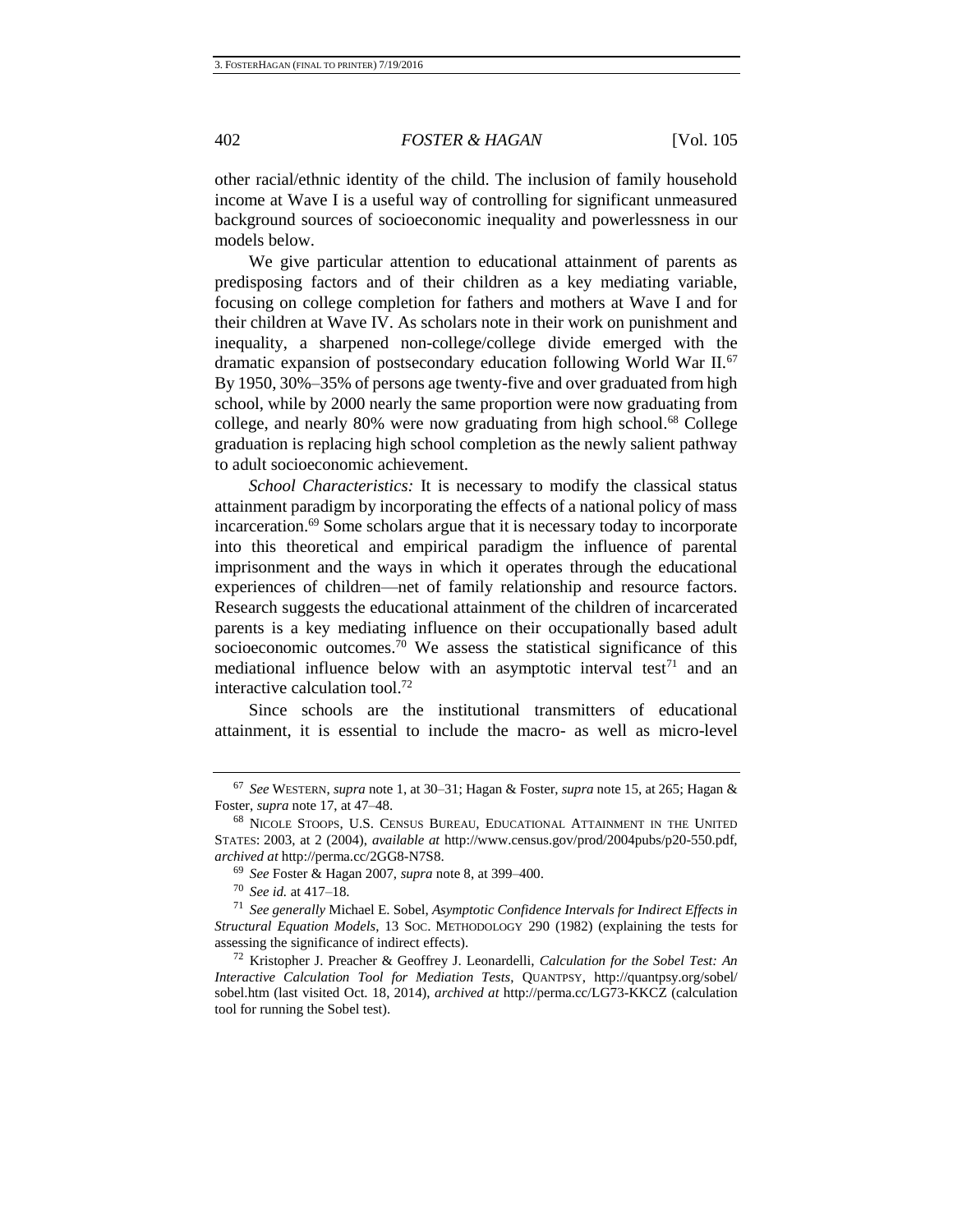other racial/ethnic identity of the child. The inclusion of family household income at Wave I is a useful way of controlling for significant unmeasured background sources of socioeconomic inequality and powerlessness in our models below.

We give particular attention to educational attainment of parents as predisposing factors and of their children as a key mediating variable, focusing on college completion for fathers and mothers at Wave I and for their children at Wave IV. As scholars note in their work on punishment and inequality, a sharpened non-college/college divide emerged with the dramatic expansion of postsecondary education following World War II.[67] By 1950, 30%–35% of persons age twenty-five and over graduated from high school, while by 2000 nearly the same proportion were now graduating from college, and nearly 80% were now graduating from high school.[68] College graduation is replacing high school completion as the newly salient pathway to adult socioeconomic achievement.

*School Characteristics:* It is necessary to modify the classical status attainment paradigm by incorporating the effects of a national policy of mass incarceration.[69] Some scholars argue that it is necessary today to incorporate into this theoretical and empirical paradigm the influence of parental imprisonment and the ways in which it operates through the educational experiences of children—net of family relationship and resource factors. Research suggests the educational attainment of the children of incarcerated parents is a key mediating influence on their occupationally based adult socioeconomic outcomes.[70] We assess the statistical significance of this mediational influence below with an asymptotic interval test[71] and an interactive calculation tool.[72]

Since schools are the institutional transmitters of educational attainment, it is essential to include the macro- as well as micro-level

---

[67] *See* WESTERN, *supra* note 1, at 30–31; Hagan & Foster, *supra* note 15, at 265; Hagan & Foster, *supra* note 17, at 47–48.

[68] NICOLE STOOPS, U.S. CENSUS BUREAU, EDUCATIONAL ATTAINMENT IN THE UNITED STATES: 2003, at 2 (2004), *available at* http://www.census.gov/prod/2004pubs/p20-550.pdf, *archived at* http://perma.cc/2GG8-N7S8.

[69] *See* Foster & Hagan 2007, *supra* note 8, at 399–400.

[70] *See id.* at 417–18.

[71] *See generally* Michael E. Sobel, *Asymptotic Confidence Intervals for Indirect Effects in Structural Equation Models*, 13 SOC. METHODOLOGY 290 (1982) (explaining the tests for assessing the significance of indirect effects).

[72] Kristopher J. Preacher & Geoffrey J. Leonardelli, *Calculation for the Sobel Test: An Interactive Calculation Tool for Mediation Tests*, QUANTPSY, http://quantpsy.org/sobel/sobel.htm (last visited Oct. 18, 2014), *archived at* http://perma.cc/LG73-KKCZ (calculation tool for running the Sobel test).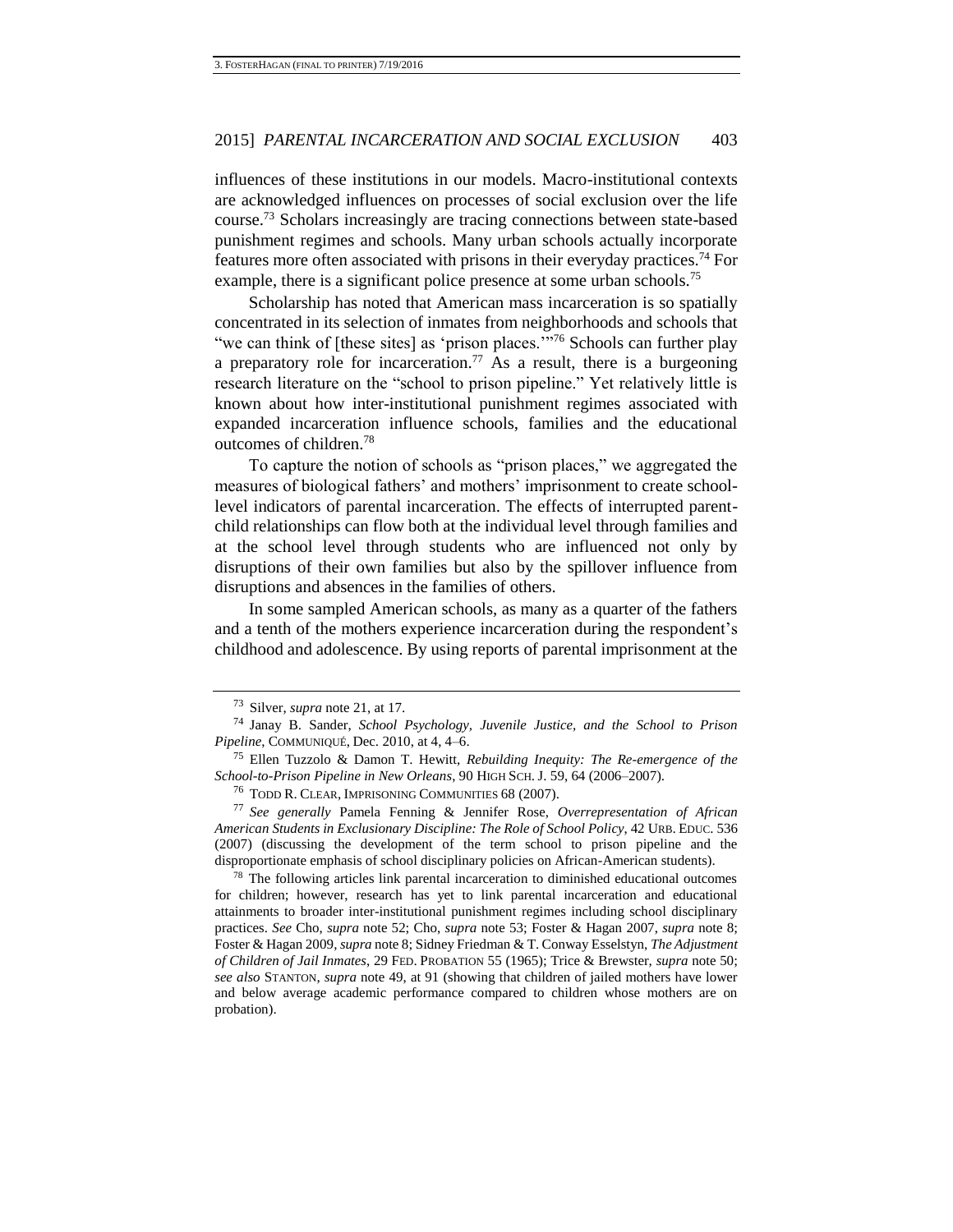influences of these institutions in our models. Macro-institutional contexts are acknowledged influences on processes of social exclusion over the life course.[73] Scholars increasingly are tracing connections between state-based punishment regimes and schools. Many urban schools actually incorporate features more often associated with prisons in their everyday practices.[74] For example, there is a significant police presence at some urban schools.[75]

Scholarship has noted that American mass incarceration is so spatially concentrated in its selection of inmates from neighborhoods and schools that "we can think of [these sites] as 'prison places.'"[76] Schools can further play a preparatory role for incarceration.[77] As a result, there is a burgeoning research literature on the "school to prison pipeline." Yet relatively little is known about how inter-institutional punishment regimes associated with expanded incarceration influence schools, families and the educational outcomes of children.[78]

To capture the notion of schools as "prison places," we aggregated the measures of biological fathers' and mothers' imprisonment to create school-level indicators of parental incarceration. The effects of interrupted parent-child relationships can flow both at the individual level through families and at the school level through students who are influenced not only by disruptions of their own families but also by the spillover influence from disruptions and absences in the families of others.

In some sampled American schools, as many as a quarter of the fathers and a tenth of the mothers experience incarceration during the respondent's childhood and adolescence. By using reports of parental imprisonment at the

---

[73] Silver, *supra* note 21, at 17.

[74] Janay B. Sander, *School Psychology, Juvenile Justice, and the School to Prison Pipeline*, COMMUNIQUÉ, Dec. 2010, at 4, 4–6.

[75] Ellen Tuzzolo & Damon T. Hewitt, *Rebuilding Inequity: The Re-emergence of the School-to-Prison Pipeline in New Orleans*, 90 HIGH SCH. J. 59, 64 (2006–2007).

[76] TODD R. CLEAR, IMPRISONING COMMUNITIES 68 (2007).

[77] *See generally* Pamela Fenning & Jennifer Rose, *Overrepresentation of African American Students in Exclusionary Discipline: The Role of School Policy*, 42 URB. EDUC. 536 (2007) (discussing the development of the term school to prison pipeline and the disproportionate emphasis of school disciplinary policies on African-American students).

[78] The following articles link parental incarceration to diminished educational outcomes for children; however, research has yet to link parental incarceration and educational attainments to broader inter-institutional punishment regimes including school disciplinary practices. *See* Cho, *supra* note 52; Cho, *supra* note 53; Foster & Hagan 2007, *supra* note 8; Foster & Hagan 2009, *supra* note 8; Sidney Friedman & T. Conway Esselstyn, *The Adjustment of Children of Jail Inmates*, 29 FED. PROBATION 55 (1965); Trice & Brewster, *supra* note 50; *see also* STANTON, *supra* note 49, at 91 (showing that children of jailed mothers have lower and below average academic performance compared to children whose mothers are on probation).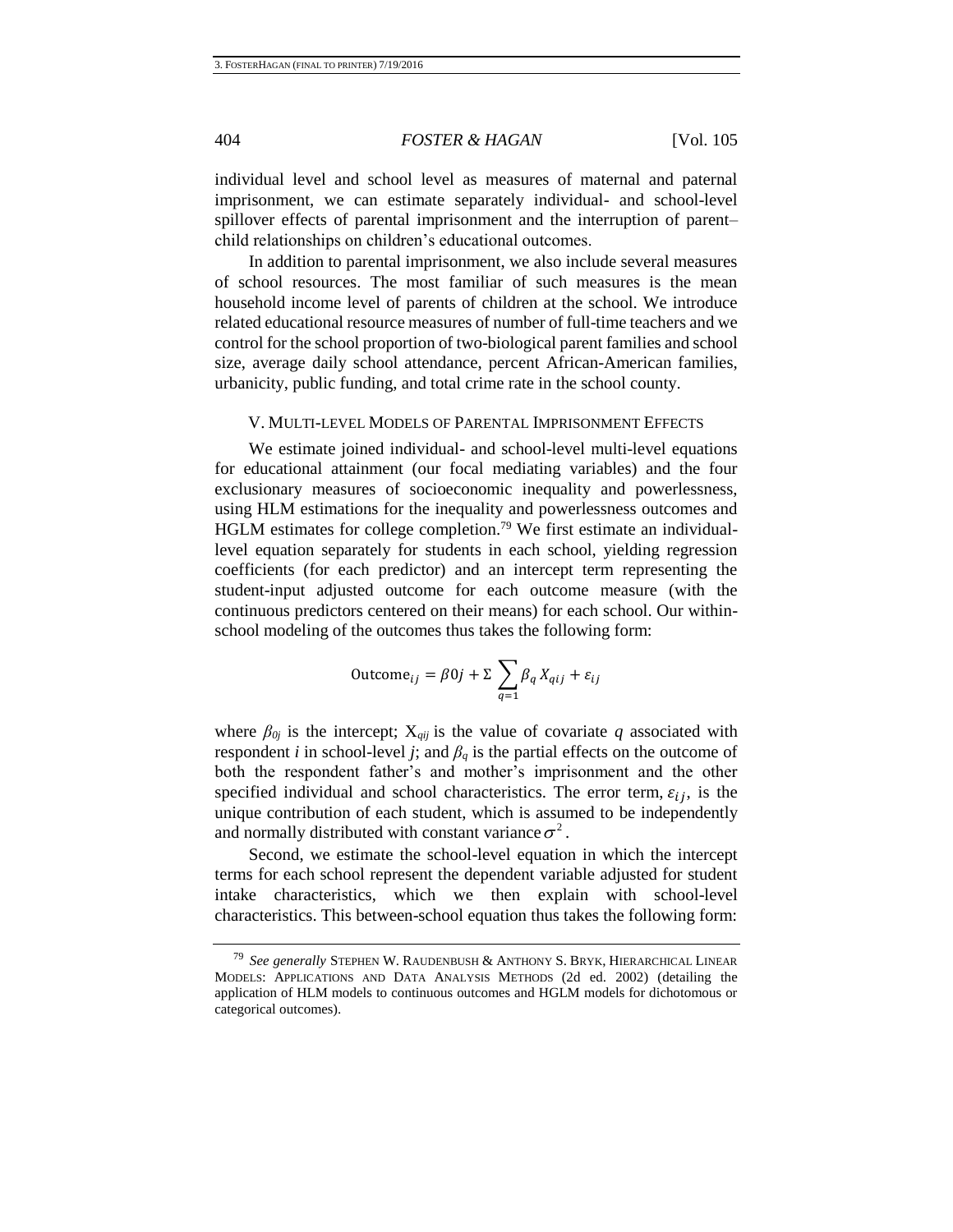individual level and school level as measures of maternal and paternal imprisonment, we can estimate separately individual- and school-level spillover effects of parental imprisonment and the interruption of parent–child relationships on children's educational outcomes.

In addition to parental imprisonment, we also include several measures of school resources. The most familiar of such measures is the mean household income level of parents of children at the school. We introduce related educational resource measures of number of full-time teachers and we control for the school proportion of two-biological parent families and school size, average daily school attendance, percent African-American families, urbanicity, public funding, and total crime rate in the school county.

## V. MULTI-LEVEL MODELS OF PARENTAL IMPRISONMENT EFFECTS

We estimate joined individual- and school-level multi-level equations for educational attainment (our focal mediating variables) and the four exclusionary measures of socioeconomic inequality and powerlessness, using HLM estimations for the inequality and powerlessness outcomes and HGLM estimates for college completion.[79] We first estimate an individual-level equation separately for students in each school, yielding regression coefficients (for each predictor) and an intercept term representing the student-input adjusted outcome for each outcome measure (with the continuous predictors centered on their means) for each school. Our within-school modeling of the outcomes thus takes the following form:

$$\text{Outcome}_{ij} = \beta 0j + \Sigma \sum_{q=1} \beta_q X_{qij} + \varepsilon_{ij}$$

where $\beta_{0j}$ is the intercept; $X_{qij}$ is the value of covariate $q$ associated with respondent $i$ in school-level $j$; and $\beta_q$ is the partial effects on the outcome of both the respondent father's and mother's imprisonment and the other specified individual and school characteristics. The error term, $\varepsilon_{ij}$, is the unique contribution of each student, which is assumed to be independently and normally distributed with constant variance $\sigma^2$.

Second, we estimate the school-level equation in which the intercept terms for each school represent the dependent variable adjusted for student intake characteristics, which we then explain with school-level characteristics. This between-school equation thus takes the following form:

[79] *See generally* STEPHEN W. RAUDENBUSH & ANTHONY S. BRYK, HIERARCHICAL LINEAR MODELS: APPLICATIONS AND DATA ANALYSIS METHODS (2d ed. 2002) (detailing the application of HLM models to continuous outcomes and HGLM models for dichotomous or categorical outcomes).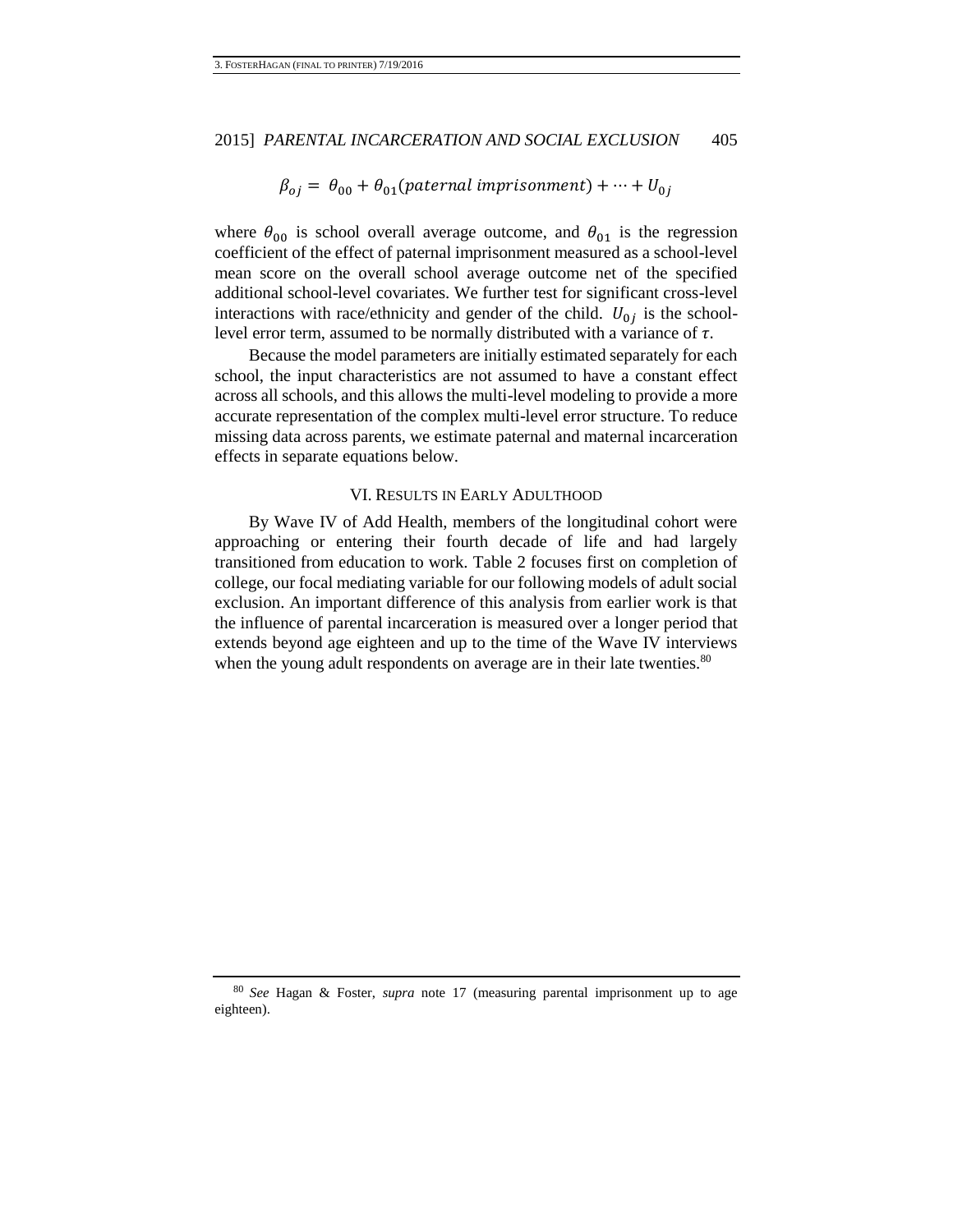$$\beta_{oj} = \theta_{00} + \theta_{01}(paternal\ imprisonment) + \cdots + U_{0j}$$

where $\theta_{00}$ is school overall average outcome, and $\theta_{01}$ is the regression coefficient of the effect of paternal imprisonment measured as a school-level mean score on the overall school average outcome net of the specified additional school-level covariates. We further test for significant cross-level interactions with race/ethnicity and gender of the child. $U_{0j}$ is the school-level error term, assumed to be normally distributed with a variance of $\tau$.

Because the model parameters are initially estimated separately for each school, the input characteristics are not assumed to have a constant effect across all schools, and this allows the multi-level modeling to provide a more accurate representation of the complex multi-level error structure. To reduce missing data across parents, we estimate paternal and maternal incarceration effects in separate equations below.

## VI. Results in Early Adulthood

By Wave IV of Add Health, members of the longitudinal cohort were approaching or entering their fourth decade of life and had largely transitioned from education to work. Table 2 focuses first on completion of college, our focal mediating variable for our following models of adult social exclusion. An important difference of this analysis from earlier work is that the influence of parental incarceration is measured over a longer period that extends beyond age eighteen and up to the time of the Wave IV interviews when the young adult respondents on average are in their late twenties.[80]

[80] *See* Hagan & Foster, *supra* note 17 (measuring parental imprisonment up to age eighteen).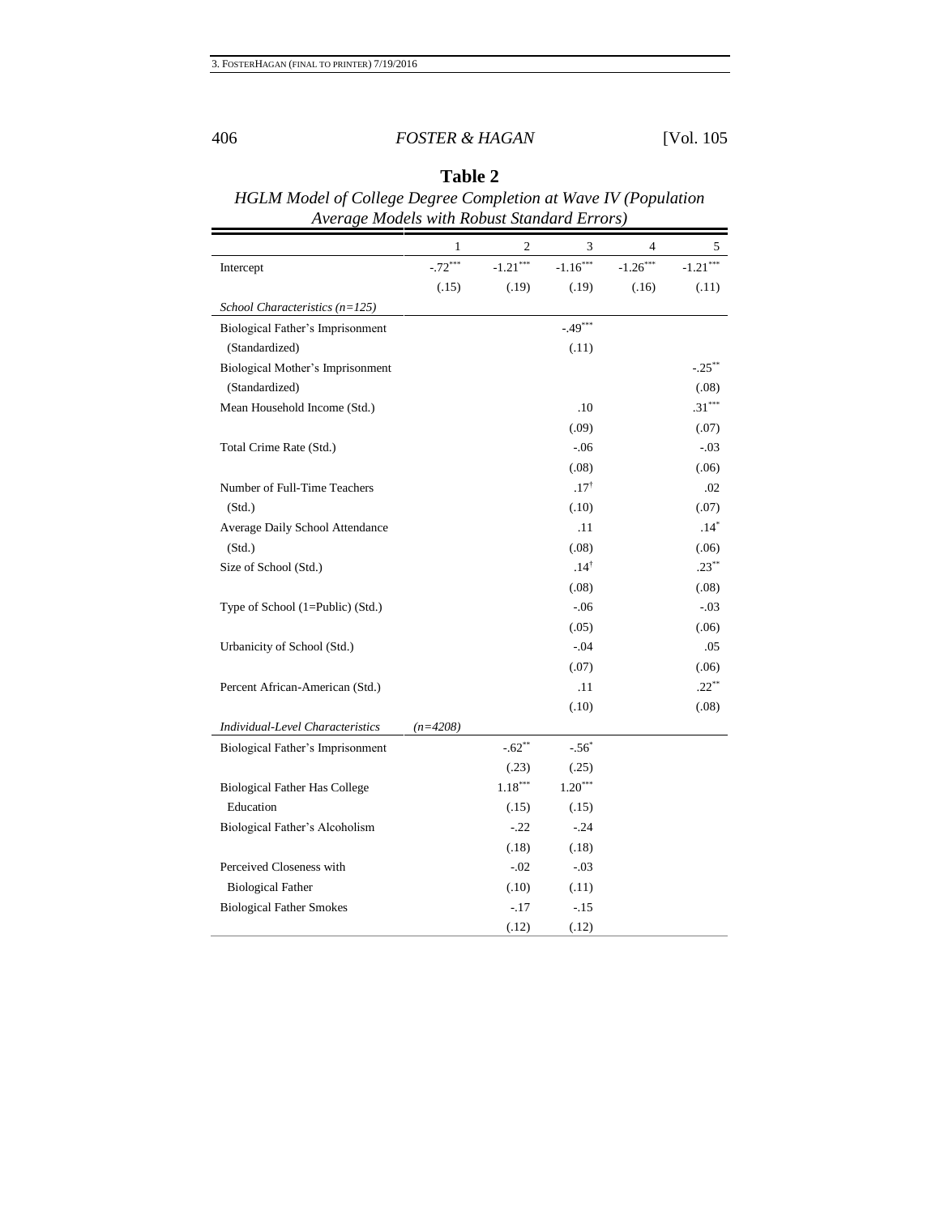**Table 2**

*HGLM Model of College Degree Completion at Wave IV (Population Average Models with Robust Standard Errors)*

| | 1 | 2 | 3 | 4 | 5 |
|---|---|---|---|---|---|
| Intercept | -.72*** | -1.21*** | -1.16*** | -1.26*** | -1.21*** |
| | (.15) | (.19) | (.19) | (.16) | (.11) |
| *School Characteristics (n=125)* | | | | | |
| Biological Father's Imprisonment | | | -.49*** | | |
| (Standardized) | | | (.11) | | |
| Biological Mother's Imprisonment | | | | | -.25** |
| (Standardized) | | | | | (.08) |
| Mean Household Income (Std.) | | | .10 | | .31*** |
| | | | (.09) | | (.07) |
| Total Crime Rate (Std.) | | | -.06 | | -.03 |
| | | | (.08) | | (.06) |
| Number of Full-Time Teachers | | | .17† | | .02 |
| (Std.) | | | (.10) | | (.07) |
| Average Daily School Attendance | | | .11 | | .14* |
| (Std.) | | | (.08) | | (.06) |
| Size of School (Std.) | | | .14† | | .23** |
| | | | (.08) | | (.08) |
| Type of School (1=Public) (Std.) | | | -.06 | | -.03 |
| | | | (.05) | | (.06) |
| Urbanicity of School (Std.) | | | -.04 | | .05 |
| | | | (.07) | | (.06) |
| Percent African-American (Std.) | | | .11 | | .22** |
| | | | (.10) | | (.08) |
| *Individual-Level Characteristics* | *(n=4208)* | | | | |
| Biological Father's Imprisonment | | -.62** | -.56* | | |
| | | (.23) | (.25) | | |
| Biological Father Has College | | 1.18*** | 1.20*** | | |
| Education | | (.15) | (.15) | | |
| Biological Father's Alcoholism | | -.22 | -.24 | | |
| | | (.18) | (.18) | | |
| Perceived Closeness with | | -.02 | -.03 | | |
| Biological Father | | (.10) | (.11) | | |
| Biological Father Smokes | | -.17 | -.15 | | |
| | | (.12) | (.12) | | |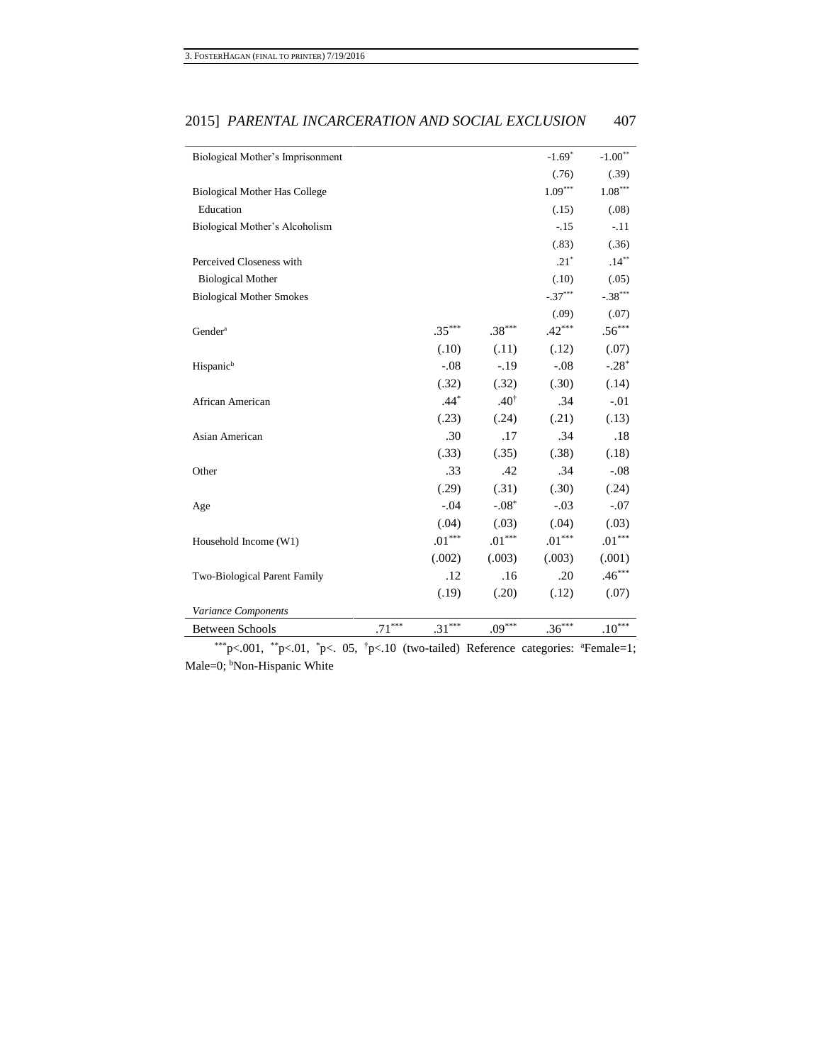| | | | | | |
|---|---|---|---|---|---|
| Biological Mother's Imprisonment | | | | -1.69* | -1.00** |
| | | | | (.76) | (.39) |
| Biological Mother Has College Education | | | | 1.09*** | 1.08*** |
| | | | | (.15) | (.08) |
| Biological Mother's Alcoholism | | | | -.15 | -.11 |
| | | | | (.83) | (.36) |
| Perceived Closeness with Biological Mother | | | | .21* | .14** |
| | | | | (.10) | (.05) |
| Biological Mother Smokes | | | | -.37*** | -.38*** |
| | | | | (.09) | (.07) |
| Gender[a] | | .35*** | .38*** | .42*** | .56*** |
| | | (.10) | (.11) | (.12) | (.07) |
| Hispanic[b] | | -.08 | -.19 | -.08 | -.28* |
| | | (.32) | (.32) | (.30) | (.14) |
| African American | | .44* | .40† | .34 | -.01 |
| | | (.23) | (.24) | (.21) | (.13) |
| Asian American | | .30 | .17 | .34 | .18 |
| | | (.33) | (.35) | (.38) | (.18) |
| Other | | .33 | .42 | .34 | -.08 |
| | | (.29) | (.31) | (.30) | (.24) |
| Age | | -.04 | -.08* | -.03 | -.07 |
| | | (.04) | (.03) | (.04) | (.03) |
| Household Income (W1) | | .01*** | .01*** | .01*** | .01*** |
| | | (.002) | (.003) | (.003) | (.001) |
| Two-Biological Parent Family | | .12 | .16 | .20 | .46*** |
| | | (.19) | (.20) | (.12) | (.07) |
| *Variance Components* | | | | | |
| Between Schools | .71*** | .31*** | .09*** | .36*** | .10*** |

***p<.001, **p<.01, *p<. 05, †p<.10 (two-tailed) Reference categories: [a]Female=1; Male=0; [b]Non-Hispanic White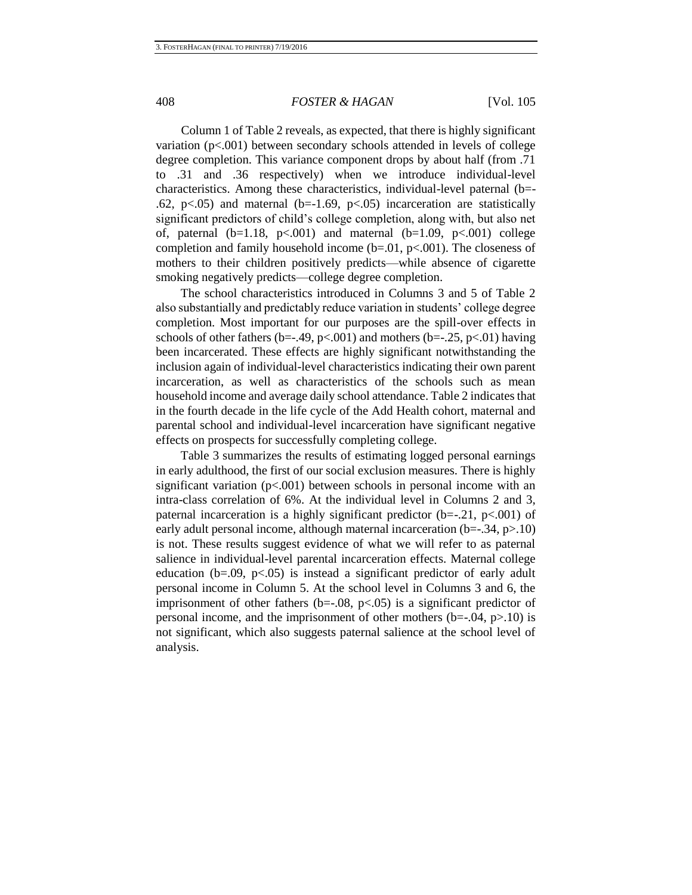Column 1 of Table 2 reveals, as expected, that there is highly significant variation ($p<.001$) between secondary schools attended in levels of college degree completion. This variance component drops by about half (from .71 to .31 and .36 respectively) when we introduce individual-level characteristics. Among these characteristics, individual-level paternal ($b=-.62$, $p<.05$) and maternal ($b=-1.69$, $p<.05$) incarceration are statistically significant predictors of child's college completion, along with, but also net of, paternal ($b=1.18$, $p<.001$) and maternal ($b=1.09$, $p<.001$) college completion and family household income ($b=.01$, $p<.001$). The closeness of mothers to their children positively predicts—while absence of cigarette smoking negatively predicts—college degree completion.

The school characteristics introduced in Columns 3 and 5 of Table 2 also substantially and predictably reduce variation in students' college degree completion. Most important for our purposes are the spill-over effects in schools of other fathers ($b=-.49$, $p<.001$) and mothers ($b=-.25$, $p<.01$) having been incarcerated. These effects are highly significant notwithstanding the inclusion again of individual-level characteristics indicating their own parent incarceration, as well as characteristics of the schools such as mean household income and average daily school attendance. Table 2 indicates that in the fourth decade in the life cycle of the Add Health cohort, maternal and parental school and individual-level incarceration have significant negative effects on prospects for successfully completing college.

Table 3 summarizes the results of estimating logged personal earnings in early adulthood, the first of our social exclusion measures. There is highly significant variation ($p<.001$) between schools in personal income with an intra-class correlation of 6%. At the individual level in Columns 2 and 3, paternal incarceration is a highly significant predictor ($b=-.21$, $p<.001$) of early adult personal income, although maternal incarceration ($b=-.34$, $p>.10$) is not. These results suggest evidence of what we will refer to as paternal salience in individual-level parental incarceration effects. Maternal college education ($b=.09$, $p<.05$) is instead a significant predictor of early adult personal income in Column 5. At the school level in Columns 3 and 6, the imprisonment of other fathers ($b=-.08$, $p<.05$) is a significant predictor of personal income, and the imprisonment of other mothers ($b=-.04$, $p>.10$) is not significant, which also suggests paternal salience at the school level of analysis.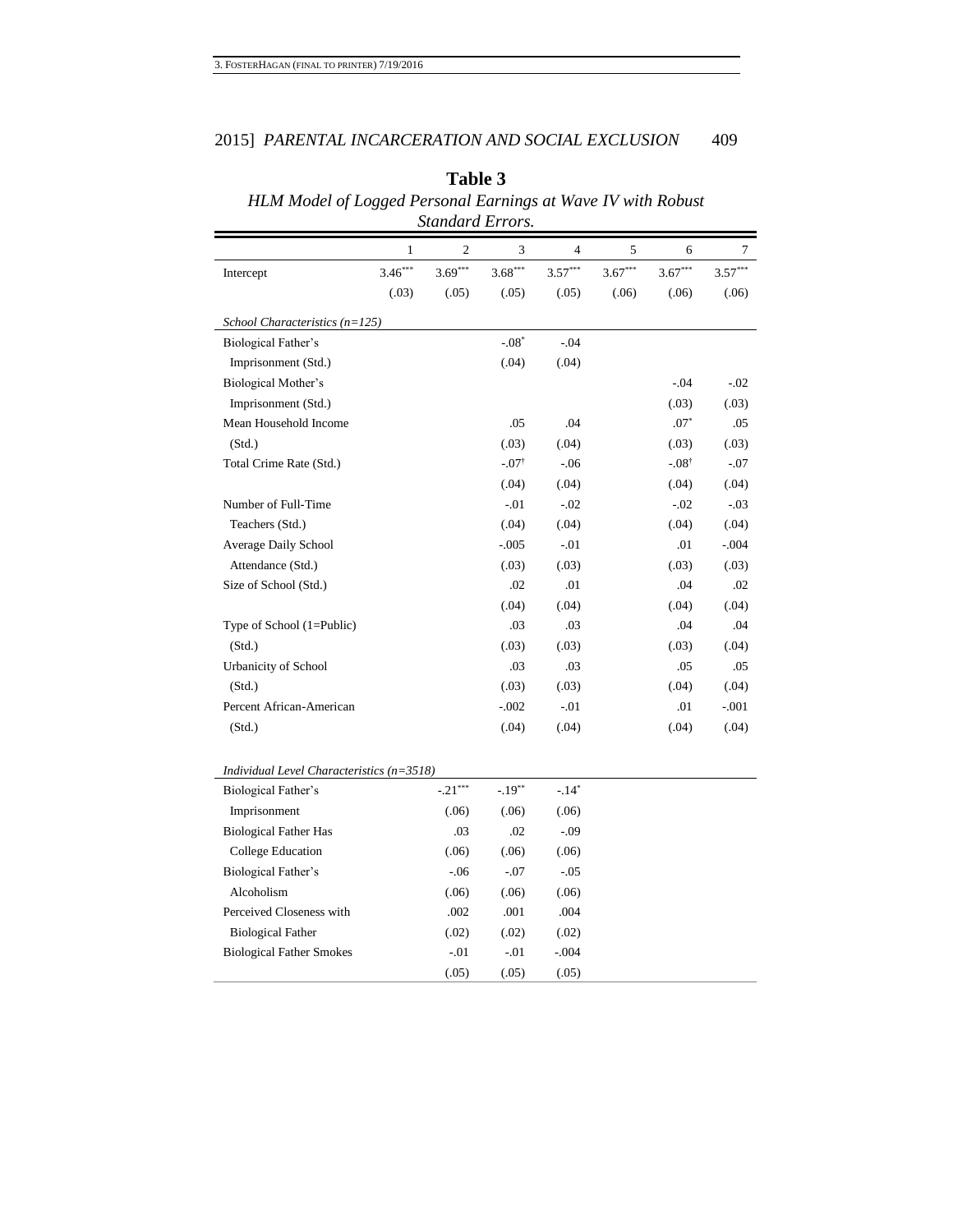**Table 3**

*HLM Model of Logged Personal Earnings at Wave IV with Robust Standard Errors.*

| | 1 | 2 | 3 | 4 | 5 | 6 | 7 |
|---|---|---|---|---|---|---|---|
| Intercept | 3.46*** | 3.69*** | 3.68*** | 3.57*** | 3.67*** | 3.67*** | 3.57*** |
| | (.03) | (.05) | (.05) | (.05) | (.06) | (.06) | (.06) |
| *School Characteristics (n=125)* | | | | | | | |
| Biological Father's | | | -.08* | -.04 | | | |
| Imprisonment (Std.) | | | (.04) | (.04) | | | |
| Biological Mother's | | | | | | -.04 | -.02 |
| Imprisonment (Std.) | | | | | | (.03) | (.03) |
| Mean Household Income | | | .05 | .04 | | .07* | .05 |
| (Std.) | | | (.03) | (.04) | | (.03) | (.03) |
| Total Crime Rate (Std.) | | | -.07† | -.06 | | -.08† | -.07 |
| | | | (.04) | (.04) | | (.04) | (.04) |
| Number of Full-Time | | | -.01 | -.02 | | -.02 | -.03 |
| Teachers (Std.) | | | (.04) | (.04) | | (.04) | (.04) |
| Average Daily School | | | -.005 | -.01 | | .01 | -.004 |
| Attendance (Std.) | | | (.03) | (.03) | | (.03) | (.03) |
| Size of School (Std.) | | | .02 | .01 | | .04 | .02 |
| | | | (.04) | (.04) | | (.04) | (.04) |
| Type of School (1=Public) | | | .03 | .03 | | .04 | .04 |
| (Std.) | | | (.03) | (.03) | | (.03) | (.04) |
| Urbanicity of School | | | .03 | .03 | | .05 | .05 |
| (Std.) | | | (.03) | (.03) | | (.04) | (.04) |
| Percent African-American | | | -.002 | -.01 | | .01 | -.001 |
| (Std.) | | | (.04) | (.04) | | (.04) | (.04) |
| *Individual Level Characteristics (n=3518)* | | | | | | | |
| Biological Father's | | -.21*** | -.19** | -.14* | | | |
| Imprisonment | | (.06) | (.06) | (.06) | | | |
| Biological Father Has | | .03 | .02 | -.09 | | | |
| College Education | | (.06) | (.06) | (.06) | | | |
| Biological Father's | | -.06 | -.07 | -.05 | | | |
| Alcoholism | | (.06) | (.06) | (.06) | | | |
| Perceived Closeness with | | .002 | .001 | .004 | | | |
| Biological Father | | (.02) | (.02) | (.02) | | | |
| Biological Father Smokes | | -.01 | -.01 | -.004 | | | |
| | | (.05) | (.05) | (.05) | | | |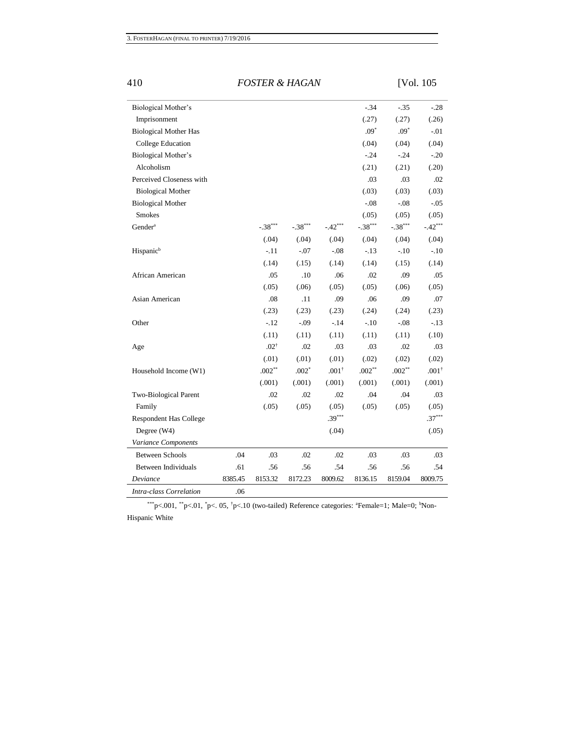| | | | | | | | |
|---|---|---|---|---|---|---|---|
| Biological Mother's Imprisonment | | | | | -.34 (.27) | -.35 (.27) | -.28 (.26) |
| Biological Mother Has College Education | | | | | .09* (.04) | .09* (.04) | -.01 (.04) |
| Biological Mother's Alcoholism | | | | | -.24 (.21) | -.24 (.21) | -.20 (.20) |
| Perceived Closeness with Biological Mother | | | | | .03 (.03) | .03 (.03) | .02 (.03) |
| Biological Mother Smokes | | | | | -.08 (.05) | -.08 (.05) | -.05 (.05) |
| Gender[a] | | -.38*** (.04) | -.38*** (.04) | -.42*** (.04) | -.38*** (.04) | -.38*** (.04) | -.42*** (.04) |
| Hispanic[b] | | -.11 (.14) | -.07 (.15) | -.08 (.14) | -.13 (.14) | -.10 (.15) | -.10 (.14) |
| African American | | .05 (.05) | .10 (.06) | .06 (.05) | .02 (.05) | .09 (.06) | .05 (.05) |
| Asian American | | .08 (.23) | .11 (.23) | .09 (.23) | .06 (.24) | .09 (.24) | .07 (.23) |
| Other | | -.12 (.11) | -.09 (.11) | -.14 (.11) | -.10 (.11) | -.08 (.11) | -.13 (.10) |
| Age | | .02† (.01) | .02 (.01) | .03 (.01) | .03 (.02) | .02 (.02) | .03 (.02) |
| Household Income (W1) | | .002** (.001) | .002* (.001) | .001† (.001) | .002** (.001) | .002** (.001) | .001† (.001) |
| Two-Biological Parent Family | | .02 (.05) | .02 (.05) | .02 (.05) | .04 (.05) | .04 (.05) | .03 (.05) |
| Respondent Has College Degree (W4) | | | | .39*** (.04) | | | .37*** (.05) |
| *Variance Components* | | | | | | | |
| Between Schools | .04 | .03 | .02 | .02 | .03 | .03 | .03 |
| Between Individuals | .61 | .56 | .56 | .54 | .56 | .56 | .54 |
| *Deviance* | 8385.45 | 8153.32 | 8172.23 | 8009.62 | 8136.15 | 8159.04 | 8009.75 |
| *Intra-class Correlation* | .06 | | | | | | |

***p<.001, **p<.01, *p<. 05, †p<.10 (two-tailed) Reference categories: [a]Female=1; Male=0; [b]Non-Hispanic White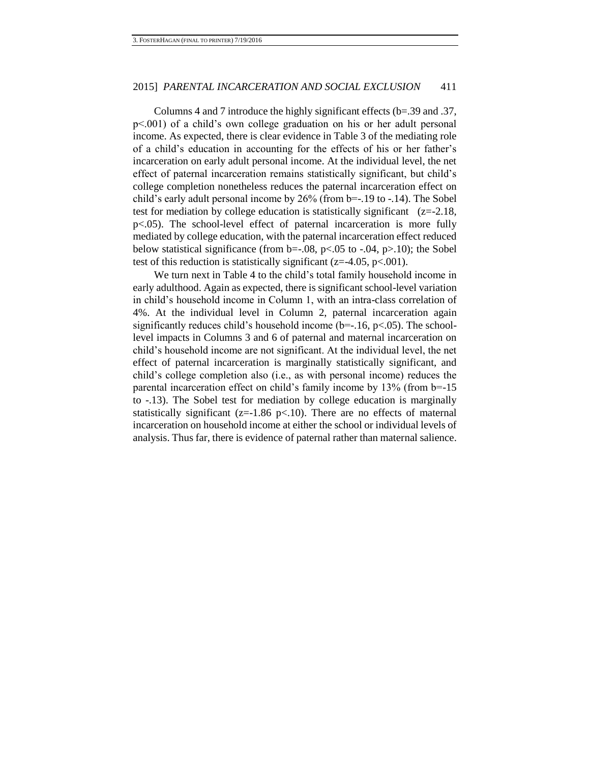Columns 4 and 7 introduce the highly significant effects ($b=.39$ and $.37$, $p<.001$) of a child's own college graduation on his or her adult personal income. As expected, there is clear evidence in Table 3 of the mediating role of a child's education in accounting for the effects of his or her father's incarceration on early adult personal income. At the individual level, the net effect of paternal incarceration remains statistically significant, but child's college completion nonetheless reduces the paternal incarceration effect on child's early adult personal income by 26% (from $b=-.19$ to $-.14$). The Sobel test for mediation by college education is statistically significant ($z=-2.18$, $p<.05$). The school-level effect of paternal incarceration is more fully mediated by college education, with the paternal incarceration effect reduced below statistical significance (from $b=-.08$, $p<.05$ to $-.04$, $p>.10$); the Sobel test of this reduction is statistically significant ($z=-4.05$, $p<.001$).

We turn next in Table 4 to the child's total family household income in early adulthood. Again as expected, there is significant school-level variation in child's household income in Column 1, with an intra-class correlation of 4%. At the individual level in Column 2, paternal incarceration again significantly reduces child's household income ($b=-.16$, $p<.05$). The school-level impacts in Columns 3 and 6 of paternal and maternal incarceration on child's household income are not significant. At the individual level, the net effect of paternal incarceration is marginally statistically significant, and child's college completion also (i.e., as with personal income) reduces the parental incarceration effect on child's family income by 13% (from $b=-15$ to $-.13$). The Sobel test for mediation by college education is marginally statistically significant ($z=-1.86$ $p<.10$). There are no effects of maternal incarceration on household income at either the school or individual levels of analysis. Thus far, there is evidence of paternal rather than maternal salience.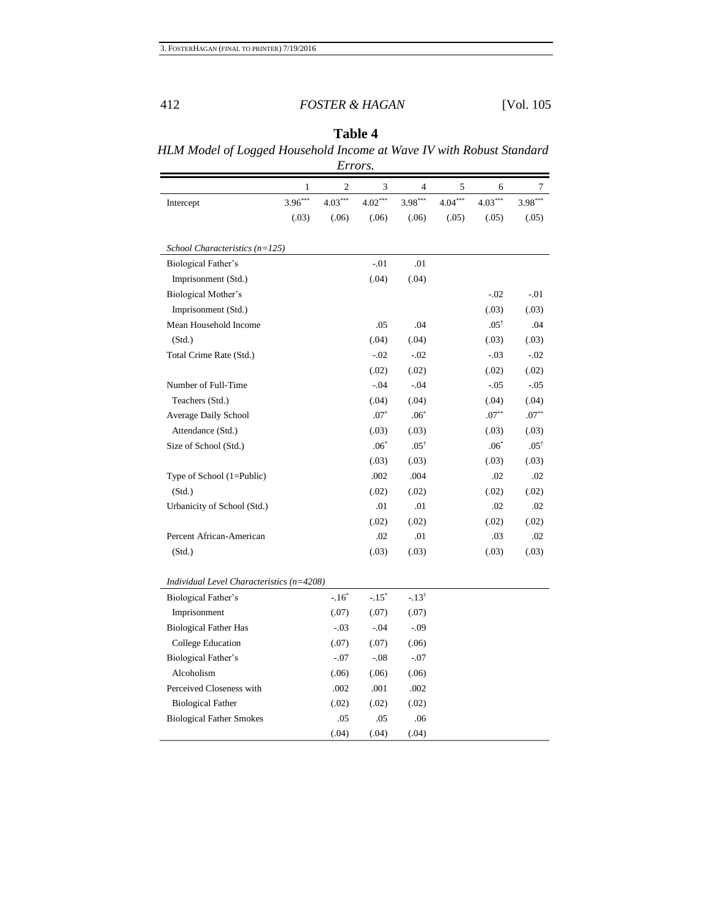**Table 4**

*HLM Model of Logged Household Income at Wave IV with Robust Standard Errors.*

| | 1 | 2 | 3 | 4 | 5 | 6 | 7 |
|---|---|---|---|---|---|---|---|
| Intercept | 3.96*** | 4.03*** | 4.02*** | 3.98*** | 4.04*** | 4.03*** | 3.98*** |
| | (.03) | (.06) | (.06) | (.06) | (.05) | (.05) | (.05) |
| *School Characteristics (n=125)* | | | | | | | |
| Biological Father's Imprisonment (Std.) | | | -.01 | .01 | | | |
| | | | (.04) | (.04) | | | |
| Biological Mother's Imprisonment (Std.) | | | | | | -.02 | -.01 |
| | | | | | | (.03) | (.03) |
| Mean Household Income (Std.) | | | .05 | .04 | | .05† | .04 |
| | | | (.04) | (.04) | | (.03) | (.03) |
| Total Crime Rate (Std.) | | | -.02 | -.02 | | -.03 | -.02 |
| | | | (.02) | (.02) | | (.02) | (.02) |
| Number of Full-Time Teachers (Std.) | | | -.04 | -.04 | | -.05 | -.05 |
| | | | (.04) | (.04) | | (.04) | (.04) |
| Average Daily School Attendance (Std.) | | | .07* | .06* | | .07** | .07** |
| | | | (.03) | (.03) | | (.03) | (.03) |
| Size of School (Std.) | | | .06* | .05† | | .06* | .05† |
| | | | (.03) | (.03) | | (.03) | (.03) |
| Type of School (1=Public) (Std.) | | | .002 | .004 | | .02 | .02 |
| | | | (.02) | (.02) | | (.02) | (.02) |
| Urbanicity of School (Std.) | | | .01 | .01 | | .02 | .02 |
| | | | (.02) | (.02) | | (.02) | (.02) |
| Percent African-American (Std.) | | | .02 | .01 | | .03 | .02 |
| | | | (.03) | (.03) | | (.03) | (.03) |
| *Individual Level Characteristics (n=4208)* | | | | | | | |
| Biological Father's Imprisonment | | -.16* | -.15* | -.13† | | | |
| | | (.07) | (.07) | (.07) | | | |
| Biological Father Has College Education | | -.03 | -.04 | -.09 | | | |
| | | (.07) | (.07) | (.06) | | | |
| Biological Father's Alcoholism | | -.07 | -.08 | -.07 | | | |
| | | (.06) | (.06) | (.06) | | | |
| Perceived Closeness with Biological Father | | .002 | .001 | .002 | | | |
| | | (.02) | (.02) | (.02) | | | |
| Biological Father Smokes | | .05 | .05 | .06 | | | |
| | | (.04) | (.04) | (.04) | | | |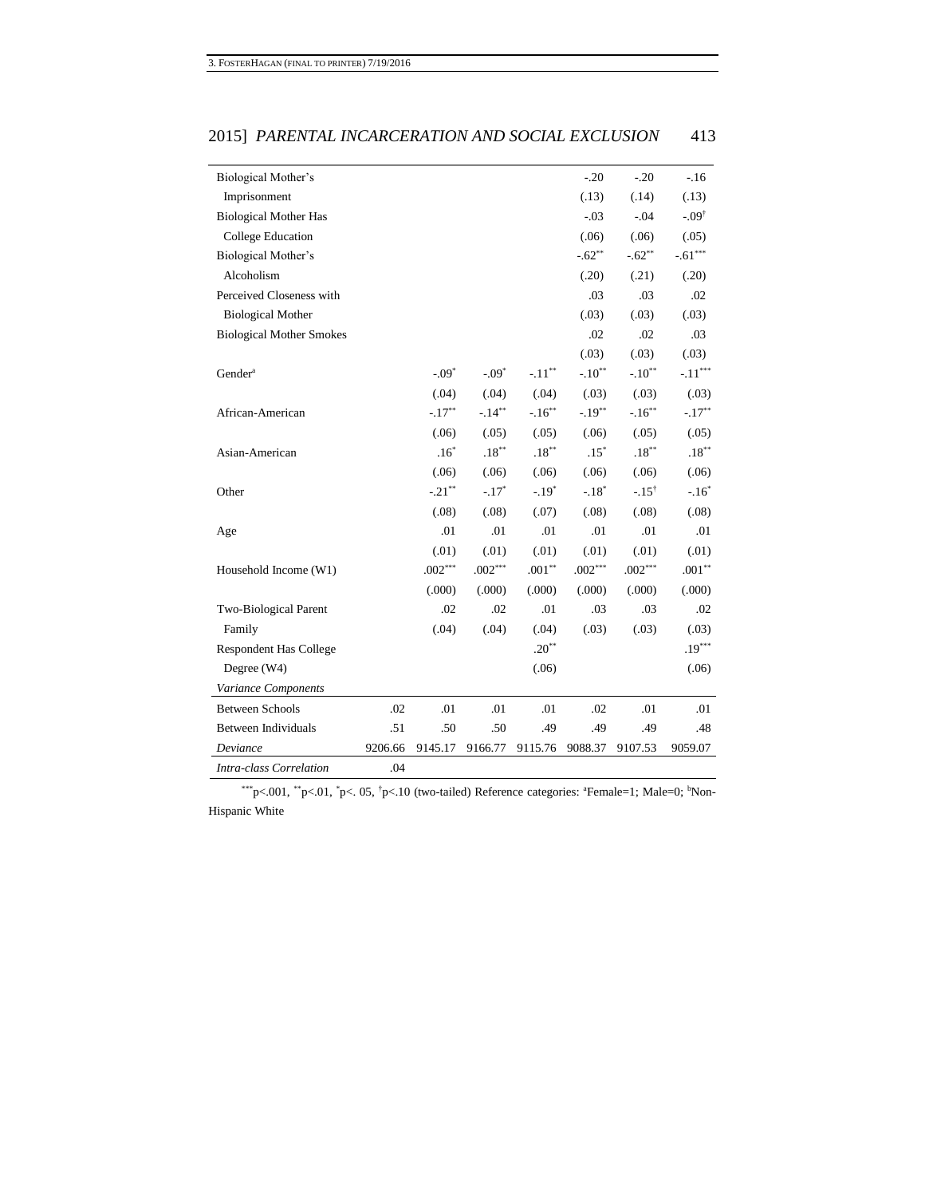| | | | | | | | |
|---|---|---|---|---|---|---|---|
| Biological Mother's Imprisonment | | | | | -.20 (.13) | -.20 (.14) | -.16 (.13) |
| Biological Mother Has College Education | | | | | -.03 (.06) | -.04 (.06) | -.09[†] (.05) |
| Biological Mother's Alcoholism | | | | | -.62[**] (.20) | -.62[**] (.21) | -.61[***] (.20) |
| Perceived Closeness with Biological Mother | | | | | .03 (.03) | .03 (.03) | .02 (.03) |
| Biological Mother Smokes | | | | | .02 (.03) | .02 (.03) | .03 (.03) |
| Gender[a] | | -.09[*] (.04) | -.09[*] (.04) | -.11[**] (.04) | -.10[**] (.03) | -.10[**] (.03) | -.11[***] (.03) |
| African-American | | -.17[**] (.06) | -.14[**] (.05) | -.16[**] (.05) | -.19[**] (.06) | -.16[**] (.05) | -.17[**] (.05) |
| Asian-American | | .16[*] (.06) | .18[**] (.06) | .18[**] (.06) | .15[*] (.06) | .18[**] (.06) | .18[**] (.06) |
| Other | | -.21[**] (.08) | -.17[*] (.08) | -.19[*] (.07) | -.18[*] (.08) | -.15[†] (.08) | -.16[*] (.08) |
| Age | | .01 (.01) | .01 (.01) | .01 (.01) | .01 (.01) | .01 (.01) | .01 (.01) |
| Household Income (W1) | | .002[***] (.000) | .002[***] (.000) | .001[**] (.000) | .002[***] (.000) | .002[***] (.000) | .001[**] (.000) |
| Two-Biological Parent Family | | .02 (.04) | .02 (.04) | .01 (.04) | .03 (.03) | .03 (.03) | .02 (.03) |
| Respondent Has College Degree (W4) | | | | .20[**] (.06) | | | .19[***] (.06) |
| *Variance Components* | | | | | | | |
| Between Schools | .02 | .01 | .01 | .01 | .02 | .01 | .01 |
| Between Individuals | .51 | .50 | .50 | .49 | .49 | .49 | .48 |
| *Deviance* | 9206.66 | 9145.17 | 9166.77 | 9115.76 | 9088.37 | 9107.53 | 9059.07 |
| *Intra-class Correlation* | .04 | | | | | | |

[***]p<.001, [**]p<.01, [*]p<. 05, [†]p<.10 (two-tailed) Reference categories: [a]Female=1; Male=0; [b]Non-Hispanic White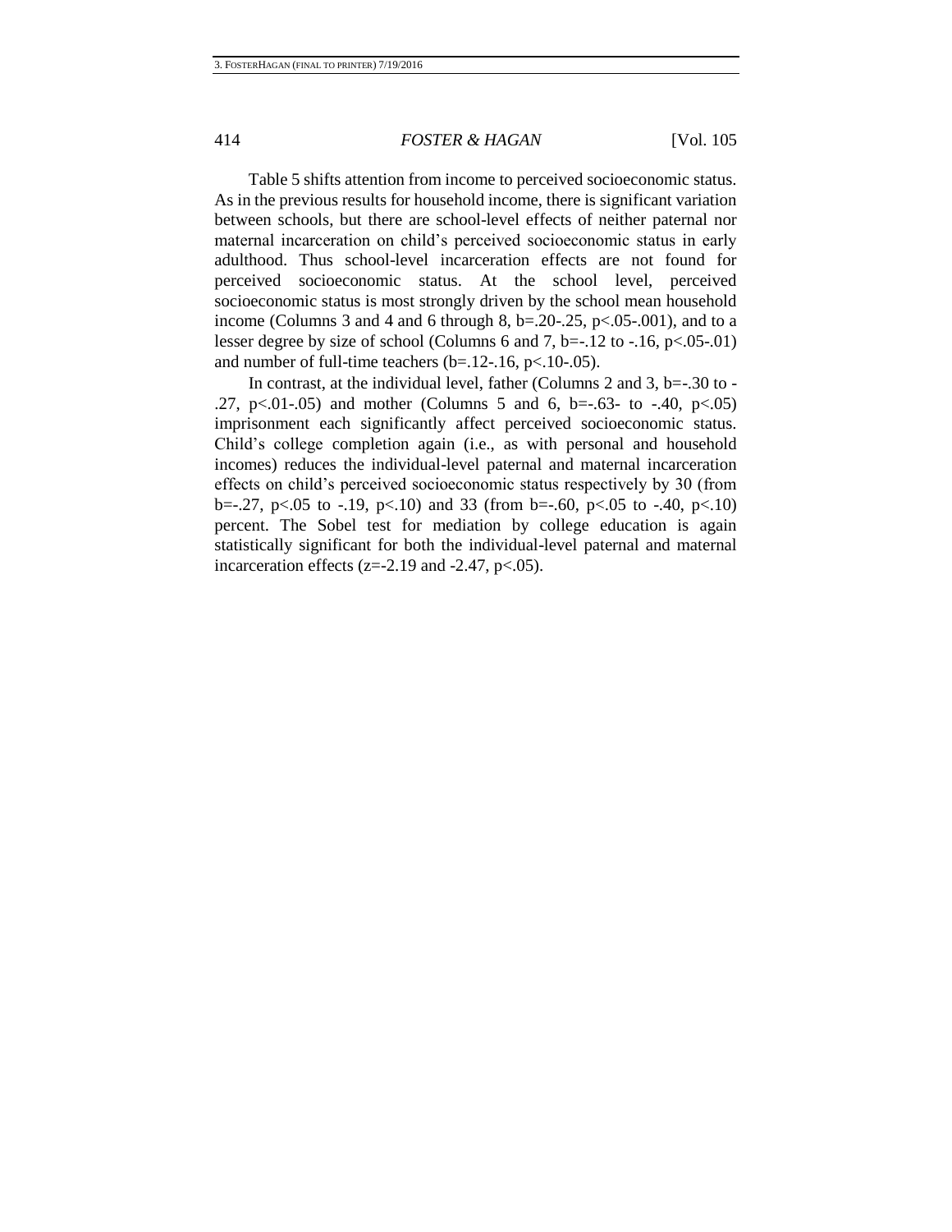Table 5 shifts attention from income to perceived socioeconomic status. As in the previous results for household income, there is significant variation between schools, but there are school-level effects of neither paternal nor maternal incarceration on child's perceived socioeconomic status in early adulthood. Thus school-level incarceration effects are not found for perceived socioeconomic status. At the school level, perceived socioeconomic status is most strongly driven by the school mean household income (Columns 3 and 4 and 6 through 8, b=.20-.25, p<.05-.001), and to a lesser degree by size of school (Columns 6 and 7, b=-.12 to -.16, p<.05-.01) and number of full-time teachers (b=.12-.16, p<.10-.05).

In contrast, at the individual level, father (Columns 2 and 3, b=-.30 to -.27, p<.01-.05) and mother (Columns 5 and 6, b=-.63- to -.40, p<.05) imprisonment each significantly affect perceived socioeconomic status. Child's college completion again (i.e., as with personal and household incomes) reduces the individual-level paternal and maternal incarceration effects on child's perceived socioeconomic status respectively by 30 (from b=-.27, p<.05 to -.19, p<.10) and 33 (from b=-.60, p<.05 to -.40, p<.10) percent. The Sobel test for mediation by college education is again statistically significant for both the individual-level paternal and maternal incarceration effects (z=-2.19 and -2.47, p<.05).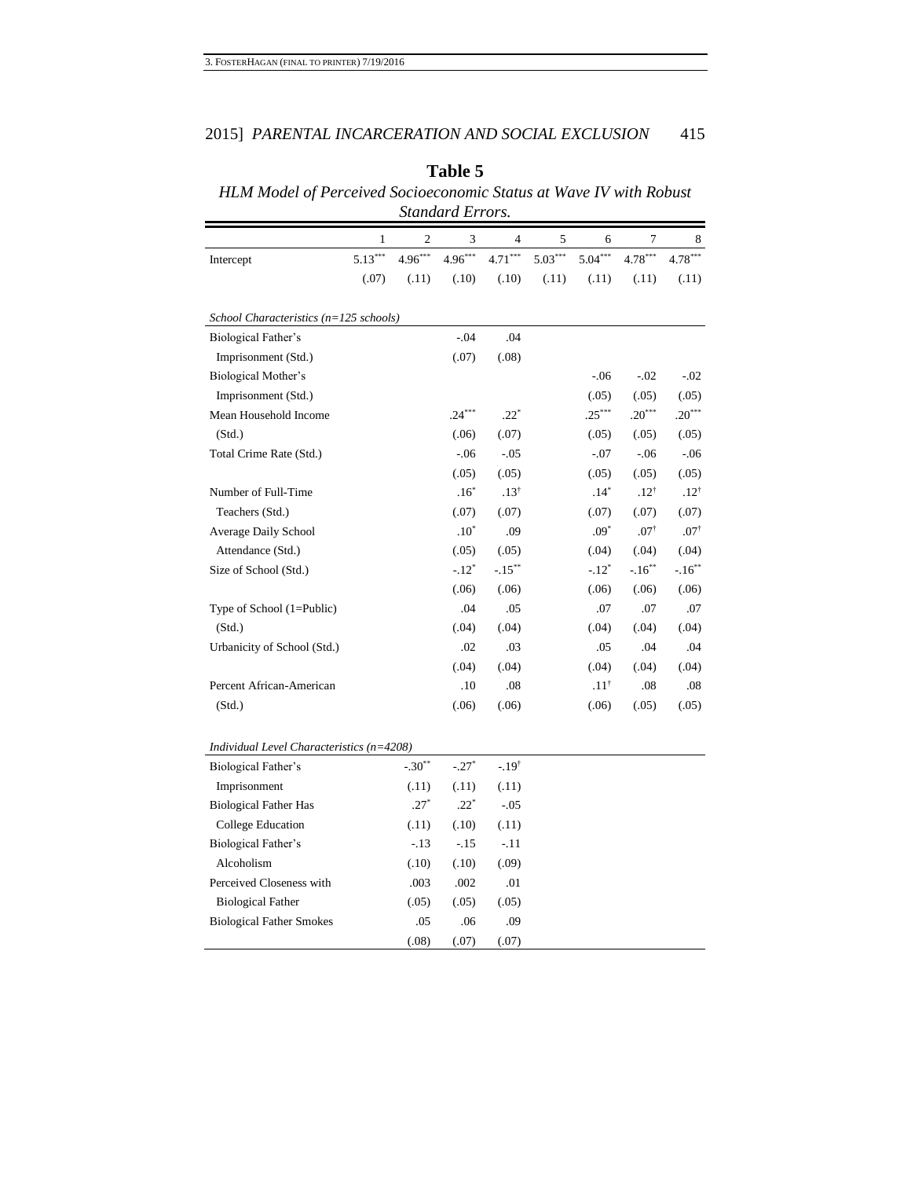**Table 5**

*HLM Model of Perceived Socioeconomic Status at Wave IV with Robust Standard Errors.*

| | 1 | 2 | 3 | 4 | 5 | 6 | 7 | 8 |
|---|---|---|---|---|---|---|---|---|
| Intercept | 5.13*** | 4.96*** | 4.96*** | 4.71*** | 5.03*** | 5.04*** | 4.78*** | 4.78*** |
| | (.07) | (.11) | (.10) | (.10) | (.11) | (.11) | (.11) | (.11) |
| *School Characteristics (n=125 schools)* | | | | | | | | |
| Biological Father's Imprisonment (Std.) | | | -.04 | .04 | | | | |
| | | | (.07) | (.08) | | | | |
| Biological Mother's Imprisonment (Std.) | | | | | | -.06 | -.02 | -.02 |
| | | | | | | (.05) | (.05) | (.05) |
| Mean Household Income (Std.) | | | .24*** | .22* | | .25*** | .20*** | .20*** |
| | | | (.06) | (.07) | | (.05) | (.05) | (.05) |
| Total Crime Rate (Std.) | | | -.06 | -.05 | | -.07 | -.06 | -.06 |
| | | | (.05) | (.05) | | (.05) | (.05) | (.05) |
| Number of Full-Time Teachers (Std.) | | | .16* | .13† | | .14* | .12† | .12† |
| | | | (.07) | (.07) | | (.07) | (.07) | (.07) |
| Average Daily School Attendance (Std.) | | | .10* | .09 | | .09* | .07† | .07† |
| | | | (.05) | (.05) | | (.04) | (.04) | (.04) |
| Size of School (Std.) | | | -.12* | -.15** | | -.12* | -.16** | -.16** |
| | | | (.06) | (.06) | | (.06) | (.06) | (.06) |
| Type of School (1=Public) (Std.) | | | .04 | .05 | | .07 | .07 | .07 |
| | | | (.04) | (.04) | | (.04) | (.04) | (.04) |
| Urbanicity of School (Std.) | | | .02 | .03 | | .05 | .04 | .04 |
| | | | (.04) | (.04) | | (.04) | (.04) | (.04) |
| Percent African-American (Std.) | | | .10 | .08 | | .11† | .08 | .08 |
| | | | (.06) | (.06) | | (.06) | (.05) | (.05) |
| *Individual Level Characteristics (n=4208)* | | | | | | | | |
| Biological Father's Imprisonment | | -.30** | -.27* | -.19† | | | | |
| | | (.11) | (.11) | (.11) | | | | |
| Biological Father Has College Education | | .27* | .22* | -.05 | | | | |
| | | (.11) | (.10) | (.11) | | | | |
| Biological Father's Alcoholism | | -.13 | -.15 | -.11 | | | | |
| | | (.10) | (.10) | (.09) | | | | |
| Perceived Closeness with Biological Father | | .003 | .002 | .01 | | | | |
| | | (.05) | (.05) | (.05) | | | | |
| Biological Father Smokes | | .05 | .06 | .09 | | | | |
| | | (.08) | (.07) | (.07) | | | | |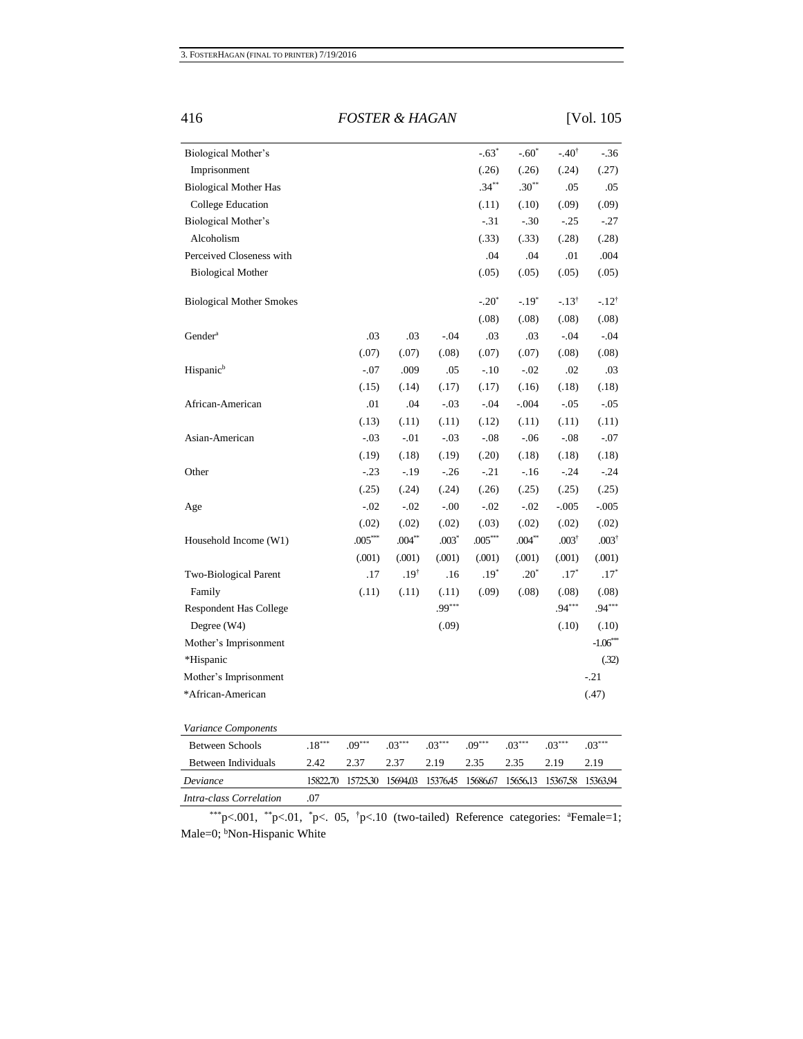| | | | | | | | | |
|---|---|---|---|---|---|---|---|---|
| Biological Mother's Imprisonment | | | | | -.63* | -.60* | -.40† | -.36 |
| | | | | | (.26) | (.26) | (.24) | (.27) |
| Biological Mother Has College Education | | | | | .34** | .30** | .05 | .05 |
| | | | | | (.11) | (.10) | (.09) | (.09) |
| Biological Mother's Alcoholism | | | | | -.31 | -.30 | -.25 | -.27 |
| | | | | | (.33) | (.33) | (.28) | (.28) |
| Perceived Closeness with Biological Mother | | | | | .04 | .04 | .01 | .004 |
| | | | | | (.05) | (.05) | (.05) | (.05) |
| Biological Mother Smokes | | | | | -.20* | -.19* | -.13† | -.12† |
| | | | | | (.08) | (.08) | (.08) | (.08) |
| Gender[a] | | .03 | .03 | -.04 | .03 | .03 | -.04 | -.04 |
| | | (.07) | (.07) | (.08) | (.07) | (.07) | (.08) | (.08) |
| Hispanic[b] | | -.07 | .009 | .05 | -.10 | -.02 | .02 | .03 |
| | | (.15) | (.14) | (.17) | (.17) | (.16) | (.18) | (.18) |
| African-American | | .01 | .04 | -.03 | -.04 | -.004 | -.05 | -.05 |
| | | (.13) | (.11) | (.11) | (.12) | (.11) | (.11) | (.11) |
| Asian-American | | -.03 | -.01 | -.03 | -.08 | -.06 | -.08 | -.07 |
| | | (.19) | (.18) | (.19) | (.20) | (.18) | (.18) | (.18) |
| Other | | -.23 | -.19 | -.26 | -.21 | -.16 | -.24 | -.24 |
| | | (.25) | (.24) | (.24) | (.26) | (.25) | (.25) | (.25) |
| Age | | -.02 | -.02 | -.00 | -.02 | -.02 | -.005 | -.005 |
| | | (.02) | (.02) | (.02) | (.03) | (.02) | (.02) | (.02) |
| Household Income (W1) | | .005*** | .004** | .003* | .005*** | .004** | .003† | .003† |
| | | (.001) | (.001) | (.001) | (.001) | (.001) | (.001) | (.001) |
| Two-Biological Parent Family | | .17 | .19† | .16 | .19* | .20* | .17* | .17* |
| | | (.11) | (.11) | (.11) | (.09) | (.08) | (.08) | (.08) |
| Respondent Has College Degree (W4) | | | | .99*** | | | .94*** | .94*** |
| | | | | (.09) | | | (.10) | (.10) |
| Mother's Imprisonment *Hispanic | | | | | | | | -1.06*** |
| | | | | | | | | (.32) |
| Mother's Imprisonment *African-American | | | | | | | | -.21 |
| | | | | | | | | (.47) |
| *Variance Components* | | | | | | | | |
| Between Schools | .18*** | .09*** | .03*** | .03*** | .09*** | .03*** | .03*** | .03*** |
| Between Individuals | 2.42 | 2.37 | 2.37 | 2.19 | 2.35 | 2.35 | 2.19 | 2.19 |
| *Deviance* | 15822.70 | 15725.30 | 15694.03 | 15376.45 | 15686.67 | 15656.13 | 15367.58 | 15363.94 |
| *Intra-class Correlation* | .07 | | | | | | | |

***p<.001, **p<.01, *p<. 05, †p<.10 (two-tailed) Reference categories: [a]Female=1; Male=0; [b]Non-Hispanic White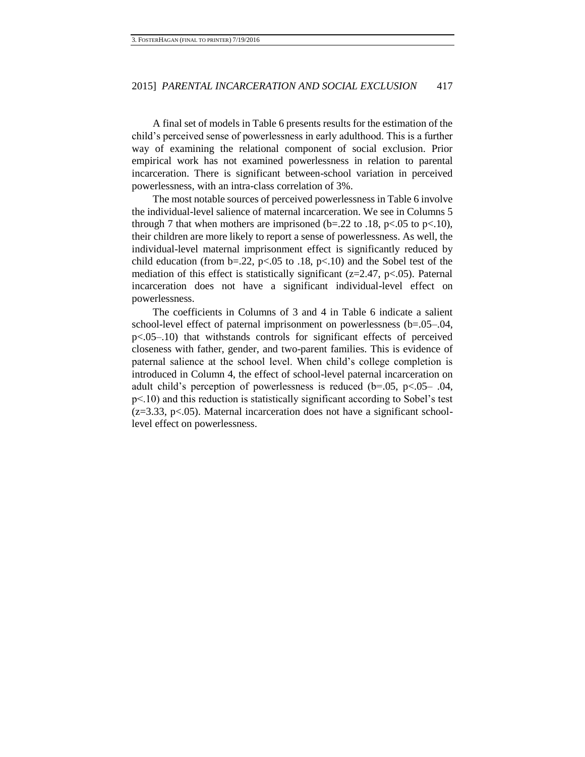A final set of models in Table 6 presents results for the estimation of the child's perceived sense of powerlessness in early adulthood. This is a further way of examining the relational component of social exclusion. Prior empirical work has not examined powerlessness in relation to parental incarceration. There is significant between-school variation in perceived powerlessness, with an intra-class correlation of 3%.

The most notable sources of perceived powerlessness in Table 6 involve the individual-level salience of maternal incarceration. We see in Columns 5 through 7 that when mothers are imprisoned ($b=.22$ to $.18$, $p<.05$ to $p<.10$), their children are more likely to report a sense of powerlessness. As well, the individual-level maternal imprisonment effect is significantly reduced by child education (from $b=.22$, $p<.05$ to $.18$, $p<.10$) and the Sobel test of the mediation of this effect is statistically significant ($z=2.47$, $p<.05$). Paternal incarceration does not have a significant individual-level effect on powerlessness.

The coefficients in Columns of 3 and 4 in Table 6 indicate a salient school-level effect of paternal imprisonment on powerlessness ($b=.05$–$.04$, $p<.05$–$.10$) that withstands controls for significant effects of perceived closeness with father, gender, and two-parent families. This is evidence of paternal salience at the school level. When child's college completion is introduced in Column 4, the effect of school-level paternal incarceration on adult child's perception of powerlessness is reduced ($b=.05$, $p<.05$– $.04$, $p<.10$) and this reduction is statistically significant according to Sobel's test ($z=3.33$, $p<.05$). Maternal incarceration does not have a significant school-level effect on powerlessness.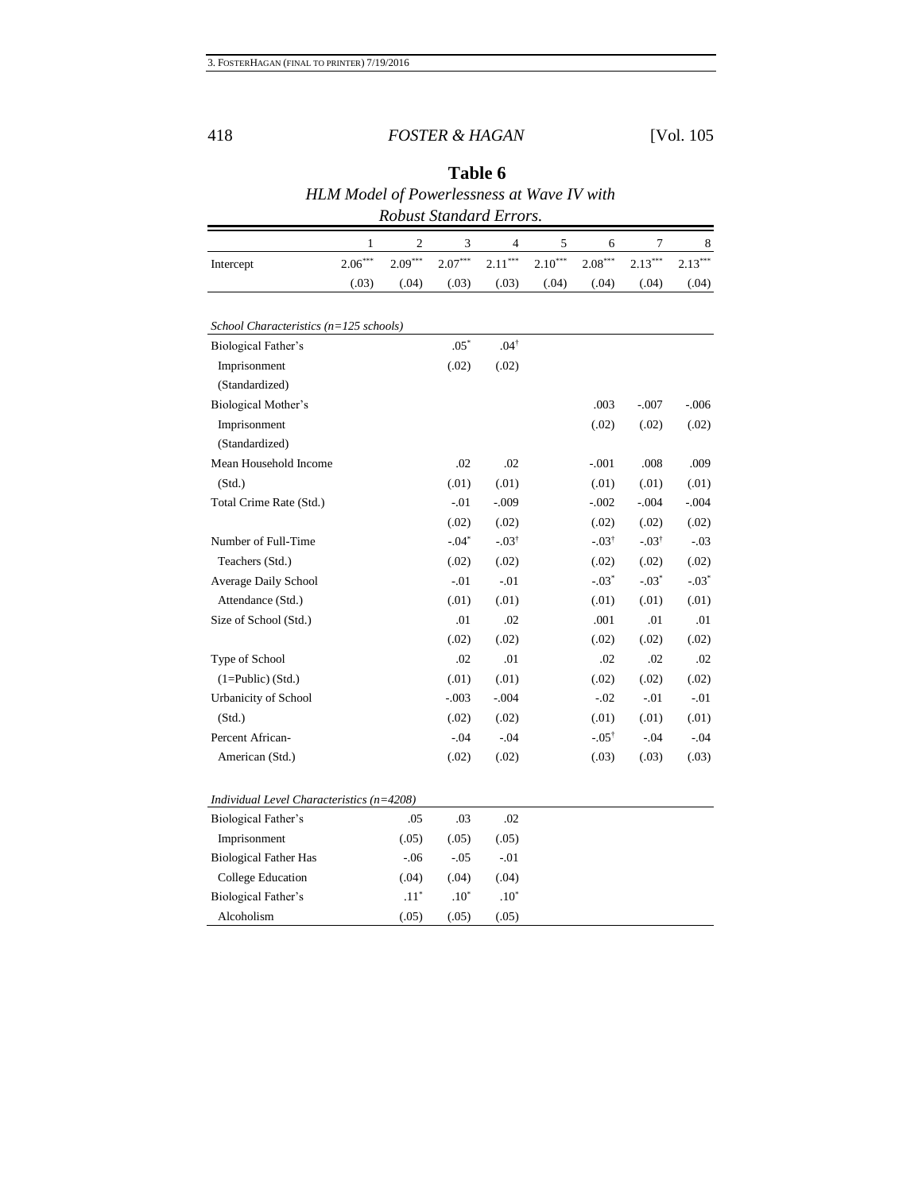**Table 6**

*HLM Model of Powerlessness at Wave IV with Robust Standard Errors.*

| | 1 | 2 | 3 | 4 | 5 | 6 | 7 | 8 |
|---|---|---|---|---|---|---|---|---|
| Intercept | 2.06*** | 2.09*** | 2.07*** | 2.11*** | 2.10*** | 2.08*** | 2.13*** | 2.13*** |
| | (.03) | (.04) | (.03) | (.03) | (.04) | (.04) | (.04) | (.04) |
| *School Characteristics (n=125 schools)* | | | | | | | | |
| Biological Father's Imprisonment (Standardized) | | | .05* | .04† | | | | |
| | | | (.02) | (.02) | | | | |
| Biological Mother's Imprisonment (Standardized) | | | | | | .003 | -.007 | -.006 |
| | | | | | | (.02) | (.02) | (.02) |
| Mean Household Income (Std.) | | | .02 | .02 | | -.001 | .008 | .009 |
| | | | (.01) | (.01) | | (.01) | (.01) | (.01) |
| Total Crime Rate (Std.) | | | -.01 | -.009 | | -.002 | -.004 | -.004 |
| | | | (.02) | (.02) | | (.02) | (.02) | (.02) |
| Number of Full-Time Teachers (Std.) | | | -.04* | -.03† | | -.03† | -.03† | -.03 |
| | | | (.02) | (.02) | | (.02) | (.02) | (.02) |
| Average Daily School Attendance (Std.) | | | -.01 | -.01 | | -.03* | -.03* | -.03* |
| | | | (.01) | (.01) | | (.01) | (.01) | (.01) |
| Size of School (Std.) | | | .01 | .02 | | .001 | .01 | .01 |
| | | | (.02) | (.02) | | (.02) | (.02) | (.02) |
| Type of School (1=Public) (Std.) | | | .02 | .01 | | .02 | .02 | .02 |
| | | | (.01) | (.01) | | (.02) | (.02) | (.02) |
| Urbanicity of School (Std.) | | | -.003 | -.004 | | -.02 | -.01 | -.01 |
| | | | (.02) | (.02) | | (.01) | (.01) | (.01) |
| Percent African-American (Std.) | | | -.04 | -.04 | | -.05† | -.04 | -.04 |
| | | | (.02) | (.02) | | (.03) | (.03) | (.03) |
| *Individual Level Characteristics (n=4208)* | | | | | | | | |
| Biological Father's Imprisonment | | .05 | .03 | .02 | | | | |
| | | (.05) | (.05) | (.05) | | | | |
| Biological Father Has College Education | | -.06 | -.05 | -.01 | | | | |
| | | (.04) | (.04) | (.04) | | | | |
| Biological Father's Alcoholism | | .11* | .10* | .10* | | | | |
| | | (.05) | (.05) | (.05) | | | | |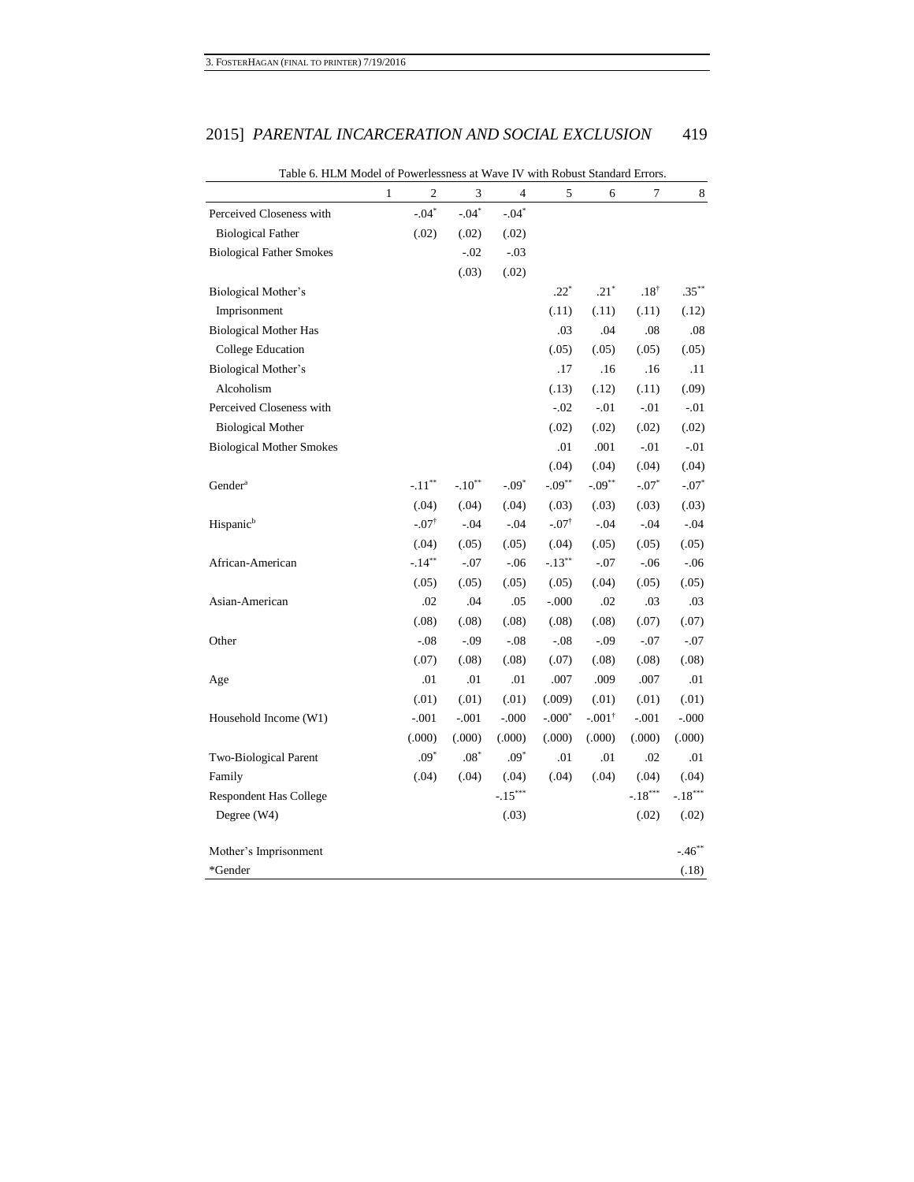Table 6. HLM Model of Powerlessness at Wave IV with Robust Standard Errors.

| | 1 | 2 | 3 | 4 | 5 | 6 | 7 | 8 |
|---|---|---|---|---|---|---|---|---|
| Perceived Closeness with | | -.04* | -.04* | -.04* | | | | |
| Biological Father | | (.02) | (.02) | (.02) | | | | |
| Biological Father Smokes | | | -.02 | -.03 | | | | |
| | | | (.03) | (.02) | | | | |
| Biological Mother's | | | | | .22* | .21* | .18† | .35** |
| Imprisonment | | | | | (.11) | (.11) | (.11) | (.12) |
| Biological Mother Has | | | | | .03 | .04 | .08 | .08 |
| College Education | | | | | (.05) | (.05) | (.05) | (.05) |
| Biological Mother's | | | | | .17 | .16 | .16 | .11 |
| Alcoholism | | | | | (.13) | (.12) | (.11) | (.09) |
| Perceived Closeness with | | | | | -.02 | -.01 | -.01 | -.01 |
| Biological Mother | | | | | (.02) | (.02) | (.02) | (.02) |
| Biological Mother Smokes | | | | | .01 | .001 | -.01 | -.01 |
| | | | | | (.04) | (.04) | (.04) | (.04) |
| Gender[a] | | -.11** | -.10** | -.09* | -.09** | -.09** | -.07* | -.07* |
| | | (.04) | (.04) | (.04) | (.03) | (.03) | (.03) | (.03) |
| Hispanic[b] | | -.07† | -.04 | -.04 | -.07† | -.04 | -.04 | -.04 |
| | | (.04) | (.05) | (.05) | (.04) | (.05) | (.05) | (.05) |
| African-American | | -.14** | -.07 | -.06 | -.13** | -.07 | -.06 | -.06 |
| | | (.05) | (.05) | (.05) | (.05) | (.04) | (.05) | (.05) |
| Asian-American | | .02 | .04 | .05 | -.000 | .02 | .03 | .03 |
| | | (.08) | (.08) | (.08) | (.08) | (.08) | (.07) | (.07) |
| Other | | -.08 | -.09 | -.08 | -.08 | -.09 | -.07 | -.07 |
| | | (.07) | (.08) | (.08) | (.07) | (.08) | (.08) | (.08) |
| Age | | .01 | .01 | .01 | .007 | .009 | .007 | .01 |
| | | (.01) | (.01) | (.01) | (.009) | (.01) | (.01) | (.01) |
| Household Income (W1) | | -.001 | -.001 | -.000 | -.000* | -.001† | -.001 | -.000 |
| | | (.000) | (.000) | (.000) | (.000) | (.000) | (.000) | (.000) |
| Two-Biological Parent | | .09* | .08* | .09* | .01 | .01 | .02 | .01 |
| Family | | (.04) | (.04) | (.04) | (.04) | (.04) | (.04) | (.04) |
| Respondent Has College | | | | -.15*** | | | -.18*** | -.18*** |
| Degree (W4) | | | | (.03) | | | (.02) | (.02) |
| Mother's Imprisonment | | | | | | | | -.46** |
| *Gender | | | | | | | | (.18) |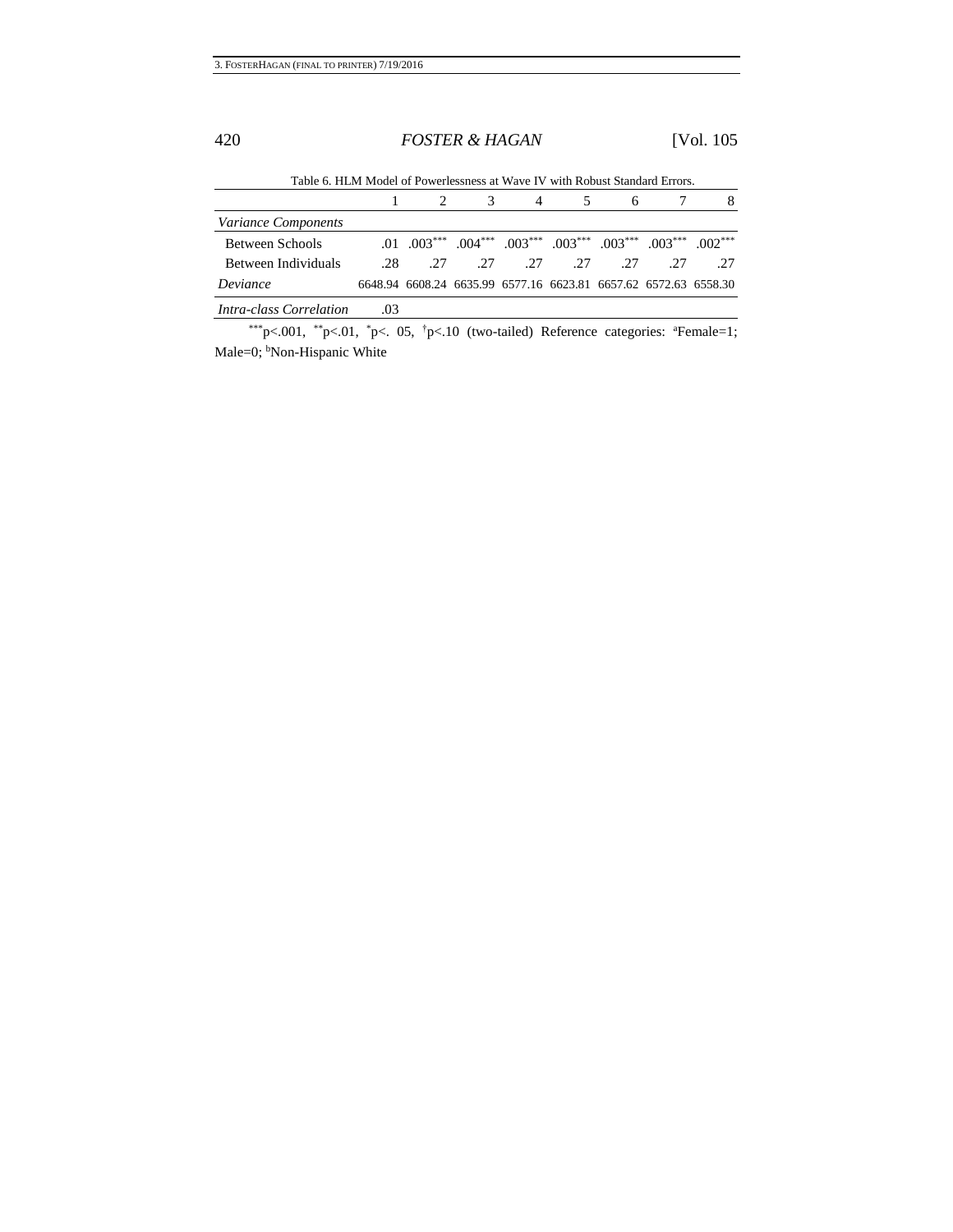Table 6. HLM Model of Powerlessness at Wave IV with Robust Standard Errors.

| | 1 | 2 | 3 | 4 | 5 | 6 | 7 | 8 |
|---|---|---|---|---|---|---|---|---|
| *Variance Components* | | | | | | | | |
| Between Schools | .01 | .003*** | .004*** | .003*** | .003*** | .003*** | .003*** | .002*** |
| Between Individuals | .28 | .27 | .27 | .27 | .27 | .27 | .27 | .27 |
| *Deviance* | 6648.94 | 6608.24 | 6635.99 | 6577.16 | 6623.81 | 6657.62 | 6572.63 | 6558.30 |
| *Intra-class Correlation* | .03 | | | | | | | |

***p<.001, **p<.01, *p<. 05, †p<.10 (two-tailed) Reference categories: [a]Female=1; Male=0; [b]Non-Hispanic White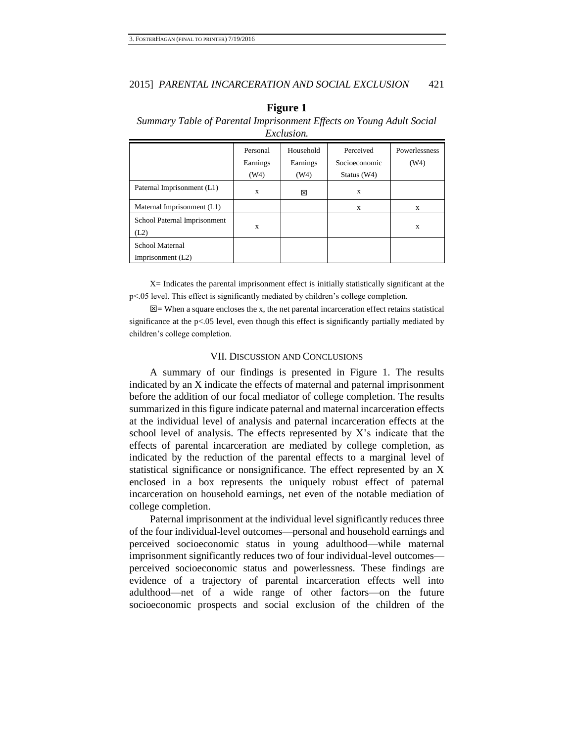**Figure 1**

*Summary Table of Parental Imprisonment Effects on Young Adult Social Exclusion.*

| | Personal Earnings (W4) | Household Earnings (W4) | Perceived Socioeconomic Status (W4) | Powerlessness (W4) |
|---|---|---|---|---|
| Paternal Imprisonment (L1) | x | ☒ | x | |
| Maternal Imprisonment (L1) | | | x | x |
| School Paternal Imprisonment (L2) | x | | | x |
| School Maternal Imprisonment (L2) | | | | |

X= Indicates the parental imprisonment effect is initially statistically significant at the p<.05 level. This effect is significantly mediated by children's college completion.

☒= When a square encloses the x, the net parental incarceration effect retains statistical significance at the p<.05 level, even though this effect is significantly partially mediated by children's college completion.

## VII. Discussion and Conclusions

A summary of our findings is presented in Figure 1. The results indicated by an X indicate the effects of maternal and paternal imprisonment before the addition of our focal mediator of college completion. The results summarized in this figure indicate paternal and maternal incarceration effects at the individual level of analysis and paternal incarceration effects at the school level of analysis. The effects represented by X's indicate that the effects of parental incarceration are mediated by college completion, as indicated by the reduction of the parental effects to a marginal level of statistical significance or nonsignificance. The effect represented by an X enclosed in a box represents the uniquely robust effect of paternal incarceration on household earnings, net even of the notable mediation of college completion.

Paternal imprisonment at the individual level significantly reduces three of the four individual-level outcomes—personal and household earnings and perceived socioeconomic status in young adulthood—while maternal imprisonment significantly reduces two of four individual-level outcomes—perceived socioeconomic status and powerlessness. These findings are evidence of a trajectory of parental incarceration effects well into adulthood—net of a wide range of other factors—on the future socioeconomic prospects and social exclusion of the children of the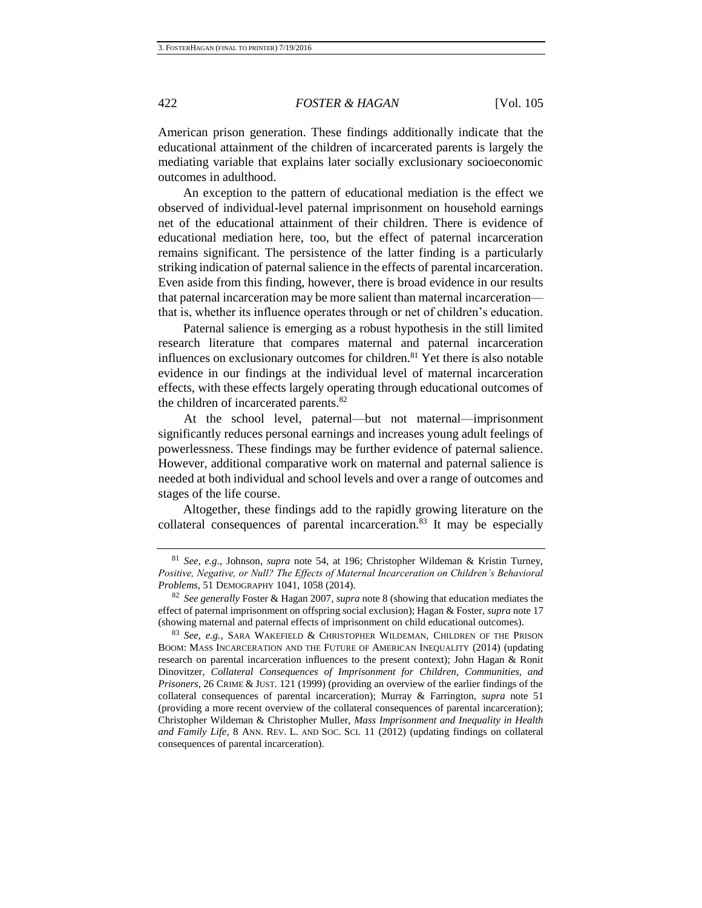American prison generation. These findings additionally indicate that the educational attainment of the children of incarcerated parents is largely the mediating variable that explains later socially exclusionary socioeconomic outcomes in adulthood.

An exception to the pattern of educational mediation is the effect we observed of individual-level paternal imprisonment on household earnings net of the educational attainment of their children. There is evidence of educational mediation here, too, but the effect of paternal incarceration remains significant. The persistence of the latter finding is a particularly striking indication of paternal salience in the effects of parental incarceration. Even aside from this finding, however, there is broad evidence in our results that paternal incarceration may be more salient than maternal incarceration—that is, whether its influence operates through or net of children's education.

Paternal salience is emerging as a robust hypothesis in the still limited research literature that compares maternal and paternal incarceration influences on exclusionary outcomes for children.[81] Yet there is also notable evidence in our findings at the individual level of maternal incarceration effects, with these effects largely operating through educational outcomes of the children of incarcerated parents.[82]

At the school level, paternal—but not maternal—imprisonment significantly reduces personal earnings and increases young adult feelings of powerlessness. These findings may be further evidence of paternal salience. However, additional comparative work on maternal and paternal salience is needed at both individual and school levels and over a range of outcomes and stages of the life course.

Altogether, these findings add to the rapidly growing literature on the collateral consequences of parental incarceration.[83] It may be especially

---

[81] *See, e.g.*, Johnson, *supra* note 54, at 196; Christopher Wildeman & Kristin Turney, *Positive, Negative, or Null? The Effects of Maternal Incarceration on Children's Behavioral Problems*, 51 DEMOGRAPHY 1041, 1058 (2014).

[82] *See generally* Foster & Hagan 2007, *supra* note 8 (showing that education mediates the effect of paternal imprisonment on offspring social exclusion); Hagan & Foster, *supra* note 17 (showing maternal and paternal effects of imprisonment on child educational outcomes).

[83] *See, e.g.*, SARA WAKEFIELD & CHRISTOPHER WILDEMAN, CHILDREN OF THE PRISON BOOM: MASS INCARCERATION AND THE FUTURE OF AMERICAN INEQUALITY (2014) (updating research on parental incarceration influences to the present context); John Hagan & Ronit Dinovitzer, *Collateral Consequences of Imprisonment for Children, Communities, and Prisoners*, 26 CRIME & JUST. 121 (1999) (providing an overview of the earlier findings of the collateral consequences of parental incarceration); Murray & Farrington, *supra* note 51 (providing a more recent overview of the collateral consequences of parental incarceration); Christopher Wildeman & Christopher Muller, *Mass Imprisonment and Inequality in Health and Family Life*, 8 ANN. REV. L. AND SOC. SCI. 11 (2012) (updating findings on collateral consequences of parental incarceration).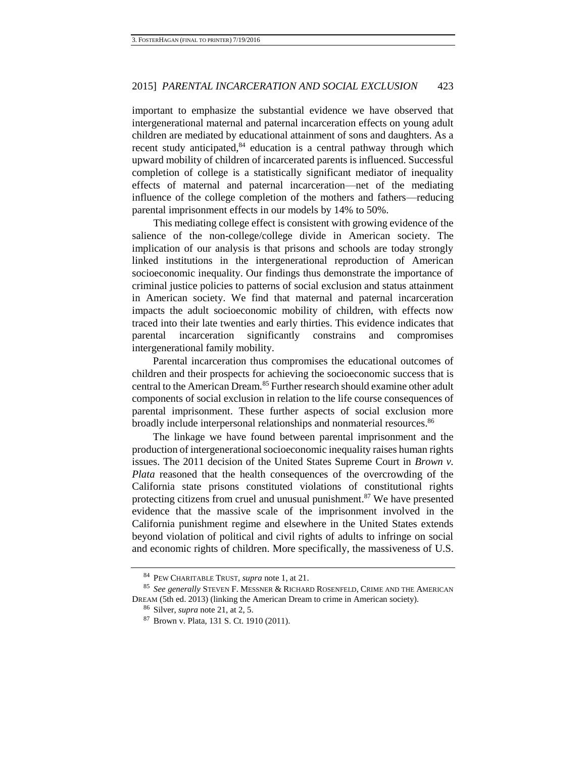important to emphasize the substantial evidence we have observed that intergenerational maternal and paternal incarceration effects on young adult children are mediated by educational attainment of sons and daughters. As a recent study anticipated,[84] education is a central pathway through which upward mobility of children of incarcerated parents is influenced. Successful completion of college is a statistically significant mediator of inequality effects of maternal and paternal incarceration—net of the mediating influence of the college completion of the mothers and fathers—reducing parental imprisonment effects in our models by 14% to 50%.

This mediating college effect is consistent with growing evidence of the salience of the non-college/college divide in American society. The implication of our analysis is that prisons and schools are today strongly linked institutions in the intergenerational reproduction of American socioeconomic inequality. Our findings thus demonstrate the importance of criminal justice policies to patterns of social exclusion and status attainment in American society. We find that maternal and paternal incarceration impacts the adult socioeconomic mobility of children, with effects now traced into their late twenties and early thirties. This evidence indicates that parental incarceration significantly constrains and compromises intergenerational family mobility.

Parental incarceration thus compromises the educational outcomes of children and their prospects for achieving the socioeconomic success that is central to the American Dream.[85] Further research should examine other adult components of social exclusion in relation to the life course consequences of parental imprisonment. These further aspects of social exclusion more broadly include interpersonal relationships and nonmaterial resources.[86]

The linkage we have found between parental imprisonment and the production of intergenerational socioeconomic inequality raises human rights issues. The 2011 decision of the United States Supreme Court in *Brown v. Plata* reasoned that the health consequences of the overcrowding of the California state prisons constituted violations of constitutional rights protecting citizens from cruel and unusual punishment.[87] We have presented evidence that the massive scale of the imprisonment involved in the California punishment regime and elsewhere in the United States extends beyond violation of political and civil rights of adults to infringe on social and economic rights of children. More specifically, the massiveness of U.S.

---

[84] PEW CHARITABLE TRUST, *supra* note 1, at 21.

[85] *See generally* STEVEN F. MESSNER & RICHARD ROSENFELD, CRIME AND THE AMERICAN DREAM (5th ed. 2013) (linking the American Dream to crime in American society).

[86] Silver, *supra* note 21, at 2, 5.

[87] Brown v. Plata, 131 S. Ct. 1910 (2011).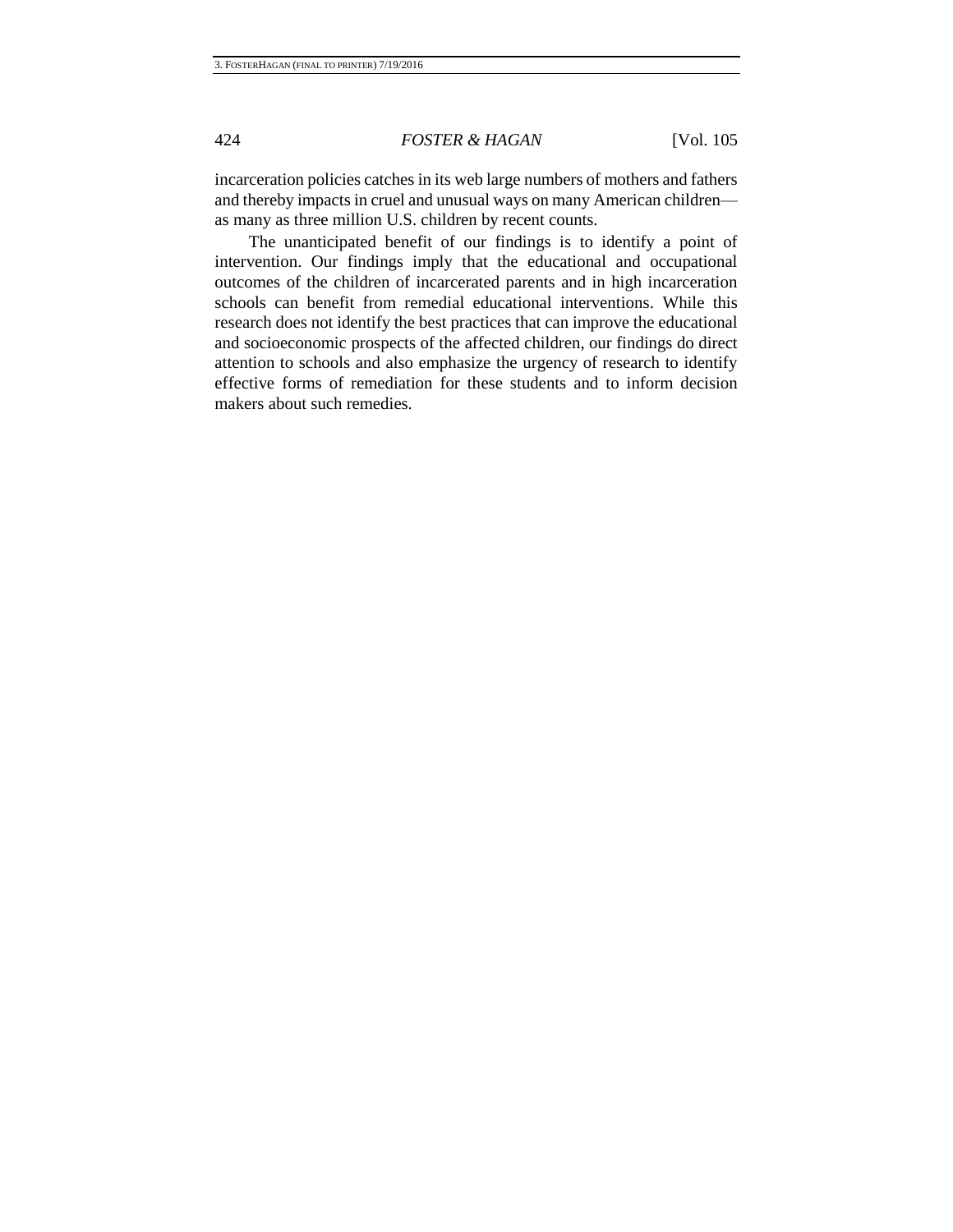incarceration policies catches in its web large numbers of mothers and fathers and thereby impacts in cruel and unusual ways on many American children—as many as three million U.S. children by recent counts.

The unanticipated benefit of our findings is to identify a point of intervention. Our findings imply that the educational and occupational outcomes of the children of incarcerated parents and in high incarceration schools can benefit from remedial educational interventions. While this research does not identify the best practices that can improve the educational and socioeconomic prospects of the affected children, our findings do direct attention to schools and also emphasize the urgency of research to identify effective forms of remediation for these students and to inform decision makers about such remedies.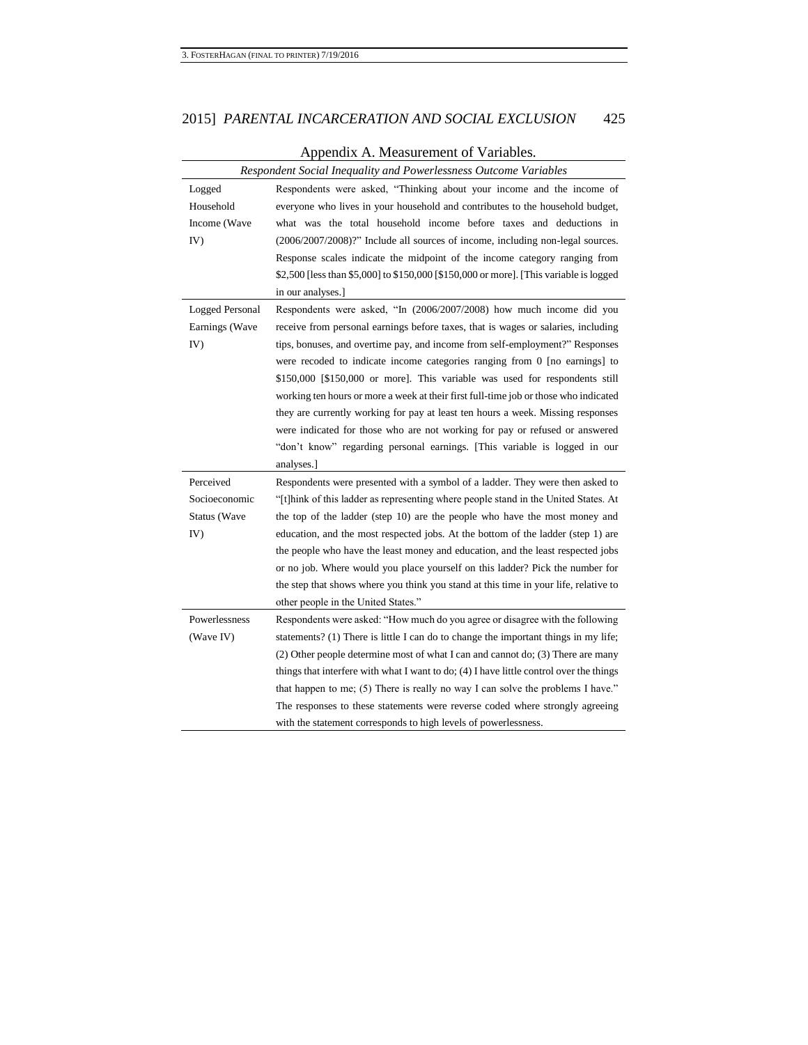Appendix A. Measurement of Variables.

| | |
|---|---|
| *Respondent Social Inequality and Powerlessness Outcome Variables* | |
| Logged Household Income (Wave IV) | Respondents were asked, "Thinking about your income and the income of everyone who lives in your household and contributes to the household budget, what was the total household income before taxes and deductions in (2006/2007/2008)?" Include all sources of income, including non-legal sources. Response scales indicate the midpoint of the income category ranging from $2,500 [less than $5,000] to $150,000 [$150,000 or more]. [This variable is logged in our analyses.] |
| Logged Personal Earnings (Wave IV) | Respondents were asked, "In (2006/2007/2008) how much income did you receive from personal earnings before taxes, that is wages or salaries, including tips, bonuses, and overtime pay, and income from self-employment?" Responses were recoded to indicate income categories ranging from 0 [no earnings] to $150,000 [$150,000 or more]. This variable was used for respondents still working ten hours or more a week at their first full-time job or those who indicated they are currently working for pay at least ten hours a week. Missing responses were indicated for those who are not working for pay or refused or answered "don't know" regarding personal earnings. [This variable is logged in our analyses.] |
| Perceived Socioeconomic Status (Wave IV) | Respondents were presented with a symbol of a ladder. They were then asked to "[t]hink of this ladder as representing where people stand in the United States. At the top of the ladder (step 10) are the people who have the most money and education, and the most respected jobs. At the bottom of the ladder (step 1) are the people who have the least money and education, and the least respected jobs or no job. Where would you place yourself on this ladder? Pick the number for the step that shows where you think you stand at this time in your life, relative to other people in the United States." |
| Powerlessness (Wave IV) | Respondents were asked: "How much do you agree or disagree with the following statements? (1) There is little I can do to change the important things in my life; (2) Other people determine most of what I can and cannot do; (3) There are many things that interfere with what I want to do; (4) I have little control over the things that happen to me; (5) There is really no way I can solve the problems I have." The responses to these statements were reverse coded where strongly agreeing with the statement corresponds to high levels of powerlessness. |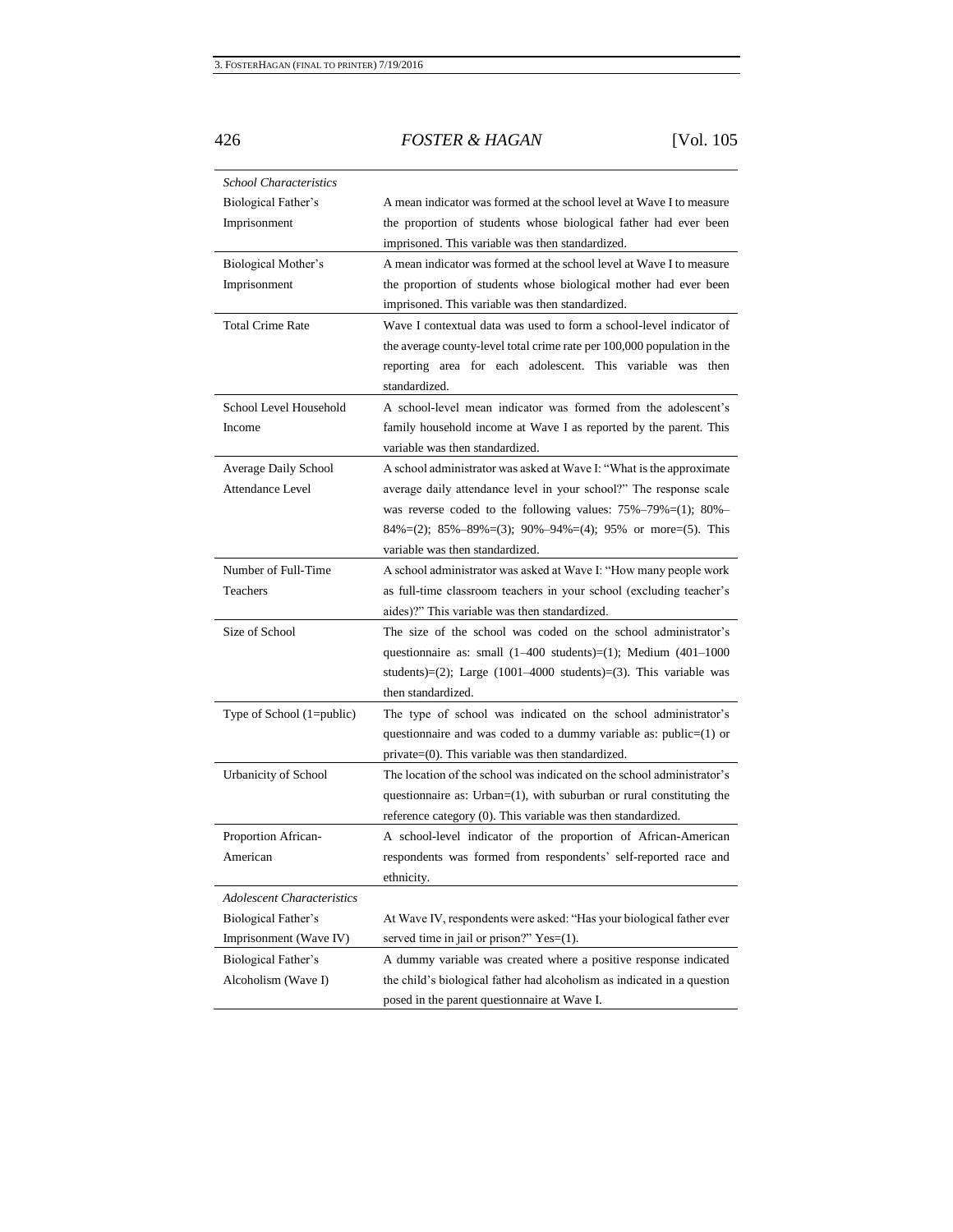| | |
|---|---|
| *School Characteristics* | |
| Biological Father's Imprisonment | A mean indicator was formed at the school level at Wave I to measure the proportion of students whose biological father had ever been imprisoned. This variable was then standardized. |
| Biological Mother's Imprisonment | A mean indicator was formed at the school level at Wave I to measure the proportion of students whose biological mother had ever been imprisoned. This variable was then standardized. |
| Total Crime Rate | Wave I contextual data was used to form a school-level indicator of the average county-level total crime rate per 100,000 population in the reporting area for each adolescent. This variable was then standardized. |
| School Level Household Income | A school-level mean indicator was formed from the adolescent's family household income at Wave I as reported by the parent. This variable was then standardized. |
| Average Daily School Attendance Level | A school administrator was asked at Wave I: "What is the approximate average daily attendance level in your school?" The response scale was reverse coded to the following values: 75%–79%=(1); 80%–84%=(2); 85%–89%=(3); 90%–94%=(4); 95% or more=(5). This variable was then standardized. |
| Number of Full-Time Teachers | A school administrator was asked at Wave I: "How many people work as full-time classroom teachers in your school (excluding teacher's aides)?" This variable was then standardized. |
| Size of School | The size of the school was coded on the school administrator's questionnaire as: small (1–400 students)=(1); Medium (401–1000 students)=(2); Large (1001–4000 students)=(3). This variable was then standardized. |
| Type of School (1=public) | The type of school was indicated on the school administrator's questionnaire and was coded to a dummy variable as: public=(1) or private=(0). This variable was then standardized. |
| Urbanicity of School | The location of the school was indicated on the school administrator's questionnaire as: Urban=(1), with suburban or rural constituting the reference category (0). This variable was then standardized. |
| Proportion African-American | A school-level indicator of the proportion of African-American respondents was formed from respondents' self-reported race and ethnicity. |
| *Adolescent Characteristics* | |
| Biological Father's Imprisonment (Wave IV) | At Wave IV, respondents were asked: "Has your biological father ever served time in jail or prison?" Yes=(1). |
| Biological Father's Alcoholism (Wave I) | A dummy variable was created where a positive response indicated the child's biological father had alcoholism as indicated in a question posed in the parent questionnaire at Wave I. |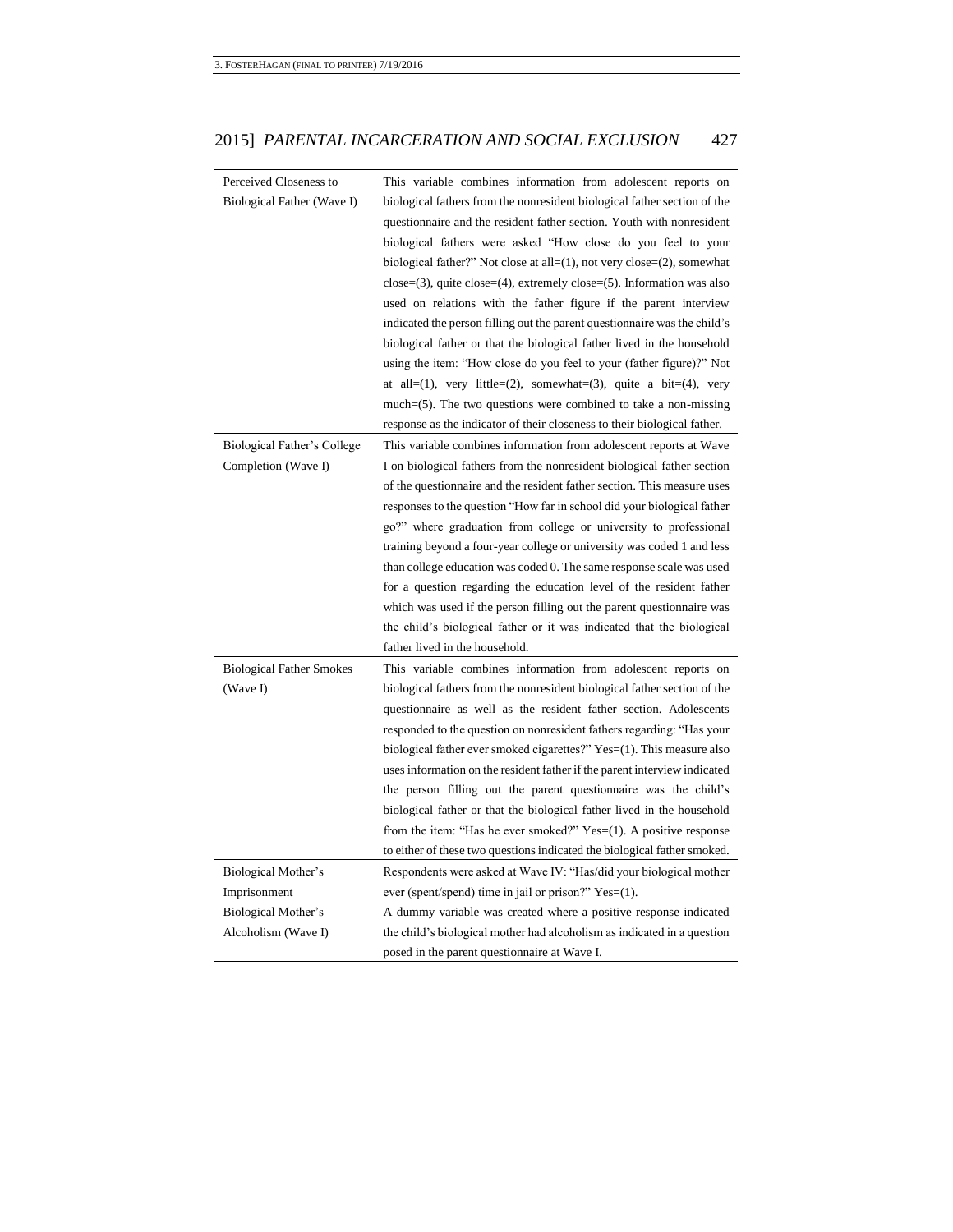| | |
|---|---|
| Perceived Closeness to Biological Father (Wave I) | This variable combines information from adolescent reports on biological fathers from the nonresident biological father section of the questionnaire and the resident father section. Youth with nonresident biological fathers were asked "How close do you feel to your biological father?" Not close at all=(1), not very close=(2), somewhat close=(3), quite close=(4), extremely close=(5). Information was also used on relations with the father figure if the parent interview indicated the person filling out the parent questionnaire was the child's biological father or that the biological father lived in the household using the item: "How close do you feel to your (father figure)?" Not at all=(1), very little=(2), somewhat=(3), quite a bit=(4), very much=(5). The two questions were combined to take a non-missing response as the indicator of their closeness to their biological father. |
| Biological Father's College Completion (Wave I) | This variable combines information from adolescent reports at Wave I on biological fathers from the nonresident biological father section of the questionnaire and the resident father section. This measure uses responses to the question "How far in school did your biological father go?" where graduation from college or university to professional training beyond a four-year college or university was coded 1 and less than college education was coded 0. The same response scale was used for a question regarding the education level of the resident father which was used if the person filling out the parent questionnaire was the child's biological father or it was indicated that the biological father lived in the household. |
| Biological Father Smokes (Wave I) | This variable combines information from adolescent reports on biological fathers from the nonresident biological father section of the questionnaire as well as the resident father section. Adolescents responded to the question on nonresident fathers regarding: "Has your biological father ever smoked cigarettes?" Yes=(1). This measure also uses information on the resident father if the parent interview indicated the person filling out the parent questionnaire was the child's biological father or that the biological father lived in the household from the item: "Has he ever smoked?" Yes=(1). A positive response to either of these two questions indicated the biological father smoked. |
| Biological Mother's Imprisonment | Respondents were asked at Wave IV: "Has/did your biological mother ever (spent/spend) time in jail or prison?" Yes=(1). |
| Biological Mother's Alcoholism (Wave I) | A dummy variable was created where a positive response indicated the child's biological mother had alcoholism as indicated in a question posed in the parent questionnaire at Wave I. |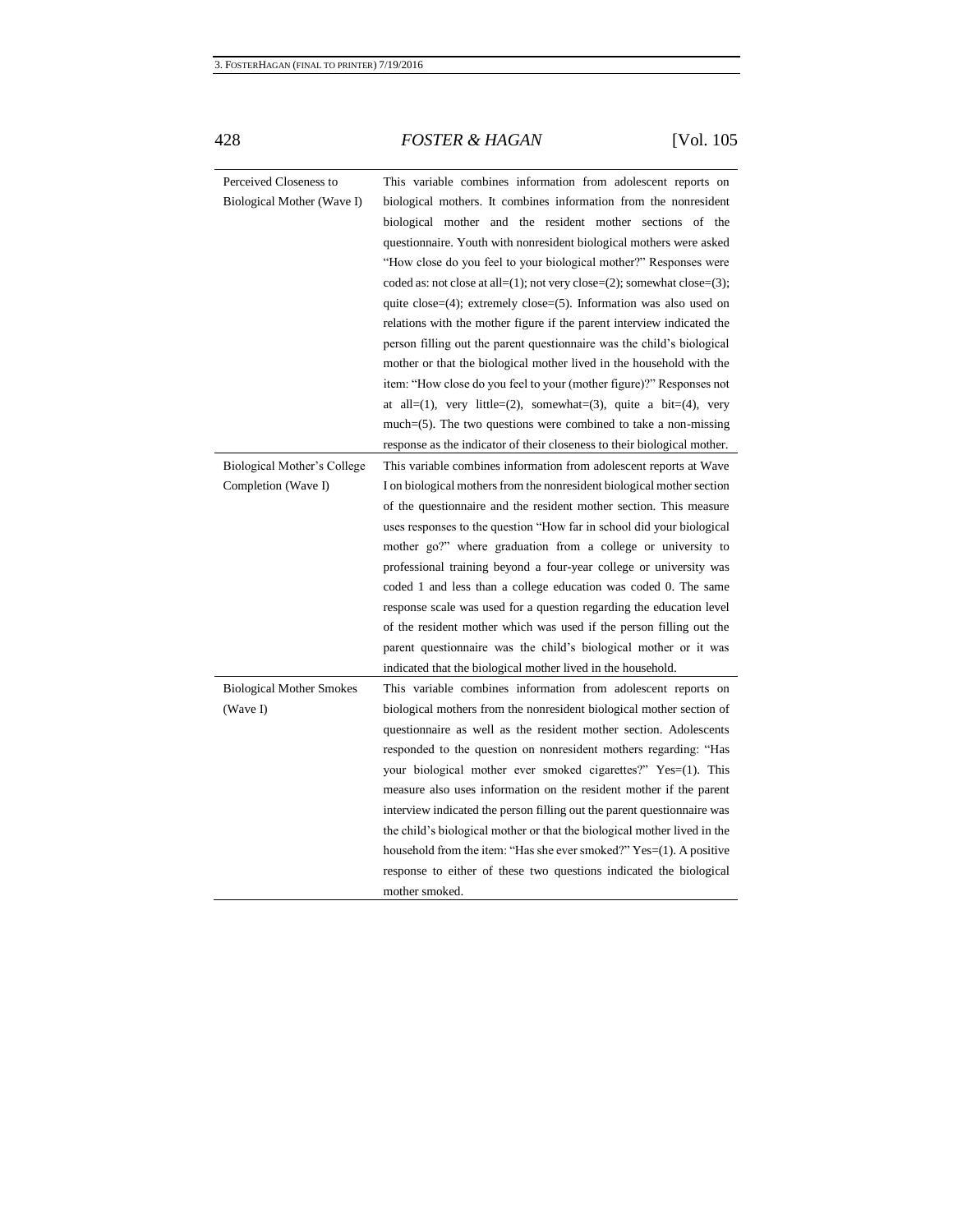| | |
|---|---|
| Perceived Closeness to Biological Mother (Wave I) | This variable combines information from adolescent reports on biological mothers. It combines information from the nonresident biological mother and the resident mother sections of the questionnaire. Youth with nonresident biological mothers were asked "How close do you feel to your biological mother?" Responses were coded as: not close at all=(1); not very close=(2); somewhat close=(3); quite close=(4); extremely close=(5). Information was also used on relations with the mother figure if the parent interview indicated the person filling out the parent questionnaire was the child's biological mother or that the biological mother lived in the household with the item: "How close do you feel to your (mother figure)?" Responses not at all=(1), very little=(2), somewhat=(3), quite a bit=(4), very much=(5). The two questions were combined to take a non-missing response as the indicator of their closeness to their biological mother. |
| Biological Mother's College Completion (Wave I) | This variable combines information from adolescent reports at Wave I on biological mothers from the nonresident biological mother section of the questionnaire and the resident mother section. This measure uses responses to the question "How far in school did your biological mother go?" where graduation from a college or university to professional training beyond a four-year college or university was coded 1 and less than a college education was coded 0. The same response scale was used for a question regarding the education level of the resident mother which was used if the person filling out the parent questionnaire was the child's biological mother or it was indicated that the biological mother lived in the household. |
| Biological Mother Smokes (Wave I) | This variable combines information from adolescent reports on biological mothers from the nonresident biological mother section of questionnaire as well as the resident mother section. Adolescents responded to the question on nonresident mothers regarding: "Has your biological mother ever smoked cigarettes?" Yes=(1). This measure also uses information on the resident mother if the parent interview indicated the person filling out the parent questionnaire was the child's biological mother or that the biological mother lived in the household from the item: "Has she ever smoked?" Yes=(1). A positive response to either of these two questions indicated the biological mother smoked. |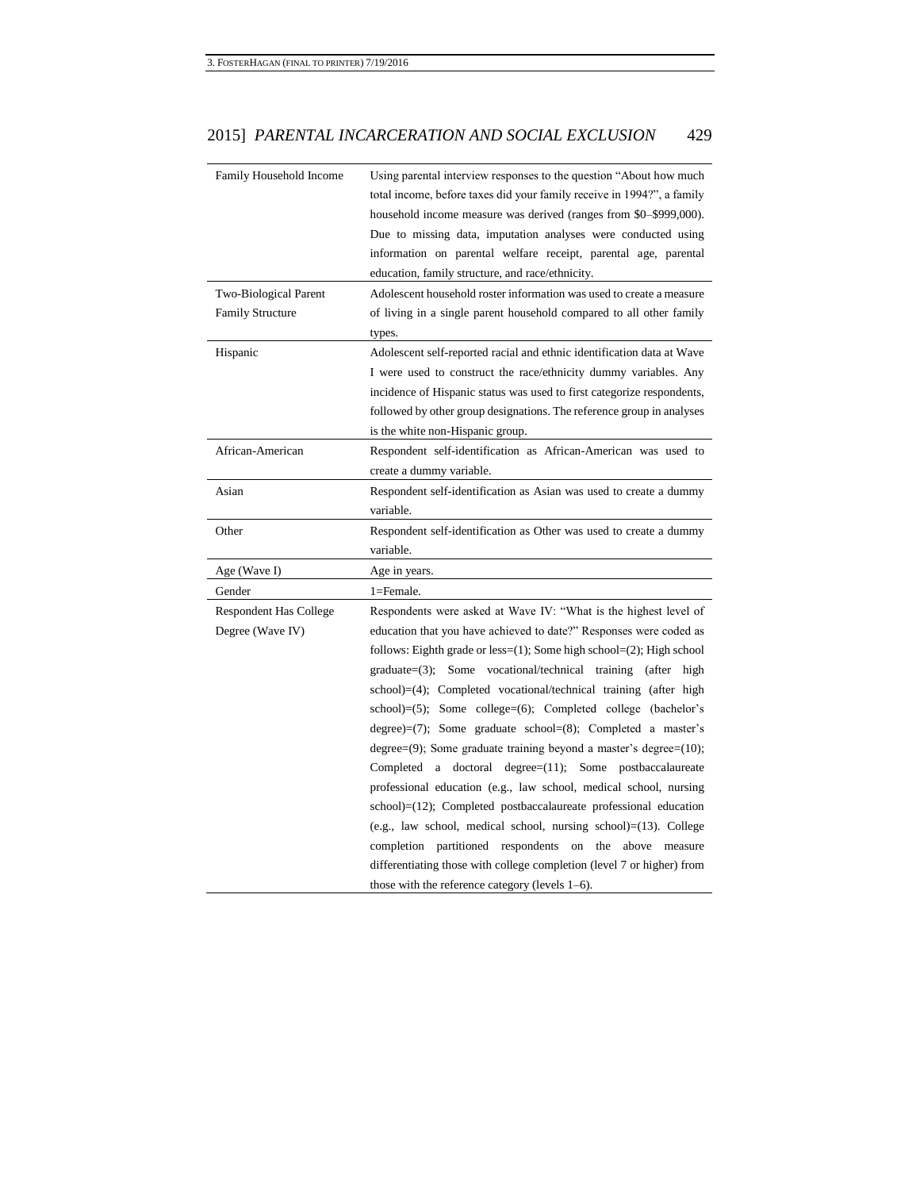| | |
|---|---|
| Family Household Income | Using parental interview responses to the question "About how much total income, before taxes did your family receive in 1994?", a family household income measure was derived (ranges from $0–$999,000). Due to missing data, imputation analyses were conducted using information on parental welfare receipt, parental age, parental education, family structure, and race/ethnicity. |
| Two-Biological Parent Family Structure | Adolescent household roster information was used to create a measure of living in a single parent household compared to all other family types. |
| Hispanic | Adolescent self-reported racial and ethnic identification data at Wave I were used to construct the race/ethnicity dummy variables. Any incidence of Hispanic status was used to first categorize respondents, followed by other group designations. The reference group in analyses is the white non-Hispanic group. |
| African-American | Respondent self-identification as African-American was used to create a dummy variable. |
| Asian | Respondent self-identification as Asian was used to create a dummy variable. |
| Other | Respondent self-identification as Other was used to create a dummy variable. |
| Age (Wave I) | Age in years. |
| Gender | 1=Female. |
| Respondent Has College Degree (Wave IV) | Respondents were asked at Wave IV: "What is the highest level of education that you have achieved to date?" Responses were coded as follows: Eighth grade or less=(1); Some high school=(2); High school graduate=(3); Some vocational/technical training (after high school)=(4); Completed vocational/technical training (after high school)=(5); Some college=(6); Completed college (bachelor's degree)=(7); Some graduate school=(8); Completed a master's degree=(9); Some graduate training beyond a master's degree=(10); Completed a doctoral degree=(11); Some postbaccalaureate professional education (e.g., law school, medical school, nursing school)=(12); Completed postbaccalaureate professional education (e.g., law school, medical school, nursing school)=(13). College completion partitioned respondents on the above measure differentiating those with college completion (level 7 or higher) from those with the reference category (levels 1–6). |